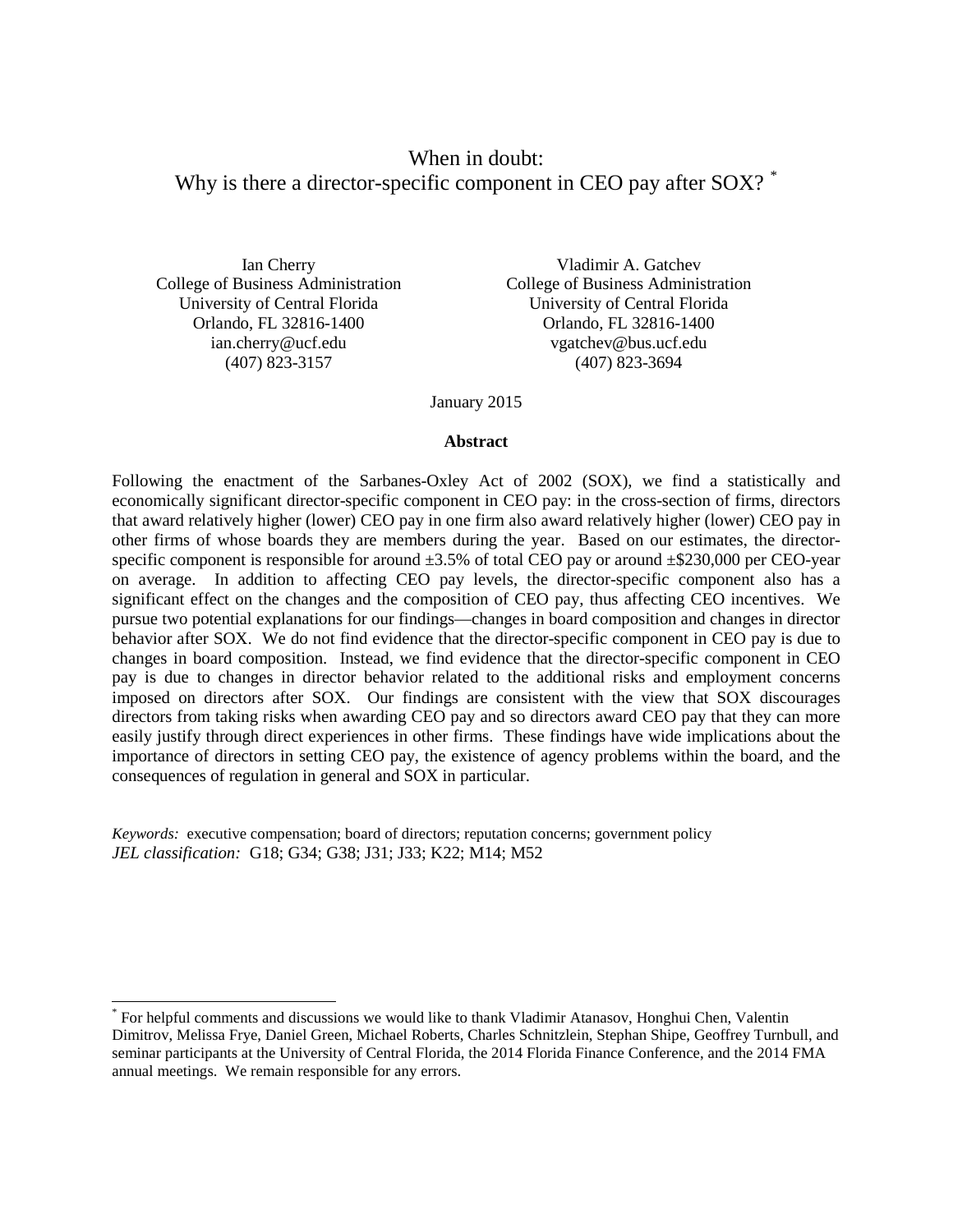# When in doubt: Why is there a director-specific component in CEO pay after SOX? [*]

Ian Cherry
College of Business Administration
University of Central Florida
Orlando, FL 32816-1400
ian.cherry@ucf.edu
(407) 823-3157

Vladimir A. Gatchev
College of Business Administration
University of Central Florida
Orlando, FL 32816-1400
vgatchev@bus.ucf.edu
(407) 823-3694

January 2015

**Abstract**

Following the enactment of the Sarbanes-Oxley Act of 2002 (SOX), we find a statistically and economically significant director-specific component in CEO pay: in the cross-section of firms, directors that award relatively higher (lower) CEO pay in one firm also award relatively higher (lower) CEO pay in other firms of whose boards they are members during the year. Based on our estimates, the director-specific component is responsible for around ±3.5% of total CEO pay or around ±$230,000 per CEO-year on average. In addition to affecting CEO pay levels, the director-specific component also has a significant effect on the changes and the composition of CEO pay, thus affecting CEO incentives. We pursue two potential explanations for our findings—changes in board composition and changes in director behavior after SOX. We do not find evidence that the director-specific component in CEO pay is due to changes in board composition. Instead, we find evidence that the director-specific component in CEO pay is due to changes in director behavior related to the additional risks and employment concerns imposed on directors after SOX. Our findings are consistent with the view that SOX discourages directors from taking risks when awarding CEO pay and so directors award CEO pay that they can more easily justify through direct experiences in other firms. These findings have wide implications about the importance of directors in setting CEO pay, the existence of agency problems within the board, and the consequences of regulation in general and SOX in particular.

*Keywords:* executive compensation; board of directors; reputation concerns; government policy
*JEL classification:* G18; G34; G38; J31; J33; K22; M14; M52

---

[*] For helpful comments and discussions we would like to thank Vladimir Atanasov, Honghui Chen, Valentin Dimitrov, Melissa Frye, Daniel Green, Michael Roberts, Charles Schnitzlein, Stephan Shipe, Geoffrey Turnbull, and seminar participants at the University of Central Florida, the 2014 Florida Finance Conference, and the 2014 FMA annual meetings. We remain responsible for any errors.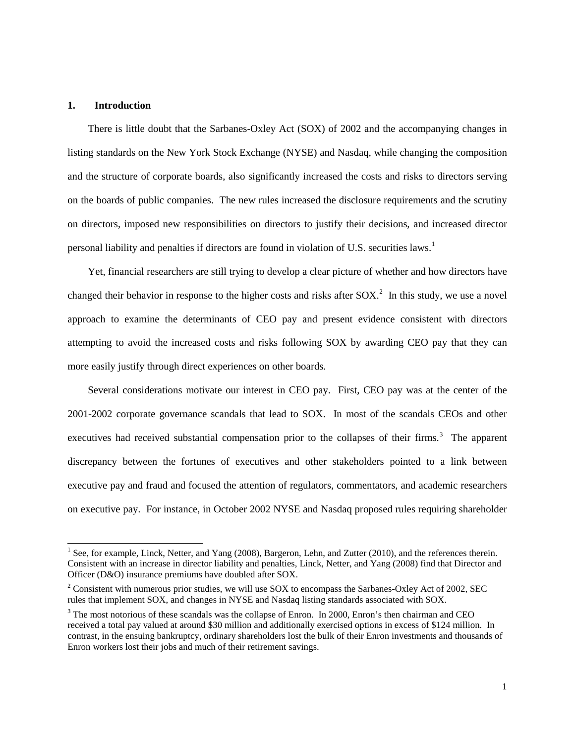## 1. Introduction

There is little doubt that the Sarbanes-Oxley Act (SOX) of 2002 and the accompanying changes in listing standards on the New York Stock Exchange (NYSE) and Nasdaq, while changing the composition and the structure of corporate boards, also significantly increased the costs and risks to directors serving on the boards of public companies. The new rules increased the disclosure requirements and the scrutiny on directors, imposed new responsibilities on directors to justify their decisions, and increased director personal liability and penalties if directors are found in violation of U.S. securities laws.[1]

Yet, financial researchers are still trying to develop a clear picture of whether and how directors have changed their behavior in response to the higher costs and risks after SOX.[2] In this study, we use a novel approach to examine the determinants of CEO pay and present evidence consistent with directors attempting to avoid the increased costs and risks following SOX by awarding CEO pay that they can more easily justify through direct experiences on other boards.

Several considerations motivate our interest in CEO pay. First, CEO pay was at the center of the 2001-2002 corporate governance scandals that lead to SOX. In most of the scandals CEOs and other executives had received substantial compensation prior to the collapses of their firms.[3] The apparent discrepancy between the fortunes of executives and other stakeholders pointed to a link between executive pay and fraud and focused the attention of regulators, commentators, and academic researchers on executive pay. For instance, in October 2002 NYSE and Nasdaq proposed rules requiring shareholder

[1] See, for example, Linck, Netter, and Yang (2008), Bargeron, Lehn, and Zutter (2010), and the references therein. Consistent with an increase in director liability and penalties, Linck, Netter, and Yang (2008) find that Director and Officer (D&O) insurance premiums have doubled after SOX.

[2] Consistent with numerous prior studies, we will use SOX to encompass the Sarbanes-Oxley Act of 2002, SEC rules that implement SOX, and changes in NYSE and Nasdaq listing standards associated with SOX.

[3] The most notorious of these scandals was the collapse of Enron. In 2000, Enron's then chairman and CEO received a total pay valued at around $30 million and additionally exercised options in excess of $124 million. In contrast, in the ensuing bankruptcy, ordinary shareholders lost the bulk of their Enron investments and thousands of Enron workers lost their jobs and much of their retirement savings.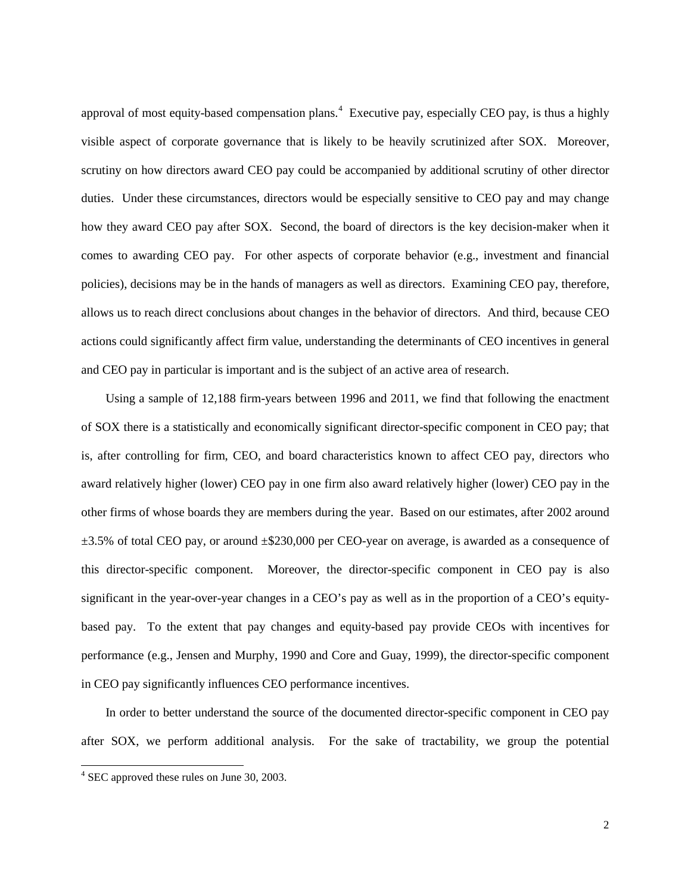approval of most equity-based compensation plans.[4] Executive pay, especially CEO pay, is thus a highly visible aspect of corporate governance that is likely to be heavily scrutinized after SOX. Moreover, scrutiny on how directors award CEO pay could be accompanied by additional scrutiny of other director duties. Under these circumstances, directors would be especially sensitive to CEO pay and may change how they award CEO pay after SOX. Second, the board of directors is the key decision-maker when it comes to awarding CEO pay. For other aspects of corporate behavior (e.g., investment and financial policies), decisions may be in the hands of managers as well as directors. Examining CEO pay, therefore, allows us to reach direct conclusions about changes in the behavior of directors. And third, because CEO actions could significantly affect firm value, understanding the determinants of CEO incentives in general and CEO pay in particular is important and is the subject of an active area of research.

Using a sample of 12,188 firm-years between 1996 and 2011, we find that following the enactment of SOX there is a statistically and economically significant director-specific component in CEO pay; that is, after controlling for firm, CEO, and board characteristics known to affect CEO pay, directors who award relatively higher (lower) CEO pay in one firm also award relatively higher (lower) CEO pay in the other firms of whose boards they are members during the year. Based on our estimates, after 2002 around ±3.5% of total CEO pay, or around ±$230,000 per CEO-year on average, is awarded as a consequence of this director-specific component. Moreover, the director-specific component in CEO pay is also significant in the year-over-year changes in a CEO's pay as well as in the proportion of a CEO's equity-based pay. To the extent that pay changes and equity-based pay provide CEOs with incentives for performance (e.g., Jensen and Murphy, 1990 and Core and Guay, 1999), the director-specific component in CEO pay significantly influences CEO performance incentives.

In order to better understand the source of the documented director-specific component in CEO pay after SOX, we perform additional analysis. For the sake of tractability, we group the potential

[4] SEC approved these rules on June 30, 2003.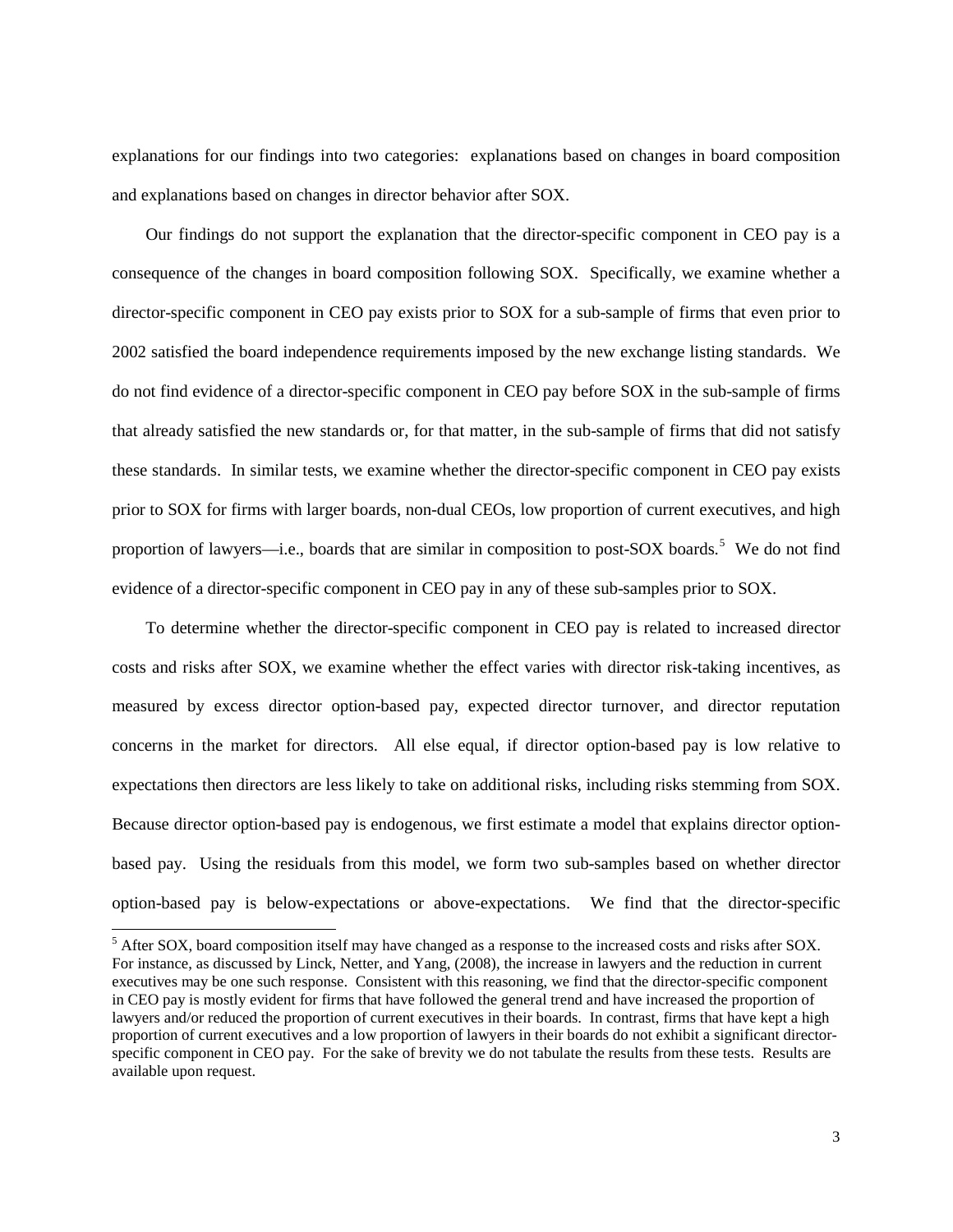explanations for our findings into two categories: explanations based on changes in board composition and explanations based on changes in director behavior after SOX.

Our findings do not support the explanation that the director-specific component in CEO pay is a consequence of the changes in board composition following SOX. Specifically, we examine whether a director-specific component in CEO pay exists prior to SOX for a sub-sample of firms that even prior to 2002 satisfied the board independence requirements imposed by the new exchange listing standards. We do not find evidence of a director-specific component in CEO pay before SOX in the sub-sample of firms that already satisfied the new standards or, for that matter, in the sub-sample of firms that did not satisfy these standards. In similar tests, we examine whether the director-specific component in CEO pay exists prior to SOX for firms with larger boards, non-dual CEOs, low proportion of current executives, and high proportion of lawyers—i.e., boards that are similar in composition to post-SOX boards.[5] We do not find evidence of a director-specific component in CEO pay in any of these sub-samples prior to SOX.

To determine whether the director-specific component in CEO pay is related to increased director costs and risks after SOX, we examine whether the effect varies with director risk-taking incentives, as measured by excess director option-based pay, expected director turnover, and director reputation concerns in the market for directors. All else equal, if director option-based pay is low relative to expectations then directors are less likely to take on additional risks, including risks stemming from SOX. Because director option-based pay is endogenous, we first estimate a model that explains director option-based pay. Using the residuals from this model, we form two sub-samples based on whether director option-based pay is below-expectations or above-expectations. We find that the director-specific

[5] After SOX, board composition itself may have changed as a response to the increased costs and risks after SOX. For instance, as discussed by Linck, Netter, and Yang, (2008), the increase in lawyers and the reduction in current executives may be one such response. Consistent with this reasoning, we find that the director-specific component in CEO pay is mostly evident for firms that have followed the general trend and have increased the proportion of lawyers and/or reduced the proportion of current executives in their boards. In contrast, firms that have kept a high proportion of current executives and a low proportion of lawyers in their boards do not exhibit a significant director-specific component in CEO pay. For the sake of brevity we do not tabulate the results from these tests. Results are available upon request.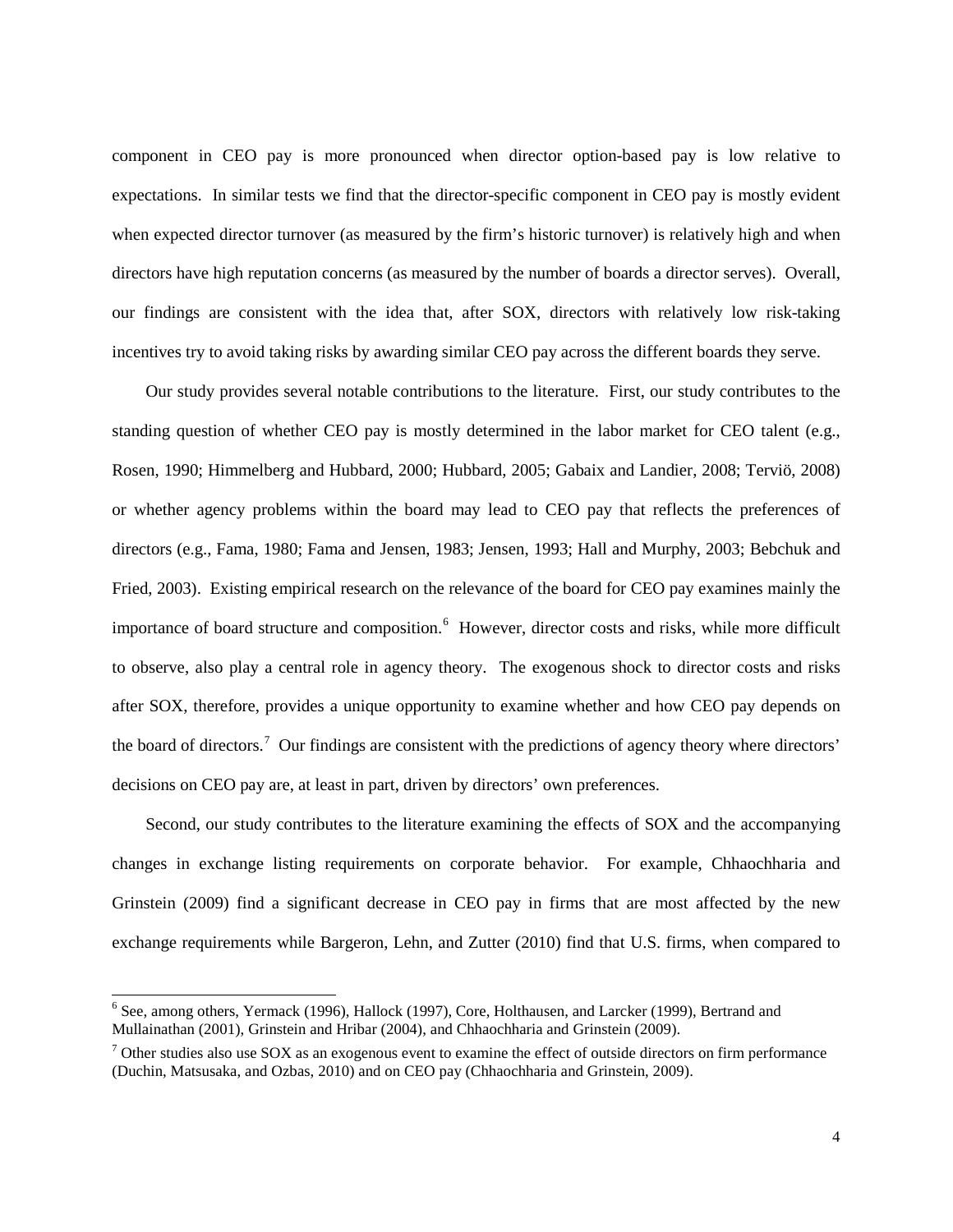component in CEO pay is more pronounced when director option-based pay is low relative to expectations. In similar tests we find that the director-specific component in CEO pay is mostly evident when expected director turnover (as measured by the firm's historic turnover) is relatively high and when directors have high reputation concerns (as measured by the number of boards a director serves). Overall, our findings are consistent with the idea that, after SOX, directors with relatively low risk-taking incentives try to avoid taking risks by awarding similar CEO pay across the different boards they serve.

Our study provides several notable contributions to the literature. First, our study contributes to the standing question of whether CEO pay is mostly determined in the labor market for CEO talent (e.g., Rosen, 1990; Himmelberg and Hubbard, 2000; Hubbard, 2005; Gabaix and Landier, 2008; Terviö, 2008) or whether agency problems within the board may lead to CEO pay that reflects the preferences of directors (e.g., Fama, 1980; Fama and Jensen, 1983; Jensen, 1993; Hall and Murphy, 2003; Bebchuk and Fried, 2003). Existing empirical research on the relevance of the board for CEO pay examines mainly the importance of board structure and composition.[6] However, director costs and risks, while more difficult to observe, also play a central role in agency theory. The exogenous shock to director costs and risks after SOX, therefore, provides a unique opportunity to examine whether and how CEO pay depends on the board of directors.[7] Our findings are consistent with the predictions of agency theory where directors' decisions on CEO pay are, at least in part, driven by directors' own preferences.

Second, our study contributes to the literature examining the effects of SOX and the accompanying changes in exchange listing requirements on corporate behavior. For example, Chhaochharia and Grinstein (2009) find a significant decrease in CEO pay in firms that are most affected by the new exchange requirements while Bargeron, Lehn, and Zutter (2010) find that U.S. firms, when compared to

[6] See, among others, Yermack (1996), Hallock (1997), Core, Holthausen, and Larcker (1999), Bertrand and Mullainathan (2001), Grinstein and Hribar (2004), and Chhaochharia and Grinstein (2009).

[7] Other studies also use SOX as an exogenous event to examine the effect of outside directors on firm performance (Duchin, Matsusaka, and Ozbas, 2010) and on CEO pay (Chhaochharia and Grinstein, 2009).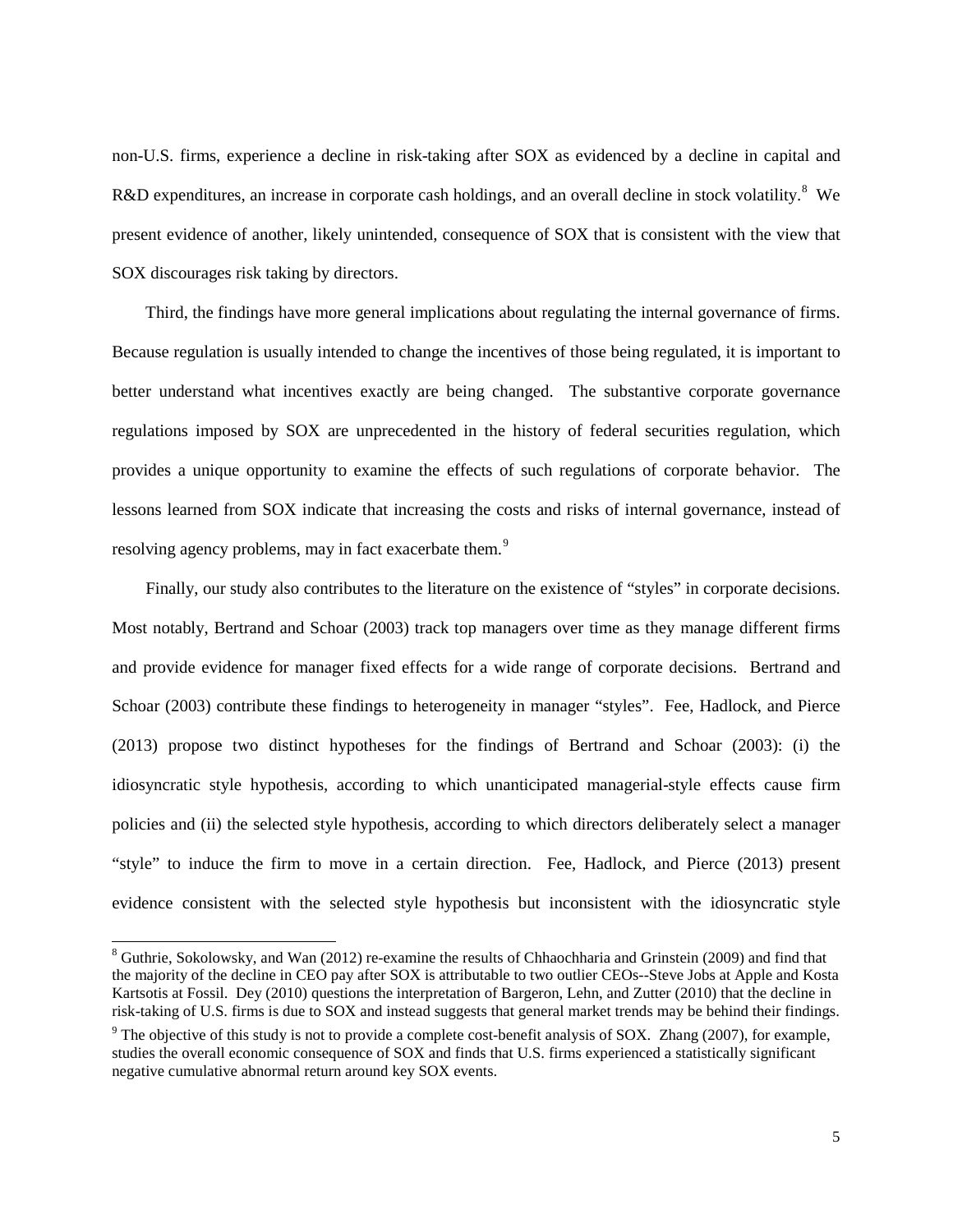non-U.S. firms, experience a decline in risk-taking after SOX as evidenced by a decline in capital and R&D expenditures, an increase in corporate cash holdings, and an overall decline in stock volatility.[8] We present evidence of another, likely unintended, consequence of SOX that is consistent with the view that SOX discourages risk taking by directors.

Third, the findings have more general implications about regulating the internal governance of firms. Because regulation is usually intended to change the incentives of those being regulated, it is important to better understand what incentives exactly are being changed. The substantive corporate governance regulations imposed by SOX are unprecedented in the history of federal securities regulation, which provides a unique opportunity to examine the effects of such regulations of corporate behavior. The lessons learned from SOX indicate that increasing the costs and risks of internal governance, instead of resolving agency problems, may in fact exacerbate them.[9]

Finally, our study also contributes to the literature on the existence of "styles" in corporate decisions. Most notably, Bertrand and Schoar (2003) track top managers over time as they manage different firms and provide evidence for manager fixed effects for a wide range of corporate decisions. Bertrand and Schoar (2003) contribute these findings to heterogeneity in manager "styles". Fee, Hadlock, and Pierce (2013) propose two distinct hypotheses for the findings of Bertrand and Schoar (2003): (i) the idiosyncratic style hypothesis, according to which unanticipated managerial-style effects cause firm policies and (ii) the selected style hypothesis, according to which directors deliberately select a manager "style" to induce the firm to move in a certain direction. Fee, Hadlock, and Pierce (2013) present evidence consistent with the selected style hypothesis but inconsistent with the idiosyncratic style

[8] Guthrie, Sokolowsky, and Wan (2012) re-examine the results of Chhaochharia and Grinstein (2009) and find that the majority of the decline in CEO pay after SOX is attributable to two outlier CEOs--Steve Jobs at Apple and Kosta Kartsotis at Fossil. Dey (2010) questions the interpretation of Bargeron, Lehn, and Zutter (2010) that the decline in risk-taking of U.S. firms is due to SOX and instead suggests that general market trends may be behind their findings.

[9] The objective of this study is not to provide a complete cost-benefit analysis of SOX. Zhang (2007), for example, studies the overall economic consequence of SOX and finds that U.S. firms experienced a statistically significant negative cumulative abnormal return around key SOX events.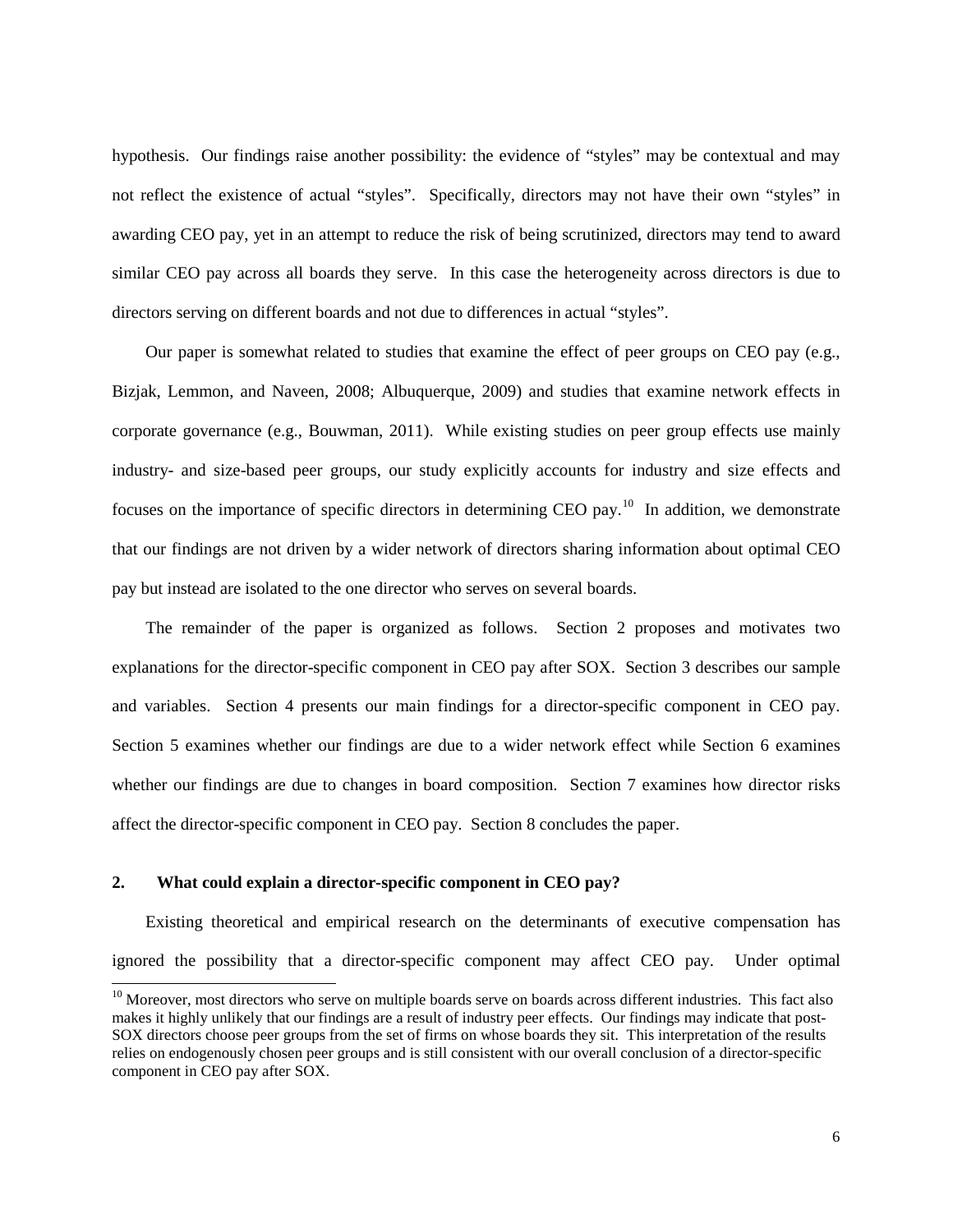hypothesis. Our findings raise another possibility: the evidence of "styles" may be contextual and may not reflect the existence of actual "styles". Specifically, directors may not have their own "styles" in awarding CEO pay, yet in an attempt to reduce the risk of being scrutinized, directors may tend to award similar CEO pay across all boards they serve. In this case the heterogeneity across directors is due to directors serving on different boards and not due to differences in actual "styles".

Our paper is somewhat related to studies that examine the effect of peer groups on CEO pay (e.g., Bizjak, Lemmon, and Naveen, 2008; Albuquerque, 2009) and studies that examine network effects in corporate governance (e.g., Bouwman, 2011). While existing studies on peer group effects use mainly industry- and size-based peer groups, our study explicitly accounts for industry and size effects and focuses on the importance of specific directors in determining CEO pay.[10] In addition, we demonstrate that our findings are not driven by a wider network of directors sharing information about optimal CEO pay but instead are isolated to the one director who serves on several boards.

The remainder of the paper is organized as follows. Section 2 proposes and motivates two explanations for the director-specific component in CEO pay after SOX. Section 3 describes our sample and variables. Section 4 presents our main findings for a director-specific component in CEO pay. Section 5 examines whether our findings are due to a wider network effect while Section 6 examines whether our findings are due to changes in board composition. Section 7 examines how director risks affect the director-specific component in CEO pay. Section 8 concludes the paper.

## 2. What could explain a director-specific component in CEO pay?

Existing theoretical and empirical research on the determinants of executive compensation has ignored the possibility that a director-specific component may affect CEO pay. Under optimal

[10] Moreover, most directors who serve on multiple boards serve on boards across different industries. This fact also makes it highly unlikely that our findings are a result of industry peer effects. Our findings may indicate that post-SOX directors choose peer groups from the set of firms on whose boards they sit. This interpretation of the results relies on endogenously chosen peer groups and is still consistent with our overall conclusion of a director-specific component in CEO pay after SOX.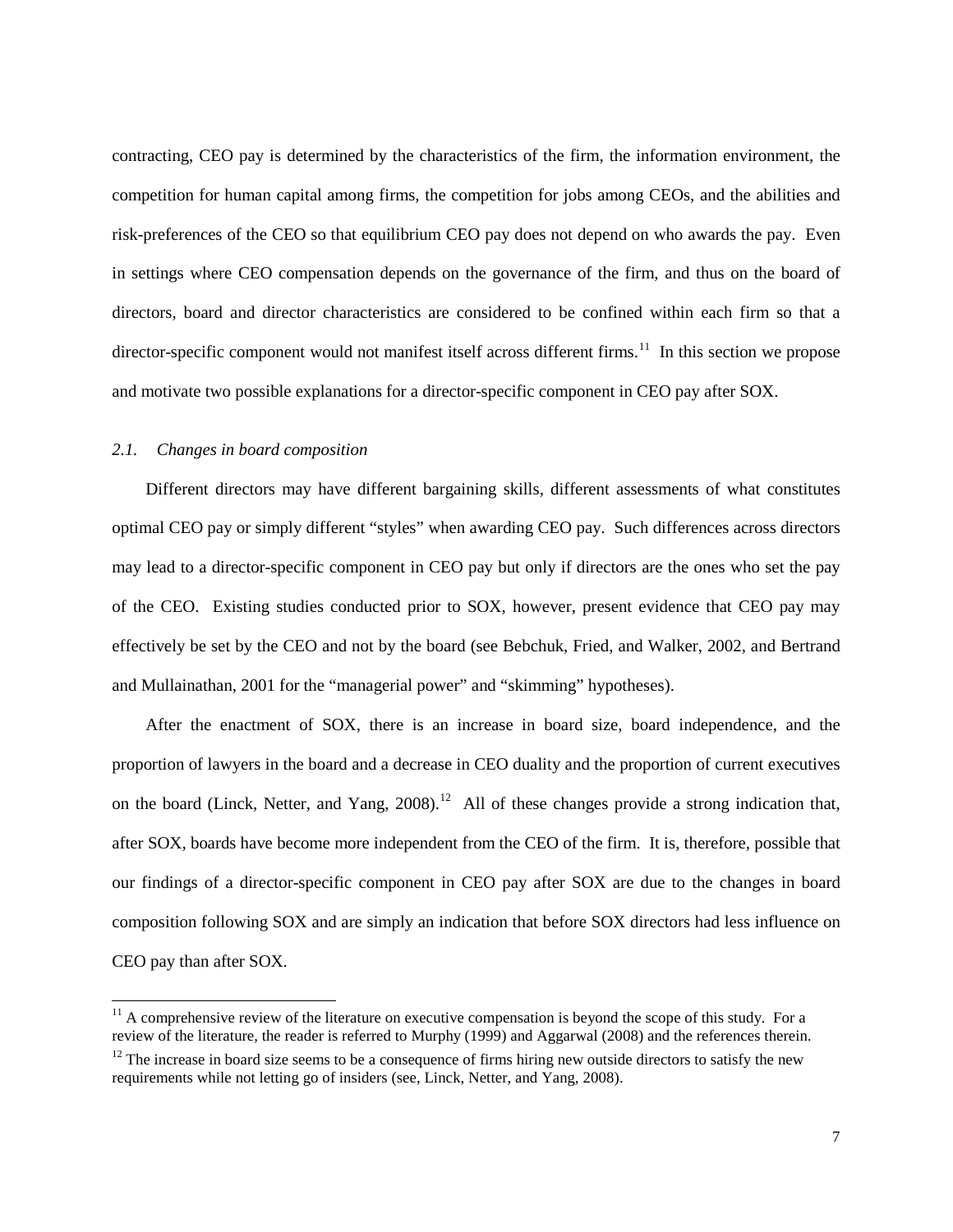contracting, CEO pay is determined by the characteristics of the firm, the information environment, the competition for human capital among firms, the competition for jobs among CEOs, and the abilities and risk-preferences of the CEO so that equilibrium CEO pay does not depend on who awards the pay. Even in settings where CEO compensation depends on the governance of the firm, and thus on the board of directors, board and director characteristics are considered to be confined within each firm so that a director-specific component would not manifest itself across different firms.[11] In this section we propose and motivate two possible explanations for a director-specific component in CEO pay after SOX.

### *2.1. Changes in board composition*

Different directors may have different bargaining skills, different assessments of what constitutes optimal CEO pay or simply different "styles" when awarding CEO pay. Such differences across directors may lead to a director-specific component in CEO pay but only if directors are the ones who set the pay of the CEO. Existing studies conducted prior to SOX, however, present evidence that CEO pay may effectively be set by the CEO and not by the board (see Bebchuk, Fried, and Walker, 2002, and Bertrand and Mullainathan, 2001 for the "managerial power" and "skimming" hypotheses).

After the enactment of SOX, there is an increase in board size, board independence, and the proportion of lawyers in the board and a decrease in CEO duality and the proportion of current executives on the board (Linck, Netter, and Yang, 2008).[12] All of these changes provide a strong indication that, after SOX, boards have become more independent from the CEO of the firm. It is, therefore, possible that our findings of a director-specific component in CEO pay after SOX are due to the changes in board composition following SOX and are simply an indication that before SOX directors had less influence on CEO pay than after SOX.

---

[11] A comprehensive review of the literature on executive compensation is beyond the scope of this study. For a review of the literature, the reader is referred to Murphy (1999) and Aggarwal (2008) and the references therein.

[12] The increase in board size seems to be a consequence of firms hiring new outside directors to satisfy the new requirements while not letting go of insiders (see, Linck, Netter, and Yang, 2008).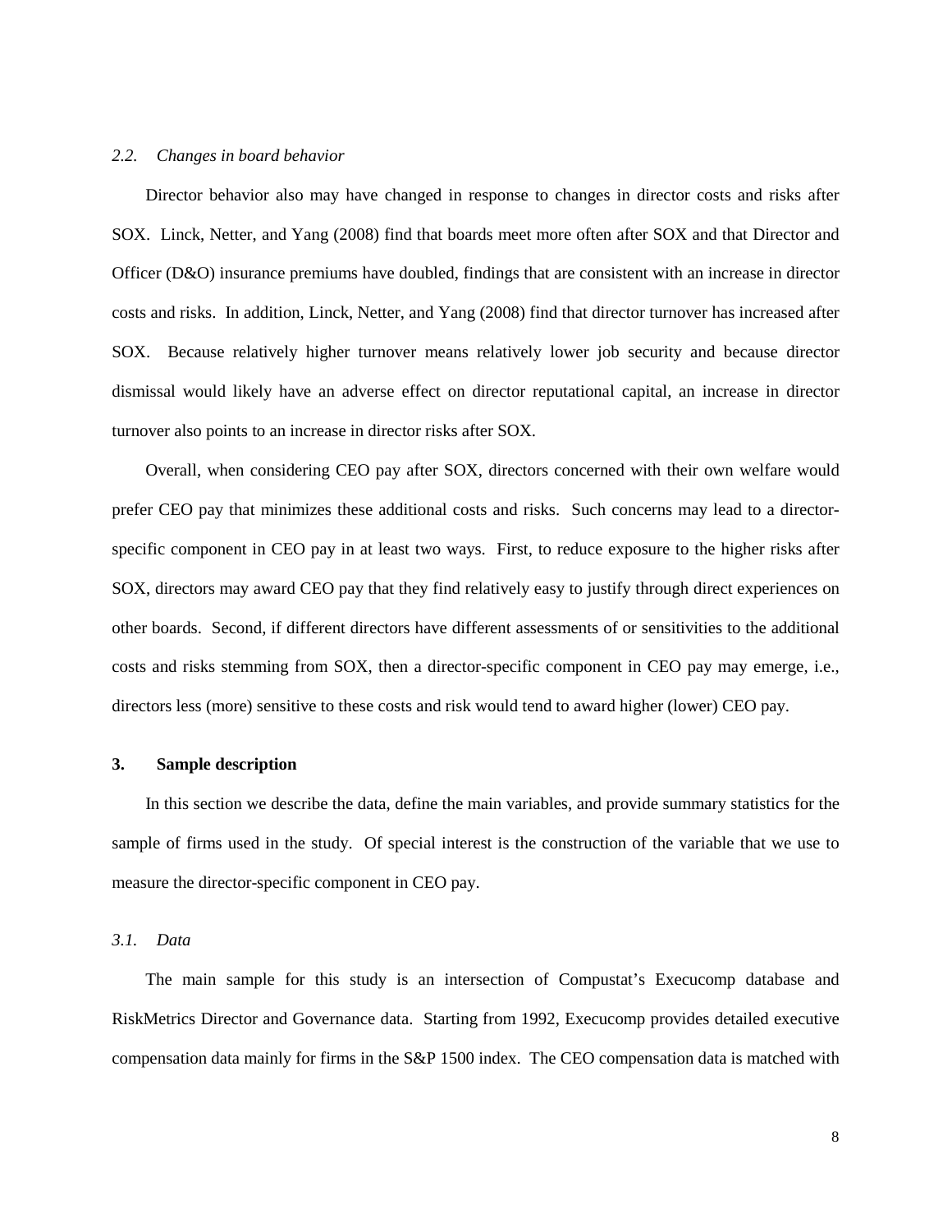### 2.2. *Changes in board behavior*

Director behavior also may have changed in response to changes in director costs and risks after SOX. Linck, Netter, and Yang (2008) find that boards meet more often after SOX and that Director and Officer (D&O) insurance premiums have doubled, findings that are consistent with an increase in director costs and risks. In addition, Linck, Netter, and Yang (2008) find that director turnover has increased after SOX. Because relatively higher turnover means relatively lower job security and because director dismissal would likely have an adverse effect on director reputational capital, an increase in director turnover also points to an increase in director risks after SOX.

Overall, when considering CEO pay after SOX, directors concerned with their own welfare would prefer CEO pay that minimizes these additional costs and risks. Such concerns may lead to a director-specific component in CEO pay in at least two ways. First, to reduce exposure to the higher risks after SOX, directors may award CEO pay that they find relatively easy to justify through direct experiences on other boards. Second, if different directors have different assessments of or sensitivities to the additional costs and risks stemming from SOX, then a director-specific component in CEO pay may emerge, i.e., directors less (more) sensitive to these costs and risk would tend to award higher (lower) CEO pay.

## 3. Sample description

In this section we describe the data, define the main variables, and provide summary statistics for the sample of firms used in the study. Of special interest is the construction of the variable that we use to measure the director-specific component in CEO pay.

### 3.1. *Data*

The main sample for this study is an intersection of Compustat's Execucomp database and RiskMetrics Director and Governance data. Starting from 1992, Execucomp provides detailed executive compensation data mainly for firms in the S&P 1500 index. The CEO compensation data is matched with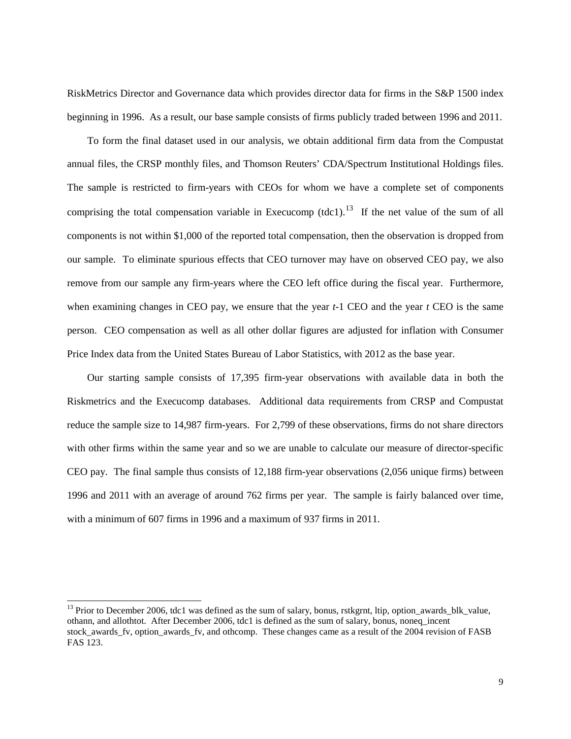RiskMetrics Director and Governance data which provides director data for firms in the S&P 1500 index beginning in 1996. As a result, our base sample consists of firms publicly traded between 1996 and 2011.

To form the final dataset used in our analysis, we obtain additional firm data from the Compustat annual files, the CRSP monthly files, and Thomson Reuters' CDA/Spectrum Institutional Holdings files. The sample is restricted to firm-years with CEOs for whom we have a complete set of components comprising the total compensation variable in Execucomp (tdc1).[13] If the net value of the sum of all components is not within $1,000 of the reported total compensation, then the observation is dropped from our sample. To eliminate spurious effects that CEO turnover may have on observed CEO pay, we also remove from our sample any firm-years where the CEO left office during the fiscal year. Furthermore, when examining changes in CEO pay, we ensure that the year *t*-1 CEO and the year *t* CEO is the same person. CEO compensation as well as all other dollar figures are adjusted for inflation with Consumer Price Index data from the United States Bureau of Labor Statistics, with 2012 as the base year.

Our starting sample consists of 17,395 firm-year observations with available data in both the Riskmetrics and the Execucomp databases. Additional data requirements from CRSP and Compustat reduce the sample size to 14,987 firm-years. For 2,799 of these observations, firms do not share directors with other firms within the same year and so we are unable to calculate our measure of director-specific CEO pay. The final sample thus consists of 12,188 firm-year observations (2,056 unique firms) between 1996 and 2011 with an average of around 762 firms per year. The sample is fairly balanced over time, with a minimum of 607 firms in 1996 and a maximum of 937 firms in 2011.

[13] Prior to December 2006, tdc1 was defined as the sum of salary, bonus, rstkgrnt, ltip, option_awards_blk_value, othann, and allothtot. After December 2006, tdc1 is defined as the sum of salary, bonus, noneq_incent stock_awards_fv, option_awards_fv, and othcomp. These changes came as a result of the 2004 revision of FASB FAS 123.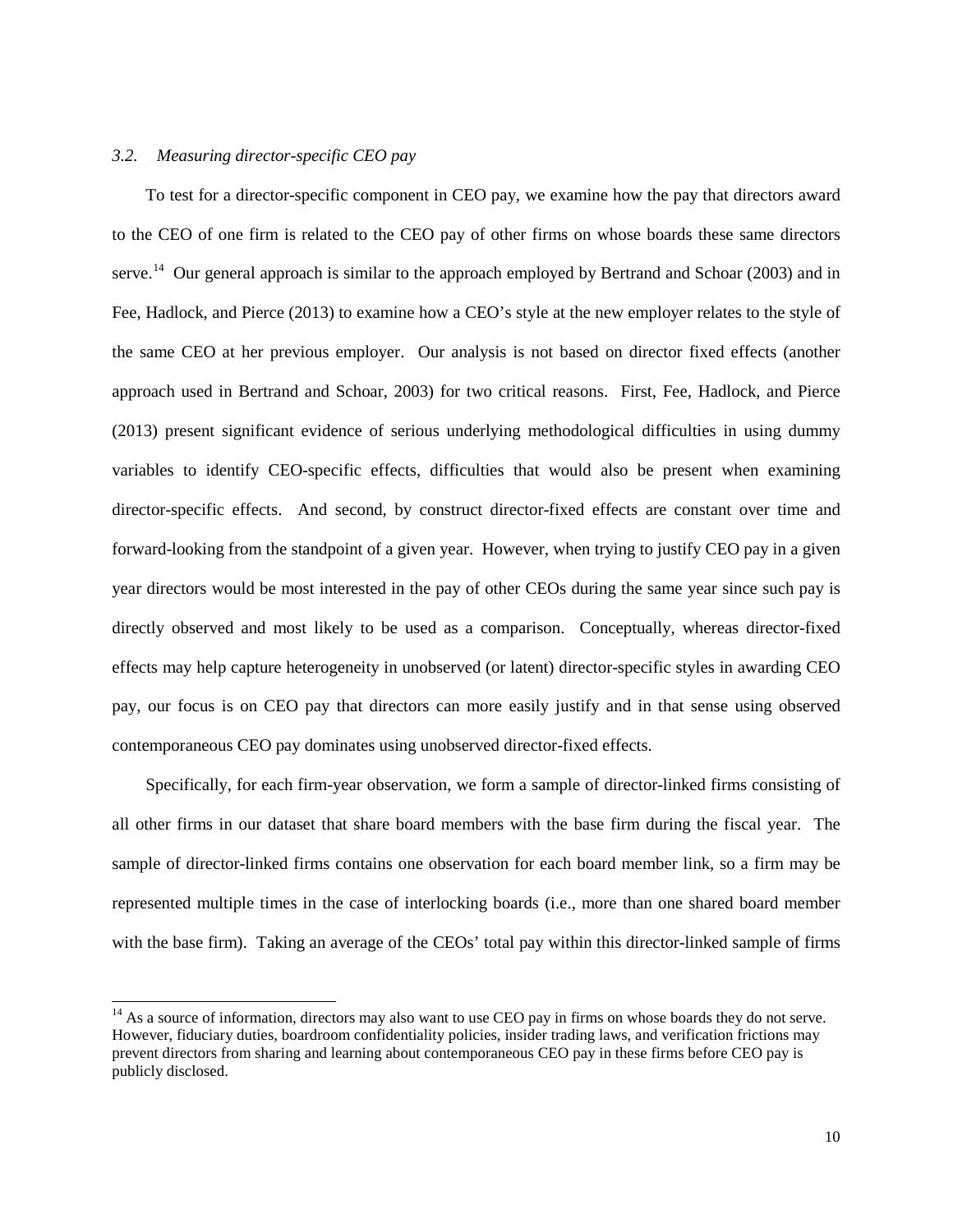### *3.2. Measuring director-specific CEO pay*

To test for a director-specific component in CEO pay, we examine how the pay that directors award to the CEO of one firm is related to the CEO pay of other firms on whose boards these same directors serve.[14] Our general approach is similar to the approach employed by Bertrand and Schoar (2003) and in Fee, Hadlock, and Pierce (2013) to examine how a CEO's style at the new employer relates to the style of the same CEO at her previous employer. Our analysis is not based on director fixed effects (another approach used in Bertrand and Schoar, 2003) for two critical reasons. First, Fee, Hadlock, and Pierce (2013) present significant evidence of serious underlying methodological difficulties in using dummy variables to identify CEO-specific effects, difficulties that would also be present when examining director-specific effects. And second, by construct director-fixed effects are constant over time and forward-looking from the standpoint of a given year. However, when trying to justify CEO pay in a given year directors would be most interested in the pay of other CEOs during the same year since such pay is directly observed and most likely to be used as a comparison. Conceptually, whereas director-fixed effects may help capture heterogeneity in unobserved (or latent) director-specific styles in awarding CEO pay, our focus is on CEO pay that directors can more easily justify and in that sense using observed contemporaneous CEO pay dominates using unobserved director-fixed effects.

Specifically, for each firm-year observation, we form a sample of director-linked firms consisting of all other firms in our dataset that share board members with the base firm during the fiscal year. The sample of director-linked firms contains one observation for each board member link, so a firm may be represented multiple times in the case of interlocking boards (i.e., more than one shared board member with the base firm). Taking an average of the CEOs' total pay within this director-linked sample of firms

[14] As a source of information, directors may also want to use CEO pay in firms on whose boards they do not serve. However, fiduciary duties, boardroom confidentiality policies, insider trading laws, and verification frictions may prevent directors from sharing and learning about contemporaneous CEO pay in these firms before CEO pay is publicly disclosed.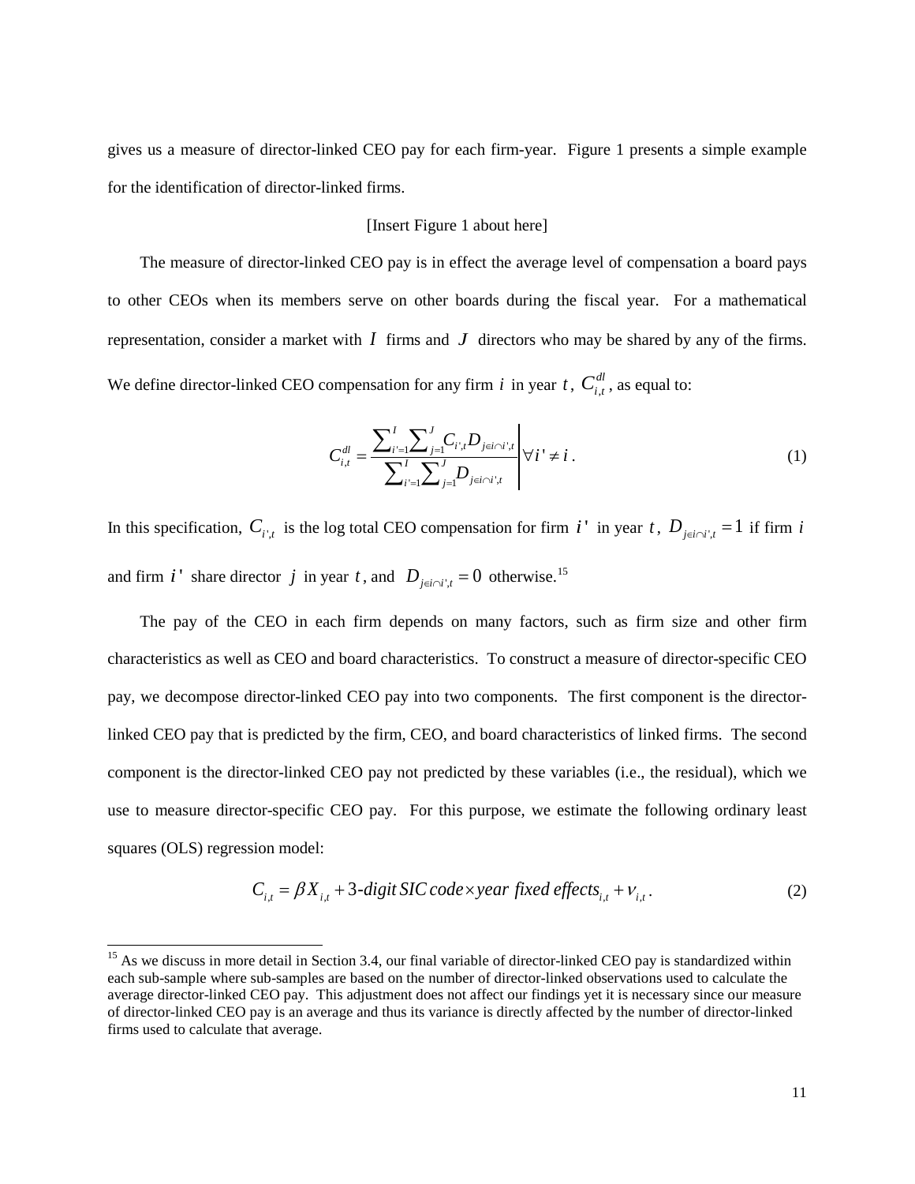gives us a measure of director-linked CEO pay for each firm-year. Figure 1 presents a simple example for the identification of director-linked firms.

[Insert Figure 1 about here]

The measure of director-linked CEO pay is in effect the average level of compensation a board pays to other CEOs when its members serve on other boards during the fiscal year. For a mathematical representation, consider a market with $I$ firms and $J$ directors who may be shared by any of the firms. We define director-linked CEO compensation for any firm $i$ in year $t$, $C_{i,t}^{dl}$, as equal to:

$$C_{i,t}^{dl} = \left. \frac{\sum_{i'=1}^{I} \sum_{j=1}^{J} C_{i',t} D_{j \in i \cap i',t}}{\sum_{i'=1}^{I} \sum_{j=1}^{J} D_{j \in i \cap i',t}} \right| \forall i' \neq i \,. \tag{1}$$

In this specification, $C_{i',t}$ is the log total CEO compensation for firm $i'$ in year $t$, $D_{j \in i \cap i',t} = 1$ if firm $i$ and firm $i'$ share director $j$ in year $t$, and $D_{j \in i \cap i',t} = 0$ otherwise.[15]

The pay of the CEO in each firm depends on many factors, such as firm size and other firm characteristics as well as CEO and board characteristics. To construct a measure of director-specific CEO pay, we decompose director-linked CEO pay into two components. The first component is the director-linked CEO pay that is predicted by the firm, CEO, and board characteristics of linked firms. The second component is the director-linked CEO pay not predicted by these variables (i.e., the residual), which we use to measure director-specific CEO pay. For this purpose, we estimate the following ordinary least squares (OLS) regression model:

$$C_{i,t} = \beta X_{i,t} + 3\text{-}digit\, SIC\, code \times year\ fixed\ effects_{i,t} + \nu_{i,t} \,. \tag{2}$$

[15] As we discuss in more detail in Section 3.4, our final variable of director-linked CEO pay is standardized within each sub-sample where sub-samples are based on the number of director-linked observations used to calculate the average director-linked CEO pay. This adjustment does not affect our findings yet it is necessary since our measure of director-linked CEO pay is an average and thus its variance is directly affected by the number of director-linked firms used to calculate that average.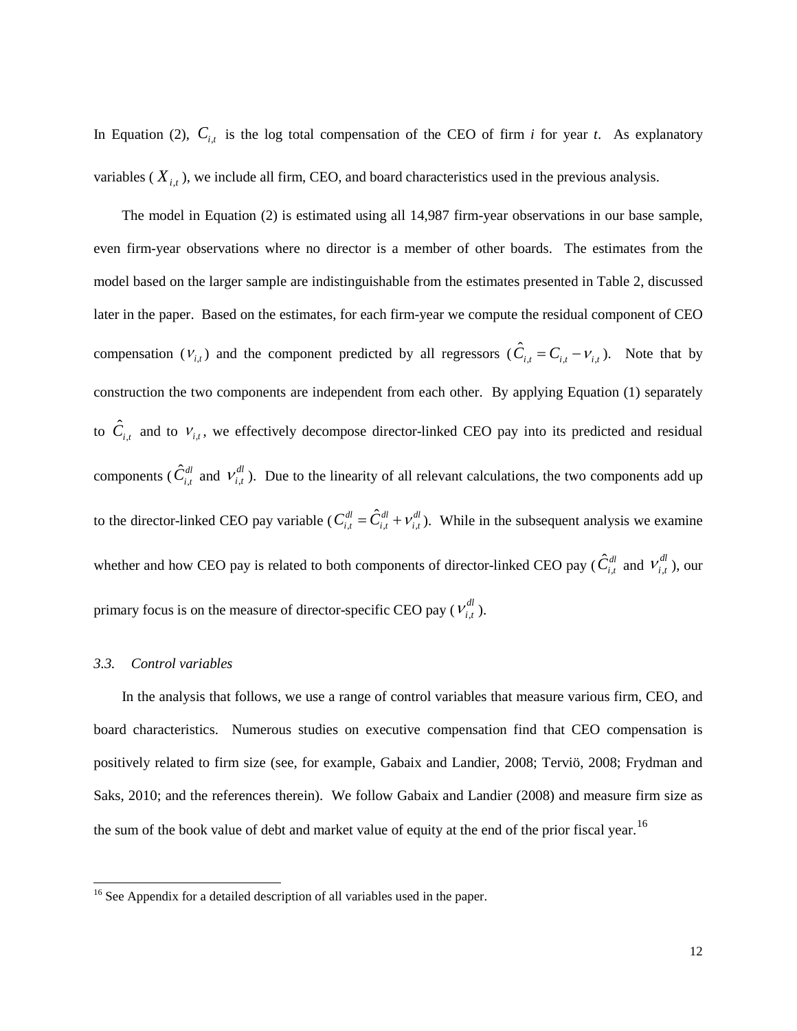In Equation (2), $C_{i,t}$ is the log total compensation of the CEO of firm *i* for year *t*. As explanatory variables ( $X_{i,t}$ ), we include all firm, CEO, and board characteristics used in the previous analysis.

The model in Equation (2) is estimated using all 14,987 firm-year observations in our base sample, even firm-year observations where no director is a member of other boards. The estimates from the model based on the larger sample are indistinguishable from the estimates presented in Table 2, discussed later in the paper. Based on the estimates, for each firm-year we compute the residual component of CEO compensation ( $\nu_{i,t}$ ) and the component predicted by all regressors ( $\hat{C}_{i,t} = C_{i,t} - \nu_{i,t}$ ). Note that by construction the two components are independent from each other. By applying Equation (1) separately to $\hat{C}_{i,t}$ and to $\nu_{i,t}$, we effectively decompose director-linked CEO pay into its predicted and residual components ( $\hat{C}_{i,t}^{dl}$ and $\nu_{i,t}^{dl}$ ). Due to the linearity of all relevant calculations, the two components add up to the director-linked CEO pay variable ( $C_{i,t}^{dl} = \hat{C}_{i,t}^{dl} + \nu_{i,t}^{dl}$ ). While in the subsequent analysis we examine whether and how CEO pay is related to both components of director-linked CEO pay ( $\hat{C}_{i,t}^{dl}$ and $\nu_{i,t}^{dl}$ ), our primary focus is on the measure of director-specific CEO pay ( $\nu_{i,t}^{dl}$ ).

### *3.3. Control variables*

In the analysis that follows, we use a range of control variables that measure various firm, CEO, and board characteristics. Numerous studies on executive compensation find that CEO compensation is positively related to firm size (see, for example, Gabaix and Landier, 2008; Terviö, 2008; Frydman and Saks, 2010; and the references therein). We follow Gabaix and Landier (2008) and measure firm size as the sum of the book value of debt and market value of equity at the end of the prior fiscal year.[16]

[16] See Appendix for a detailed description of all variables used in the paper.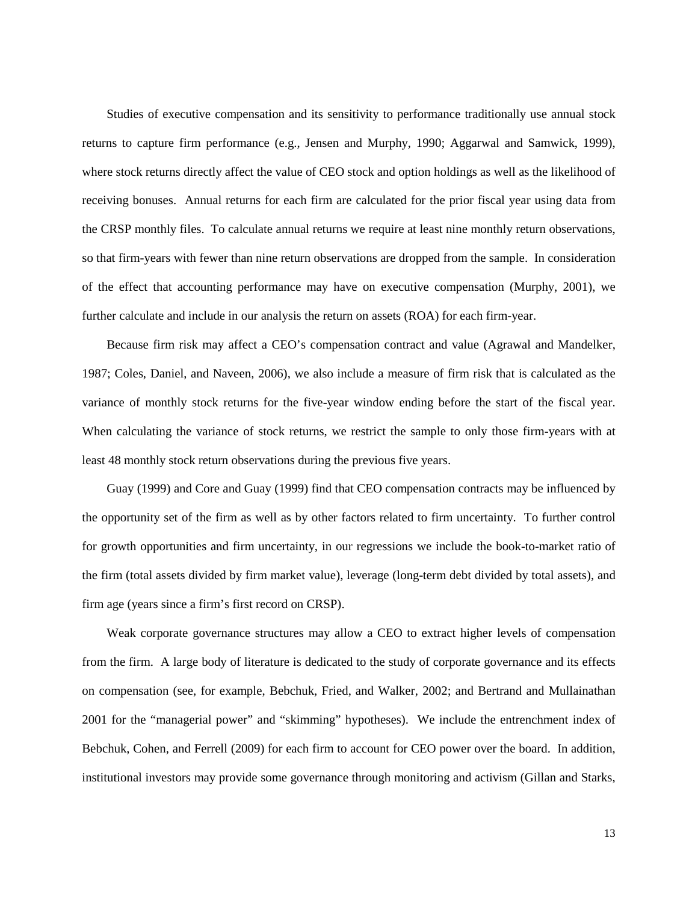Studies of executive compensation and its sensitivity to performance traditionally use annual stock returns to capture firm performance (e.g., Jensen and Murphy, 1990; Aggarwal and Samwick, 1999), where stock returns directly affect the value of CEO stock and option holdings as well as the likelihood of receiving bonuses. Annual returns for each firm are calculated for the prior fiscal year using data from the CRSP monthly files. To calculate annual returns we require at least nine monthly return observations, so that firm-years with fewer than nine return observations are dropped from the sample. In consideration of the effect that accounting performance may have on executive compensation (Murphy, 2001), we further calculate and include in our analysis the return on assets (ROA) for each firm-year.

Because firm risk may affect a CEO's compensation contract and value (Agrawal and Mandelker, 1987; Coles, Daniel, and Naveen, 2006), we also include a measure of firm risk that is calculated as the variance of monthly stock returns for the five-year window ending before the start of the fiscal year. When calculating the variance of stock returns, we restrict the sample to only those firm-years with at least 48 monthly stock return observations during the previous five years.

Guay (1999) and Core and Guay (1999) find that CEO compensation contracts may be influenced by the opportunity set of the firm as well as by other factors related to firm uncertainty. To further control for growth opportunities and firm uncertainty, in our regressions we include the book-to-market ratio of the firm (total assets divided by firm market value), leverage (long-term debt divided by total assets), and firm age (years since a firm's first record on CRSP).

Weak corporate governance structures may allow a CEO to extract higher levels of compensation from the firm. A large body of literature is dedicated to the study of corporate governance and its effects on compensation (see, for example, Bebchuk, Fried, and Walker, 2002; and Bertrand and Mullainathan 2001 for the "managerial power" and "skimming" hypotheses). We include the entrenchment index of Bebchuk, Cohen, and Ferrell (2009) for each firm to account for CEO power over the board. In addition, institutional investors may provide some governance through monitoring and activism (Gillan and Starks,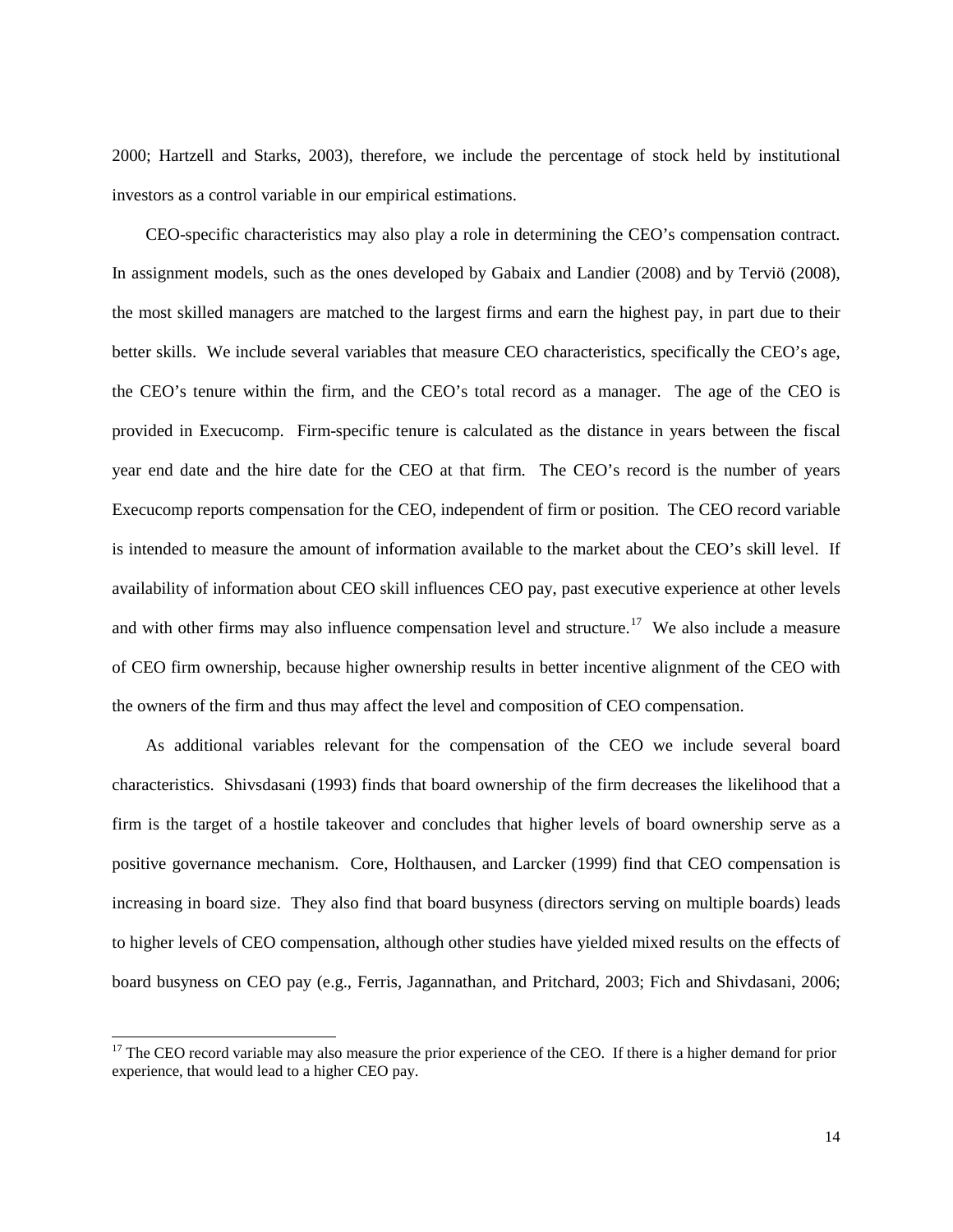2000; Hartzell and Starks, 2003), therefore, we include the percentage of stock held by institutional investors as a control variable in our empirical estimations.

CEO-specific characteristics may also play a role in determining the CEO's compensation contract. In assignment models, such as the ones developed by Gabaix and Landier (2008) and by Terviö (2008), the most skilled managers are matched to the largest firms and earn the highest pay, in part due to their better skills. We include several variables that measure CEO characteristics, specifically the CEO's age, the CEO's tenure within the firm, and the CEO's total record as a manager. The age of the CEO is provided in Execucomp. Firm-specific tenure is calculated as the distance in years between the fiscal year end date and the hire date for the CEO at that firm. The CEO's record is the number of years Execucomp reports compensation for the CEO, independent of firm or position. The CEO record variable is intended to measure the amount of information available to the market about the CEO's skill level. If availability of information about CEO skill influences CEO pay, past executive experience at other levels and with other firms may also influence compensation level and structure.[17] We also include a measure of CEO firm ownership, because higher ownership results in better incentive alignment of the CEO with the owners of the firm and thus may affect the level and composition of CEO compensation.

As additional variables relevant for the compensation of the CEO we include several board characteristics. Shivsdasani (1993) finds that board ownership of the firm decreases the likelihood that a firm is the target of a hostile takeover and concludes that higher levels of board ownership serve as a positive governance mechanism. Core, Holthausen, and Larcker (1999) find that CEO compensation is increasing in board size. They also find that board busyness (directors serving on multiple boards) leads to higher levels of CEO compensation, although other studies have yielded mixed results on the effects of board busyness on CEO pay (e.g., Ferris, Jagannathan, and Pritchard, 2003; Fich and Shivdasani, 2006;

[17] The CEO record variable may also measure the prior experience of the CEO. If there is a higher demand for prior experience, that would lead to a higher CEO pay.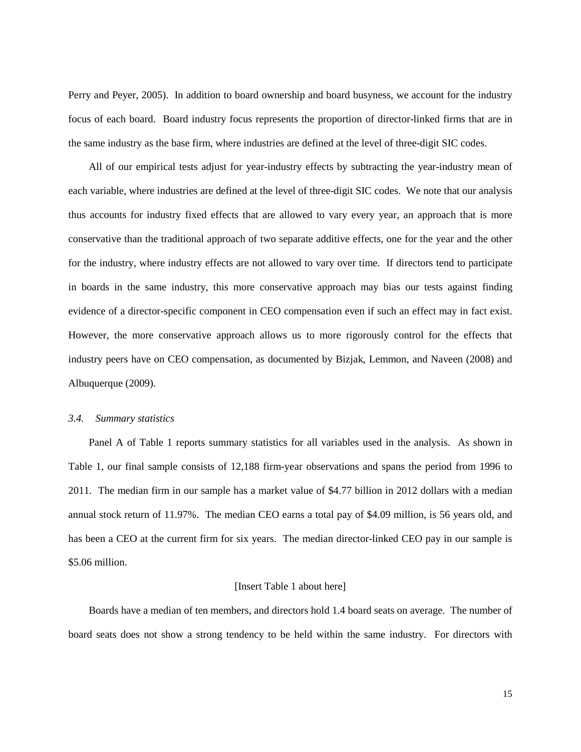Perry and Peyer, 2005). In addition to board ownership and board busyness, we account for the industry focus of each board. Board industry focus represents the proportion of director-linked firms that are in the same industry as the base firm, where industries are defined at the level of three-digit SIC codes.

All of our empirical tests adjust for year-industry effects by subtracting the year-industry mean of each variable, where industries are defined at the level of three-digit SIC codes. We note that our analysis thus accounts for industry fixed effects that are allowed to vary every year, an approach that is more conservative than the traditional approach of two separate additive effects, one for the year and the other for the industry, where industry effects are not allowed to vary over time. If directors tend to participate in boards in the same industry, this more conservative approach may bias our tests against finding evidence of a director-specific component in CEO compensation even if such an effect may in fact exist. However, the more conservative approach allows us to more rigorously control for the effects that industry peers have on CEO compensation, as documented by Bizjak, Lemmon, and Naveen (2008) and Albuquerque (2009).

### *3.4. Summary statistics*

Panel A of Table 1 reports summary statistics for all variables used in the analysis. As shown in Table 1, our final sample consists of 12,188 firm-year observations and spans the period from 1996 to 2011. The median firm in our sample has a market value of $4.77 billion in 2012 dollars with a median annual stock return of 11.97%. The median CEO earns a total pay of $4.09 million, is 56 years old, and has been a CEO at the current firm for six years. The median director-linked CEO pay in our sample is $5.06 million.

[Insert Table 1 about here]

Boards have a median of ten members, and directors hold 1.4 board seats on average. The number of board seats does not show a strong tendency to be held within the same industry. For directors with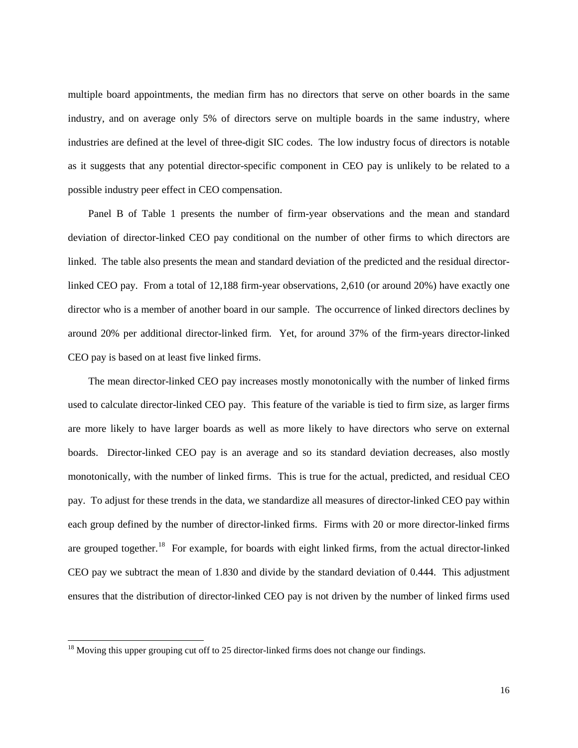multiple board appointments, the median firm has no directors that serve on other boards in the same industry, and on average only 5% of directors serve on multiple boards in the same industry, where industries are defined at the level of three-digit SIC codes. The low industry focus of directors is notable as it suggests that any potential director-specific component in CEO pay is unlikely to be related to a possible industry peer effect in CEO compensation.

Panel B of Table 1 presents the number of firm-year observations and the mean and standard deviation of director-linked CEO pay conditional on the number of other firms to which directors are linked. The table also presents the mean and standard deviation of the predicted and the residual director-linked CEO pay. From a total of 12,188 firm-year observations, 2,610 (or around 20%) have exactly one director who is a member of another board in our sample. The occurrence of linked directors declines by around 20% per additional director-linked firm. Yet, for around 37% of the firm-years director-linked CEO pay is based on at least five linked firms.

The mean director-linked CEO pay increases mostly monotonically with the number of linked firms used to calculate director-linked CEO pay. This feature of the variable is tied to firm size, as larger firms are more likely to have larger boards as well as more likely to have directors who serve on external boards. Director-linked CEO pay is an average and so its standard deviation decreases, also mostly monotonically, with the number of linked firms. This is true for the actual, predicted, and residual CEO pay. To adjust for these trends in the data, we standardize all measures of director-linked CEO pay within each group defined by the number of director-linked firms. Firms with 20 or more director-linked firms are grouped together.[18] For example, for boards with eight linked firms, from the actual director-linked CEO pay we subtract the mean of 1.830 and divide by the standard deviation of 0.444. This adjustment ensures that the distribution of director-linked CEO pay is not driven by the number of linked firms used

[18] Moving this upper grouping cut off to 25 director-linked firms does not change our findings.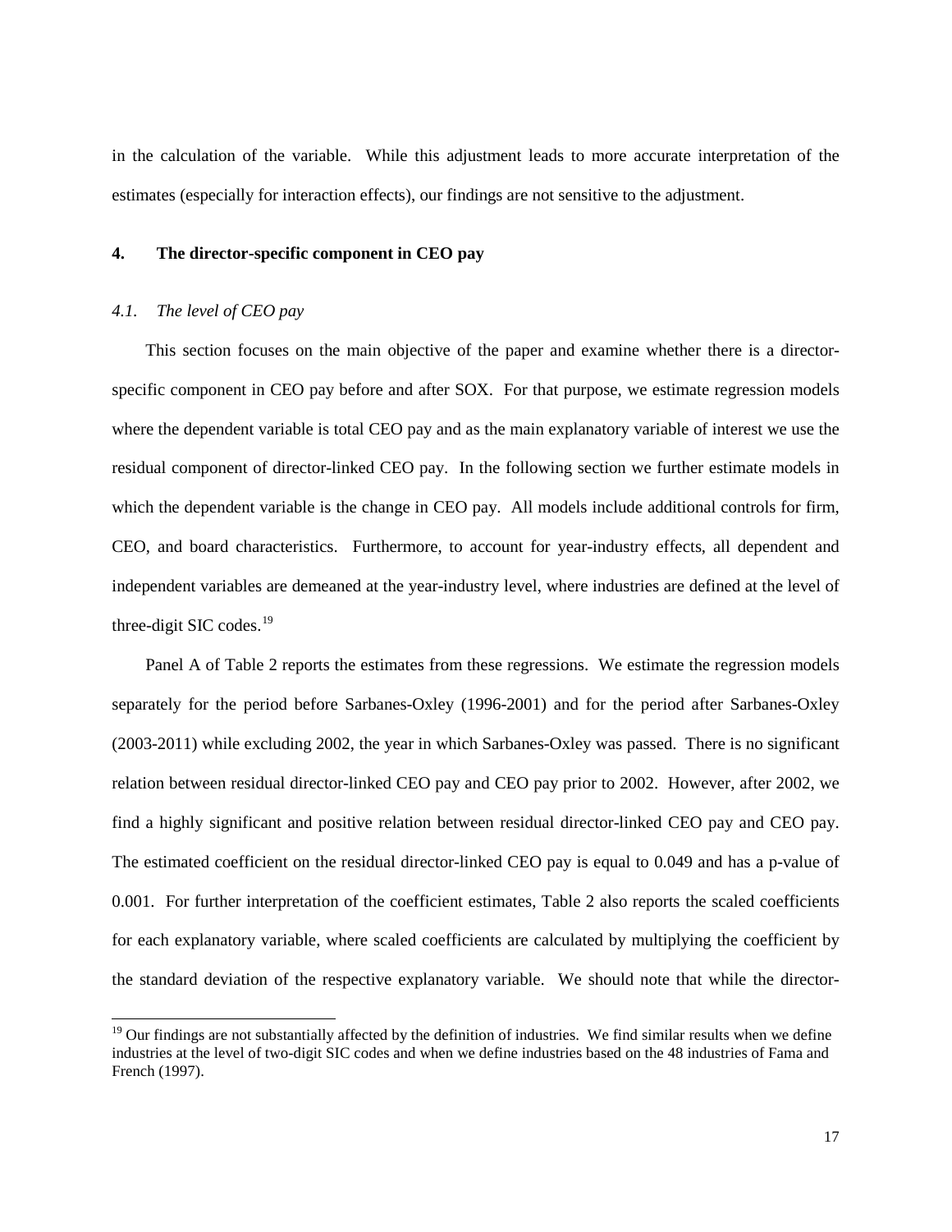in the calculation of the variable. While this adjustment leads to more accurate interpretation of the estimates (especially for interaction effects), our findings are not sensitive to the adjustment.

## 4. The director-specific component in CEO pay

### *4.1. The level of CEO pay*

This section focuses on the main objective of the paper and examine whether there is a director-specific component in CEO pay before and after SOX. For that purpose, we estimate regression models where the dependent variable is total CEO pay and as the main explanatory variable of interest we use the residual component of director-linked CEO pay. In the following section we further estimate models in which the dependent variable is the change in CEO pay. All models include additional controls for firm, CEO, and board characteristics. Furthermore, to account for year-industry effects, all dependent and independent variables are demeaned at the year-industry level, where industries are defined at the level of three-digit SIC codes.[19]

Panel A of Table 2 reports the estimates from these regressions. We estimate the regression models separately for the period before Sarbanes-Oxley (1996-2001) and for the period after Sarbanes-Oxley (2003-2011) while excluding 2002, the year in which Sarbanes-Oxley was passed. There is no significant relation between residual director-linked CEO pay and CEO pay prior to 2002. However, after 2002, we find a highly significant and positive relation between residual director-linked CEO pay and CEO pay. The estimated coefficient on the residual director-linked CEO pay is equal to 0.049 and has a p-value of 0.001. For further interpretation of the coefficient estimates, Table 2 also reports the scaled coefficients for each explanatory variable, where scaled coefficients are calculated by multiplying the coefficient by the standard deviation of the respective explanatory variable. We should note that while the director-

[19] Our findings are not substantially affected by the definition of industries. We find similar results when we define industries at the level of two-digit SIC codes and when we define industries based on the 48 industries of Fama and French (1997).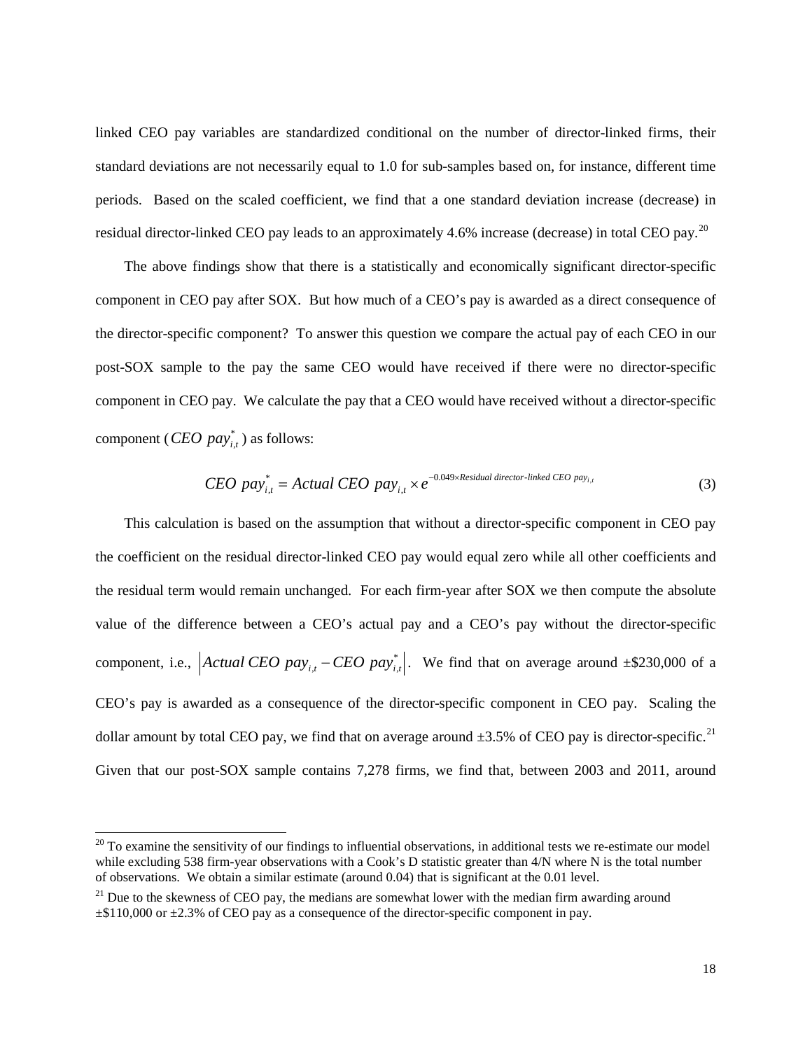linked CEO pay variables are standardized conditional on the number of director-linked firms, their standard deviations are not necessarily equal to 1.0 for sub-samples based on, for instance, different time periods. Based on the scaled coefficient, we find that a one standard deviation increase (decrease) in residual director-linked CEO pay leads to an approximately 4.6% increase (decrease) in total CEO pay.[20]

The above findings show that there is a statistically and economically significant director-specific component in CEO pay after SOX. But how much of a CEO's pay is awarded as a direct consequence of the director-specific component? To answer this question we compare the actual pay of each CEO in our post-SOX sample to the pay the same CEO would have received if there were no director-specific component in CEO pay. We calculate the pay that a CEO would have received without a director-specific component ($CEO\ pay^{*}_{i,t}$) as follows:

$$CEO\ pay^{*}_{i,t} = Actual\ CEO\ pay_{i,t} \times e^{-0.049 \times Residual\ director\text{-}linked\ CEO\ pay_{i,t}} \tag{3}$$

This calculation is based on the assumption that without a director-specific component in CEO pay the coefficient on the residual director-linked CEO pay would equal zero while all other coefficients and the residual term would remain unchanged. For each firm-year after SOX we then compute the absolute value of the difference between a CEO's actual pay and a CEO's pay without the director-specific component, i.e., $\left| Actual\ CEO\ pay_{i,t} - CEO\ pay^{*}_{i,t} \right|$. We find that on average around ±$230,000 of a CEO's pay is awarded as a consequence of the director-specific component in CEO pay. Scaling the dollar amount by total CEO pay, we find that on average around ±3.5% of CEO pay is director-specific.[21] Given that our post-SOX sample contains 7,278 firms, we find that, between 2003 and 2011, around

[20] To examine the sensitivity of our findings to influential observations, in additional tests we re-estimate our model while excluding 538 firm-year observations with a Cook's D statistic greater than 4/N where N is the total number of observations. We obtain a similar estimate (around 0.04) that is significant at the 0.01 level.

[21] Due to the skewness of CEO pay, the medians are somewhat lower with the median firm awarding around ±$110,000 or ±2.3% of CEO pay as a consequence of the director-specific component in pay.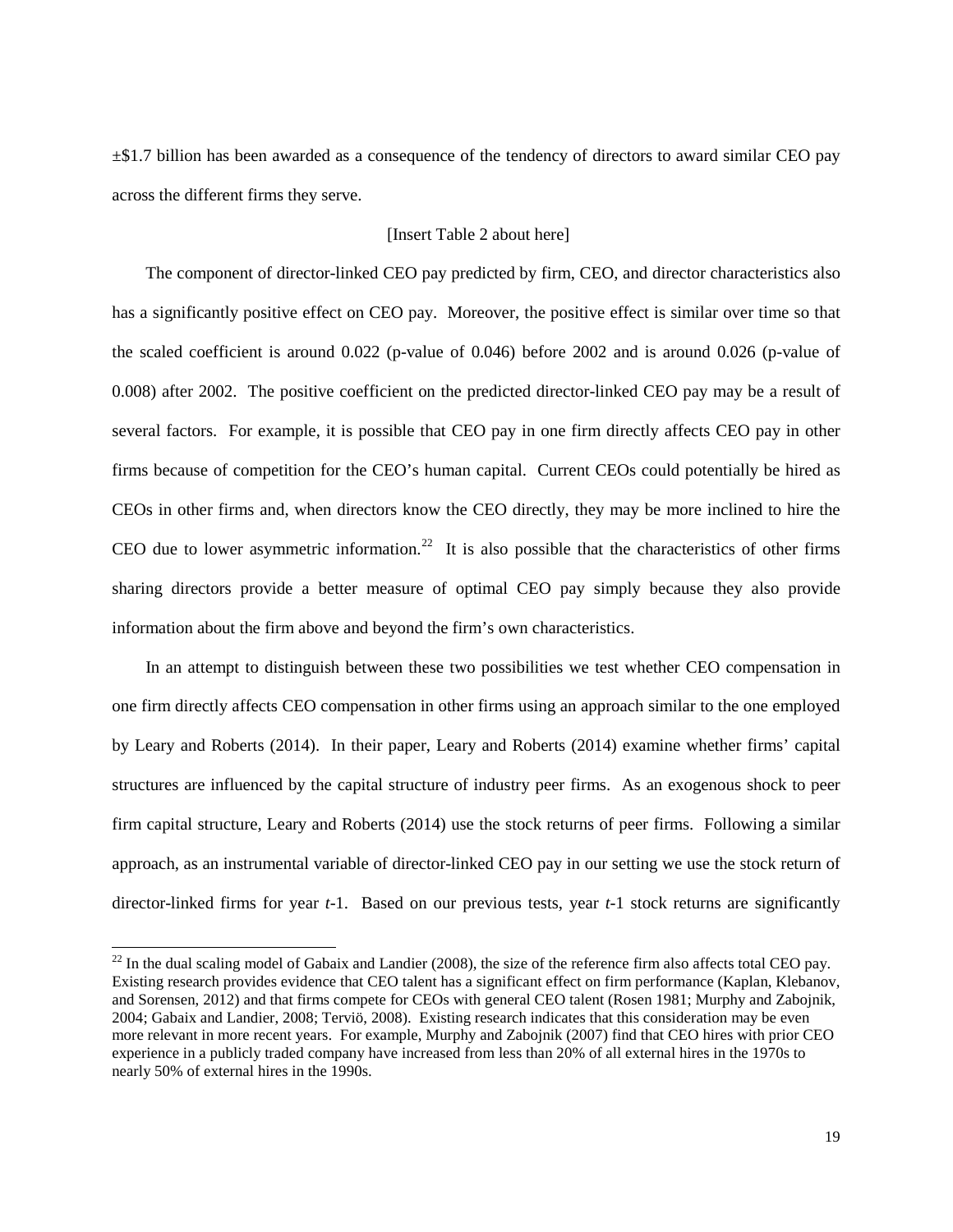±$1.7 billion has been awarded as a consequence of the tendency of directors to award similar CEO pay across the different firms they serve.

[Insert Table 2 about here]

The component of director-linked CEO pay predicted by firm, CEO, and director characteristics also has a significantly positive effect on CEO pay. Moreover, the positive effect is similar over time so that the scaled coefficient is around 0.022 (p-value of 0.046) before 2002 and is around 0.026 (p-value of 0.008) after 2002. The positive coefficient on the predicted director-linked CEO pay may be a result of several factors. For example, it is possible that CEO pay in one firm directly affects CEO pay in other firms because of competition for the CEO's human capital. Current CEOs could potentially be hired as CEOs in other firms and, when directors know the CEO directly, they may be more inclined to hire the CEO due to lower asymmetric information.[22] It is also possible that the characteristics of other firms sharing directors provide a better measure of optimal CEO pay simply because they also provide information about the firm above and beyond the firm's own characteristics.

In an attempt to distinguish between these two possibilities we test whether CEO compensation in one firm directly affects CEO compensation in other firms using an approach similar to the one employed by Leary and Roberts (2014). In their paper, Leary and Roberts (2014) examine whether firms' capital structures are influenced by the capital structure of industry peer firms. As an exogenous shock to peer firm capital structure, Leary and Roberts (2014) use the stock returns of peer firms. Following a similar approach, as an instrumental variable of director-linked CEO pay in our setting we use the stock return of director-linked firms for year *t*-1. Based on our previous tests, year *t*-1 stock returns are significantly

---

[22] In the dual scaling model of Gabaix and Landier (2008), the size of the reference firm also affects total CEO pay. Existing research provides evidence that CEO talent has a significant effect on firm performance (Kaplan, Klebanov, and Sorensen, 2012) and that firms compete for CEOs with general CEO talent (Rosen 1981; Murphy and Zabojnik, 2004; Gabaix and Landier, 2008; Terviö, 2008). Existing research indicates that this consideration may be even more relevant in more recent years. For example, Murphy and Zabojnik (2007) find that CEO hires with prior CEO experience in a publicly traded company have increased from less than 20% of all external hires in the 1970s to nearly 50% of external hires in the 1990s.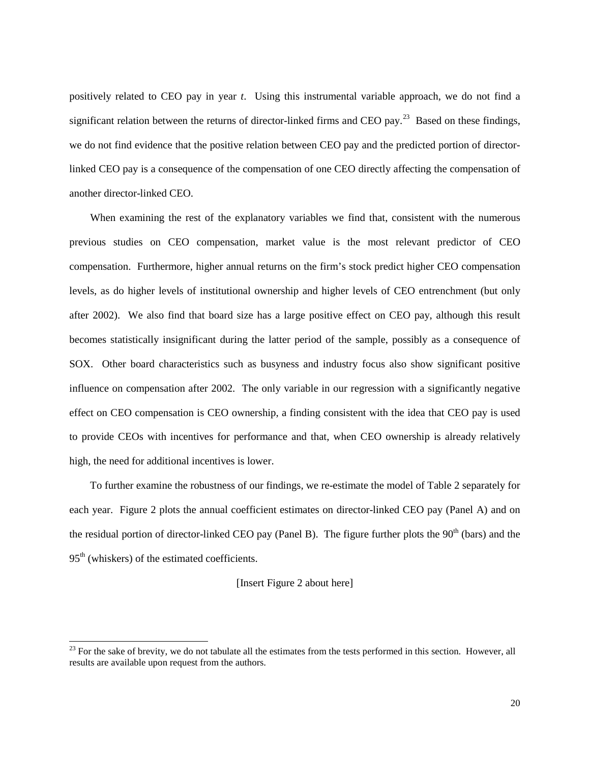positively related to CEO pay in year *t*. Using this instrumental variable approach, we do not find a significant relation between the returns of director-linked firms and CEO pay.[23] Based on these findings, we do not find evidence that the positive relation between CEO pay and the predicted portion of director-linked CEO pay is a consequence of the compensation of one CEO directly affecting the compensation of another director-linked CEO.

When examining the rest of the explanatory variables we find that, consistent with the numerous previous studies on CEO compensation, market value is the most relevant predictor of CEO compensation. Furthermore, higher annual returns on the firm's stock predict higher CEO compensation levels, as do higher levels of institutional ownership and higher levels of CEO entrenchment (but only after 2002). We also find that board size has a large positive effect on CEO pay, although this result becomes statistically insignificant during the latter period of the sample, possibly as a consequence of SOX. Other board characteristics such as busyness and industry focus also show significant positive influence on compensation after 2002. The only variable in our regression with a significantly negative effect on CEO compensation is CEO ownership, a finding consistent with the idea that CEO pay is used to provide CEOs with incentives for performance and that, when CEO ownership is already relatively high, the need for additional incentives is lower.

To further examine the robustness of our findings, we re-estimate the model of Table 2 separately for each year. Figure 2 plots the annual coefficient estimates on director-linked CEO pay (Panel A) and on the residual portion of director-linked CEO pay (Panel B). The figure further plots the 90th (bars) and the 95th (whiskers) of the estimated coefficients.

[Insert Figure 2 about here]

---

[23] For the sake of brevity, we do not tabulate all the estimates from the tests performed in this section. However, all results are available upon request from the authors.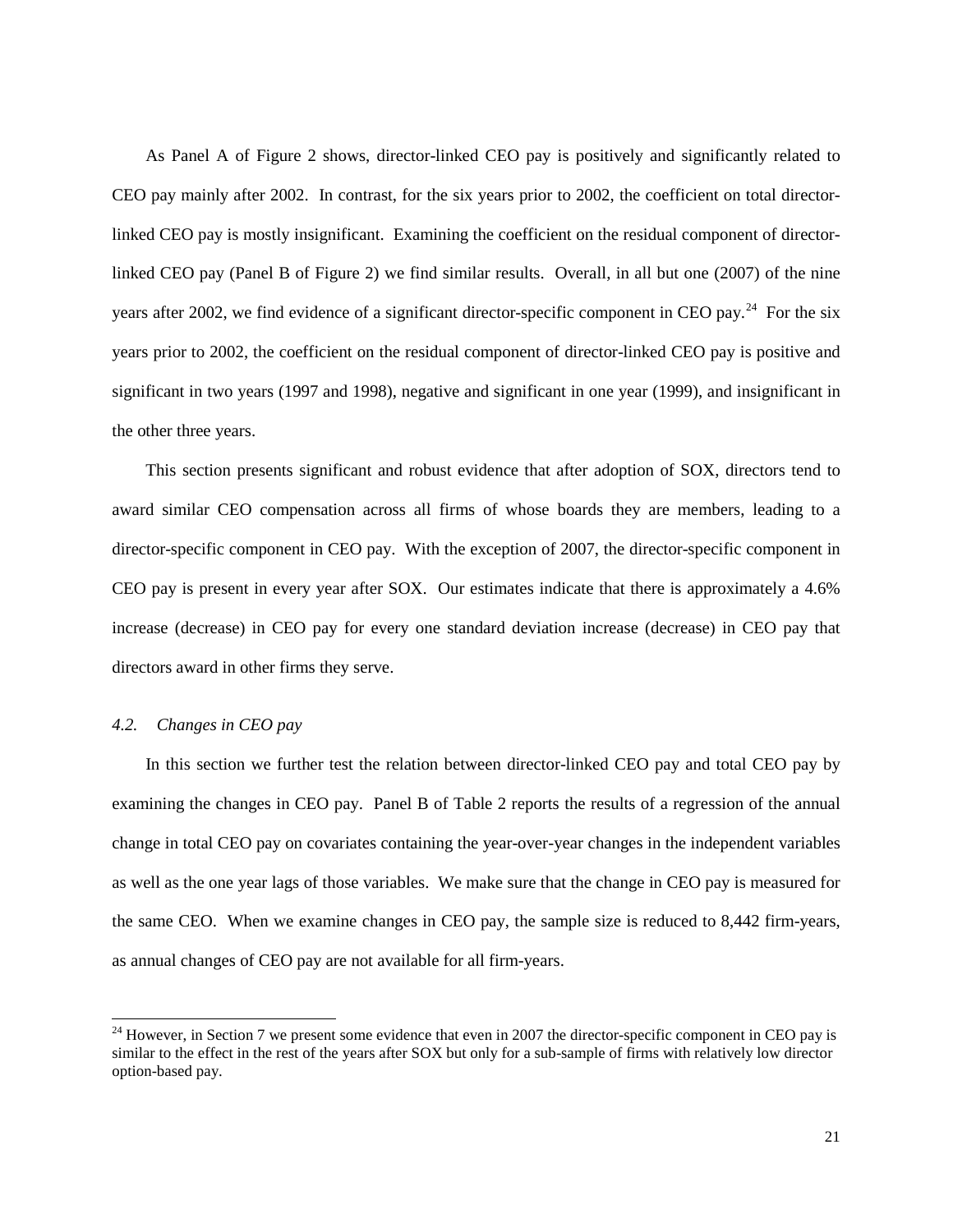As Panel A of Figure 2 shows, director-linked CEO pay is positively and significantly related to CEO pay mainly after 2002. In contrast, for the six years prior to 2002, the coefficient on total director-linked CEO pay is mostly insignificant. Examining the coefficient on the residual component of director-linked CEO pay (Panel B of Figure 2) we find similar results. Overall, in all but one (2007) of the nine years after 2002, we find evidence of a significant director-specific component in CEO pay.[24] For the six years prior to 2002, the coefficient on the residual component of director-linked CEO pay is positive and significant in two years (1997 and 1998), negative and significant in one year (1999), and insignificant in the other three years.

This section presents significant and robust evidence that after adoption of SOX, directors tend to award similar CEO compensation across all firms of whose boards they are members, leading to a director-specific component in CEO pay. With the exception of 2007, the director-specific component in CEO pay is present in every year after SOX. Our estimates indicate that there is approximately a 4.6% increase (decrease) in CEO pay for every one standard deviation increase (decrease) in CEO pay that directors award in other firms they serve.

### *4.2. Changes in CEO pay*

In this section we further test the relation between director-linked CEO pay and total CEO pay by examining the changes in CEO pay. Panel B of Table 2 reports the results of a regression of the annual change in total CEO pay on covariates containing the year-over-year changes in the independent variables as well as the one year lags of those variables. We make sure that the change in CEO pay is measured for the same CEO. When we examine changes in CEO pay, the sample size is reduced to 8,442 firm-years, as annual changes of CEO pay are not available for all firm-years.

[24] However, in Section 7 we present some evidence that even in 2007 the director-specific component in CEO pay is similar to the effect in the rest of the years after SOX but only for a sub-sample of firms with relatively low director option-based pay.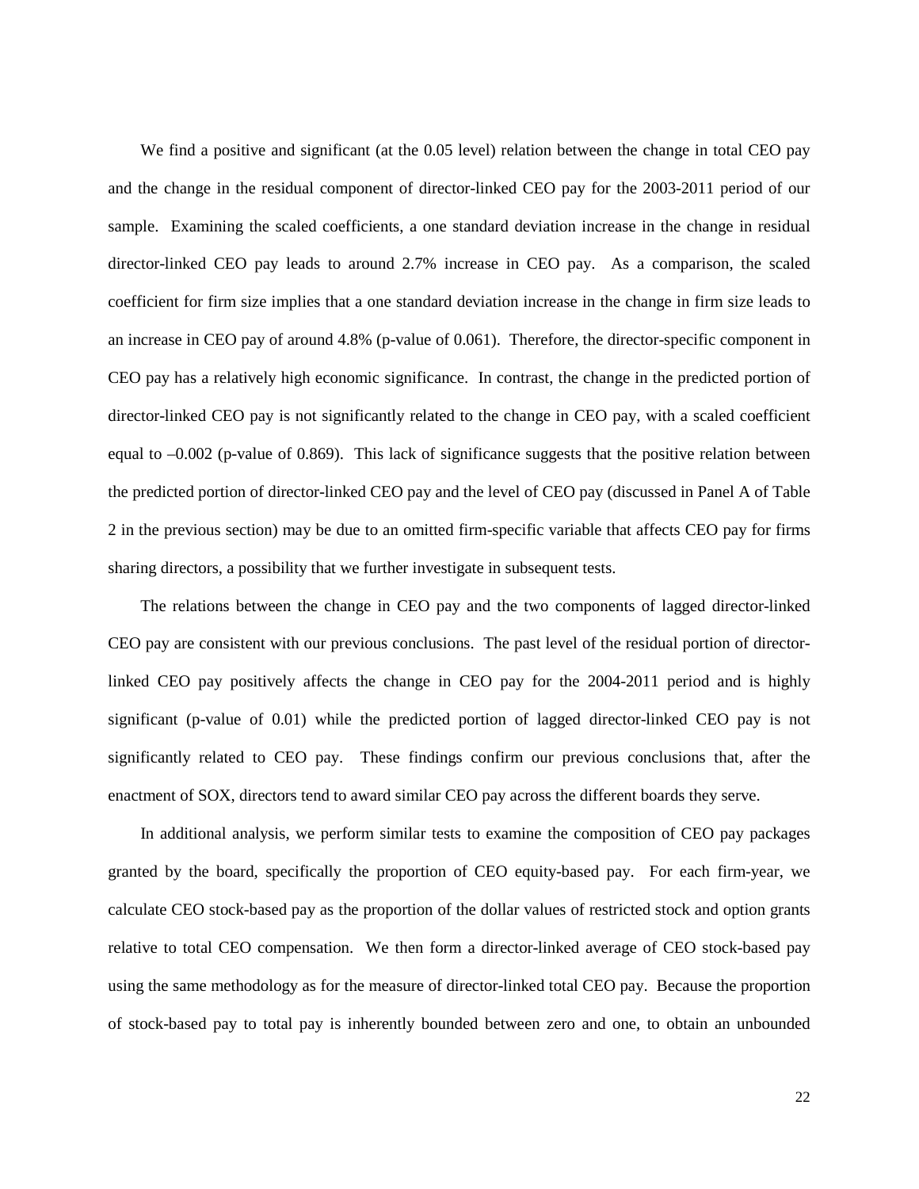We find a positive and significant (at the 0.05 level) relation between the change in total CEO pay and the change in the residual component of director-linked CEO pay for the 2003-2011 period of our sample. Examining the scaled coefficients, a one standard deviation increase in the change in residual director-linked CEO pay leads to around 2.7% increase in CEO pay. As a comparison, the scaled coefficient for firm size implies that a one standard deviation increase in the change in firm size leads to an increase in CEO pay of around 4.8% (p-value of 0.061). Therefore, the director-specific component in CEO pay has a relatively high economic significance. In contrast, the change in the predicted portion of director-linked CEO pay is not significantly related to the change in CEO pay, with a scaled coefficient equal to –0.002 (p-value of 0.869). This lack of significance suggests that the positive relation between the predicted portion of director-linked CEO pay and the level of CEO pay (discussed in Panel A of Table 2 in the previous section) may be due to an omitted firm-specific variable that affects CEO pay for firms sharing directors, a possibility that we further investigate in subsequent tests.

The relations between the change in CEO pay and the two components of lagged director-linked CEO pay are consistent with our previous conclusions. The past level of the residual portion of director-linked CEO pay positively affects the change in CEO pay for the 2004-2011 period and is highly significant (p-value of 0.01) while the predicted portion of lagged director-linked CEO pay is not significantly related to CEO pay. These findings confirm our previous conclusions that, after the enactment of SOX, directors tend to award similar CEO pay across the different boards they serve.

In additional analysis, we perform similar tests to examine the composition of CEO pay packages granted by the board, specifically the proportion of CEO equity-based pay. For each firm-year, we calculate CEO stock-based pay as the proportion of the dollar values of restricted stock and option grants relative to total CEO compensation. We then form a director-linked average of CEO stock-based pay using the same methodology as for the measure of director-linked total CEO pay. Because the proportion of stock-based pay to total pay is inherently bounded between zero and one, to obtain an unbounded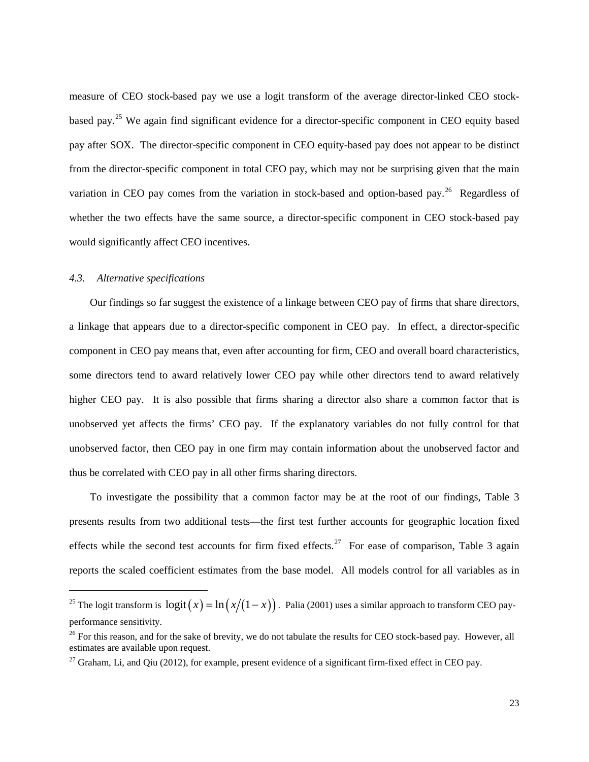measure of CEO stock-based pay we use a logit transform of the average director-linked CEO stock-based pay.[25] We again find significant evidence for a director-specific component in CEO equity based pay after SOX. The director-specific component in CEO equity-based pay does not appear to be distinct from the director-specific component in total CEO pay, which may not be surprising given that the main variation in CEO pay comes from the variation in stock-based and option-based pay.[26] Regardless of whether the two effects have the same source, a director-specific component in CEO stock-based pay would significantly affect CEO incentives.

### *4.3. Alternative specifications*

Our findings so far suggest the existence of a linkage between CEO pay of firms that share directors, a linkage that appears due to a director-specific component in CEO pay. In effect, a director-specific component in CEO pay means that, even after accounting for firm, CEO and overall board characteristics, some directors tend to award relatively lower CEO pay while other directors tend to award relatively higher CEO pay. It is also possible that firms sharing a director also share a common factor that is unobserved yet affects the firms' CEO pay. If the explanatory variables do not fully control for that unobserved factor, then CEO pay in one firm may contain information about the unobserved factor and thus be correlated with CEO pay in all other firms sharing directors.

To investigate the possibility that a common factor may be at the root of our findings, Table 3 presents results from two additional tests—the first test further accounts for geographic location fixed effects while the second test accounts for firm fixed effects.[27] For ease of comparison, Table 3 again reports the scaled coefficient estimates from the base model. All models control for all variables as in

---

[25] The logit transform is $\operatorname{logit}(x) = \ln\left(x/(1-x)\right)$. Palia (2001) uses a similar approach to transform CEO pay-performance sensitivity.

[26] For this reason, and for the sake of brevity, we do not tabulate the results for CEO stock-based pay. However, all estimates are available upon request.

[27] Graham, Li, and Qiu (2012), for example, present evidence of a significant firm-fixed effect in CEO pay.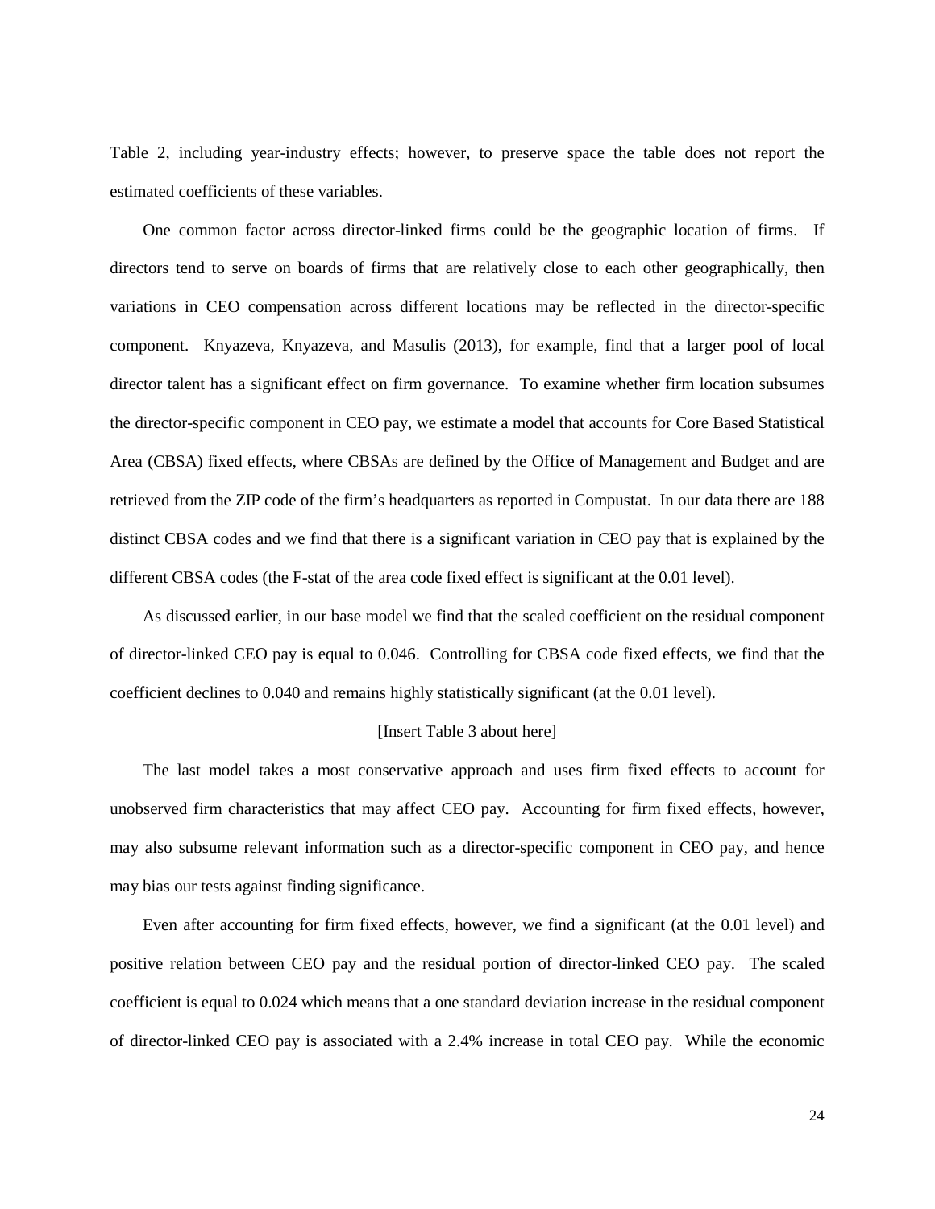Table 2, including year-industry effects; however, to preserve space the table does not report the estimated coefficients of these variables.

One common factor across director-linked firms could be the geographic location of firms. If directors tend to serve on boards of firms that are relatively close to each other geographically, then variations in CEO compensation across different locations may be reflected in the director-specific component. Knyazeva, Knyazeva, and Masulis (2013), for example, find that a larger pool of local director talent has a significant effect on firm governance. To examine whether firm location subsumes the director-specific component in CEO pay, we estimate a model that accounts for Core Based Statistical Area (CBSA) fixed effects, where CBSAs are defined by the Office of Management and Budget and are retrieved from the ZIP code of the firm's headquarters as reported in Compustat. In our data there are 188 distinct CBSA codes and we find that there is a significant variation in CEO pay that is explained by the different CBSA codes (the F-stat of the area code fixed effect is significant at the 0.01 level).

As discussed earlier, in our base model we find that the scaled coefficient on the residual component of director-linked CEO pay is equal to 0.046. Controlling for CBSA code fixed effects, we find that the coefficient declines to 0.040 and remains highly statistically significant (at the 0.01 level).

[Insert Table 3 about here]

The last model takes a most conservative approach and uses firm fixed effects to account for unobserved firm characteristics that may affect CEO pay. Accounting for firm fixed effects, however, may also subsume relevant information such as a director-specific component in CEO pay, and hence may bias our tests against finding significance.

Even after accounting for firm fixed effects, however, we find a significant (at the 0.01 level) and positive relation between CEO pay and the residual portion of director-linked CEO pay. The scaled coefficient is equal to 0.024 which means that a one standard deviation increase in the residual component of director-linked CEO pay is associated with a 2.4% increase in total CEO pay. While the economic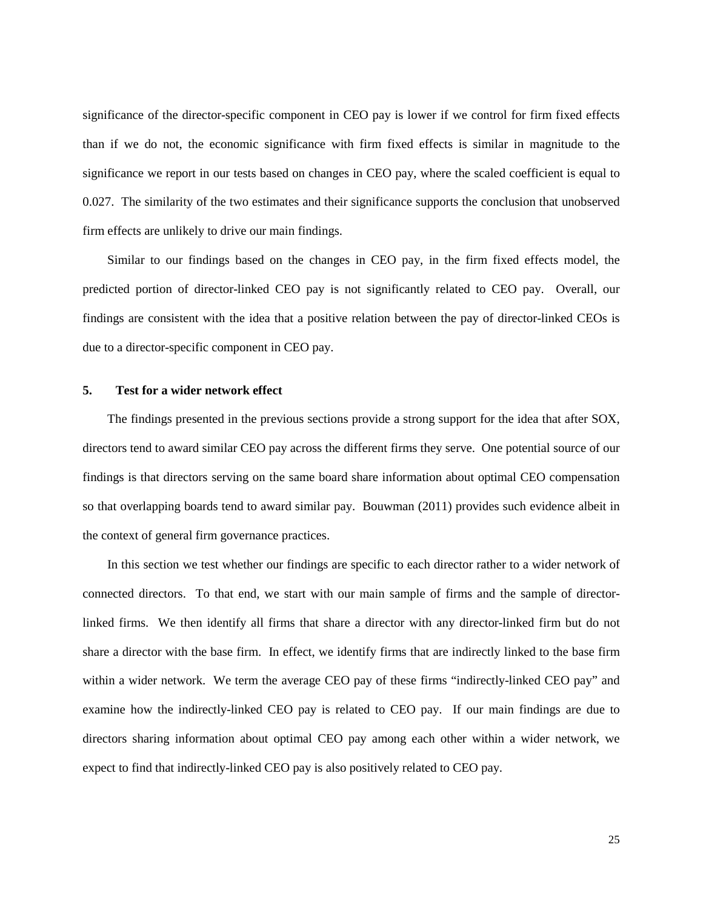significance of the director-specific component in CEO pay is lower if we control for firm fixed effects than if we do not, the economic significance with firm fixed effects is similar in magnitude to the significance we report in our tests based on changes in CEO pay, where the scaled coefficient is equal to 0.027. The similarity of the two estimates and their significance supports the conclusion that unobserved firm effects are unlikely to drive our main findings.

Similar to our findings based on the changes in CEO pay, in the firm fixed effects model, the predicted portion of director-linked CEO pay is not significantly related to CEO pay. Overall, our findings are consistent with the idea that a positive relation between the pay of director-linked CEOs is due to a director-specific component in CEO pay.

## 5. Test for a wider network effect

The findings presented in the previous sections provide a strong support for the idea that after SOX, directors tend to award similar CEO pay across the different firms they serve. One potential source of our findings is that directors serving on the same board share information about optimal CEO compensation so that overlapping boards tend to award similar pay. Bouwman (2011) provides such evidence albeit in the context of general firm governance practices.

In this section we test whether our findings are specific to each director rather to a wider network of connected directors. To that end, we start with our main sample of firms and the sample of director-linked firms. We then identify all firms that share a director with any director-linked firm but do not share a director with the base firm. In effect, we identify firms that are indirectly linked to the base firm within a wider network. We term the average CEO pay of these firms "indirectly-linked CEO pay" and examine how the indirectly-linked CEO pay is related to CEO pay. If our main findings are due to directors sharing information about optimal CEO pay among each other within a wider network, we expect to find that indirectly-linked CEO pay is also positively related to CEO pay.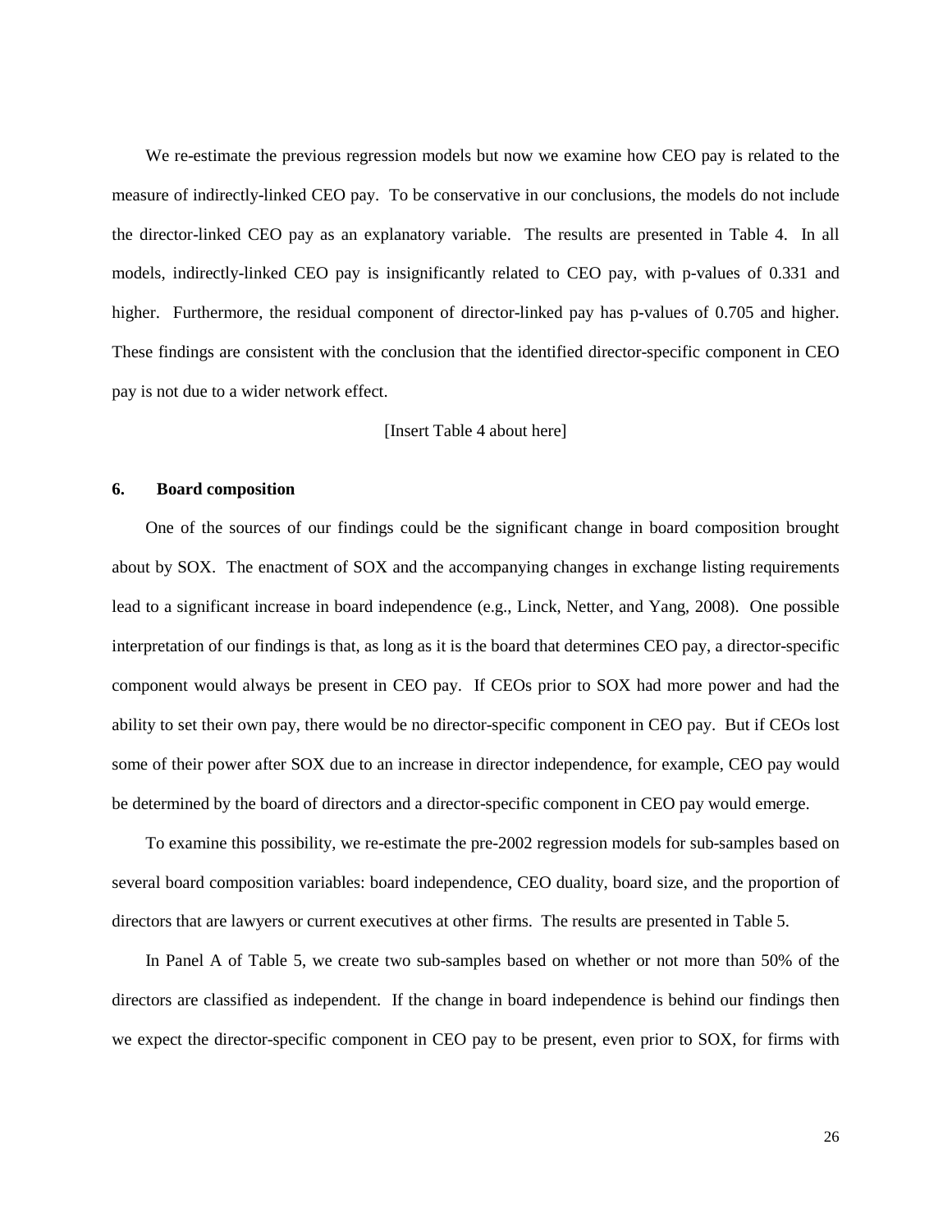We re-estimate the previous regression models but now we examine how CEO pay is related to the measure of indirectly-linked CEO pay. To be conservative in our conclusions, the models do not include the director-linked CEO pay as an explanatory variable. The results are presented in Table 4. In all models, indirectly-linked CEO pay is insignificantly related to CEO pay, with p-values of 0.331 and higher. Furthermore, the residual component of director-linked pay has p-values of 0.705 and higher. These findings are consistent with the conclusion that the identified director-specific component in CEO pay is not due to a wider network effect.

[Insert Table 4 about here]

## 6. Board composition

One of the sources of our findings could be the significant change in board composition brought about by SOX. The enactment of SOX and the accompanying changes in exchange listing requirements lead to a significant increase in board independence (e.g., Linck, Netter, and Yang, 2008). One possible interpretation of our findings is that, as long as it is the board that determines CEO pay, a director-specific component would always be present in CEO pay. If CEOs prior to SOX had more power and had the ability to set their own pay, there would be no director-specific component in CEO pay. But if CEOs lost some of their power after SOX due to an increase in director independence, for example, CEO pay would be determined by the board of directors and a director-specific component in CEO pay would emerge.

To examine this possibility, we re-estimate the pre-2002 regression models for sub-samples based on several board composition variables: board independence, CEO duality, board size, and the proportion of directors that are lawyers or current executives at other firms. The results are presented in Table 5.

In Panel A of Table 5, we create two sub-samples based on whether or not more than 50% of the directors are classified as independent. If the change in board independence is behind our findings then we expect the director-specific component in CEO pay to be present, even prior to SOX, for firms with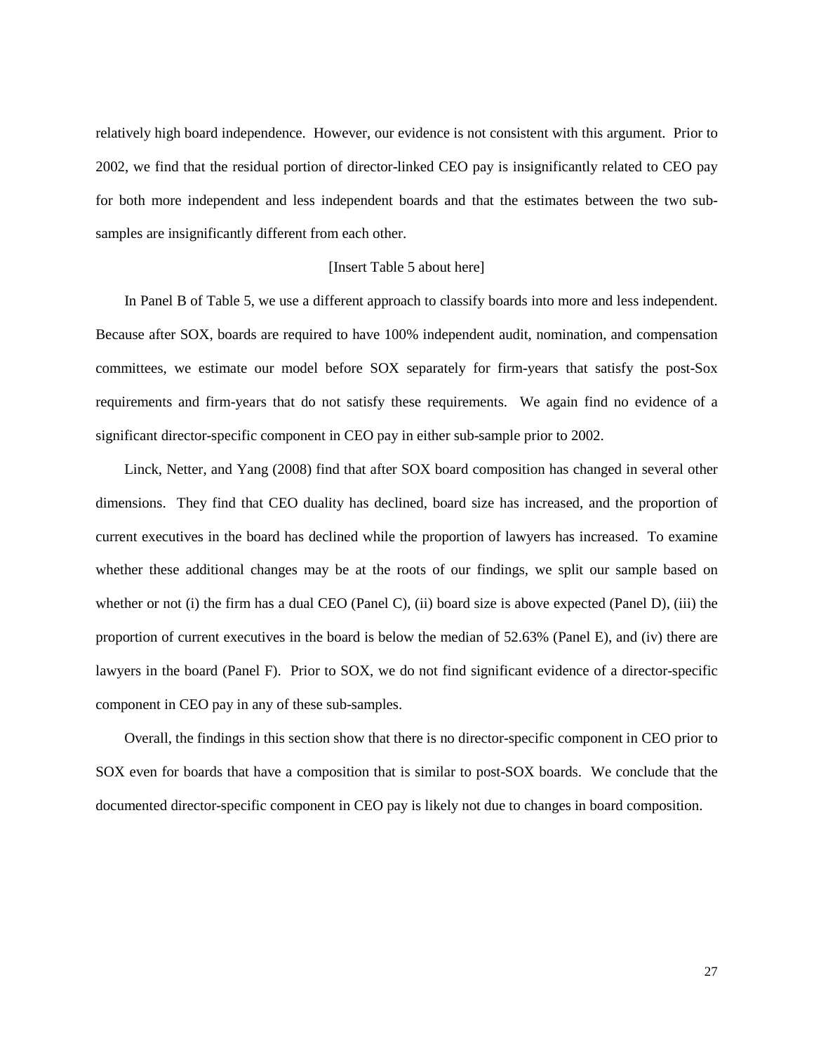relatively high board independence. However, our evidence is not consistent with this argument. Prior to 2002, we find that the residual portion of director-linked CEO pay is insignificantly related to CEO pay for both more independent and less independent boards and that the estimates between the two sub-samples are insignificantly different from each other.

[Insert Table 5 about here]

In Panel B of Table 5, we use a different approach to classify boards into more and less independent. Because after SOX, boards are required to have 100% independent audit, nomination, and compensation committees, we estimate our model before SOX separately for firm-years that satisfy the post-Sox requirements and firm-years that do not satisfy these requirements. We again find no evidence of a significant director-specific component in CEO pay in either sub-sample prior to 2002.

Linck, Netter, and Yang (2008) find that after SOX board composition has changed in several other dimensions. They find that CEO duality has declined, board size has increased, and the proportion of current executives in the board has declined while the proportion of lawyers has increased. To examine whether these additional changes may be at the roots of our findings, we split our sample based on whether or not (i) the firm has a dual CEO (Panel C), (ii) board size is above expected (Panel D), (iii) the proportion of current executives in the board is below the median of 52.63% (Panel E), and (iv) there are lawyers in the board (Panel F). Prior to SOX, we do not find significant evidence of a director-specific component in CEO pay in any of these sub-samples.

Overall, the findings in this section show that there is no director-specific component in CEO prior to SOX even for boards that have a composition that is similar to post-SOX boards. We conclude that the documented director-specific component in CEO pay is likely not due to changes in board composition.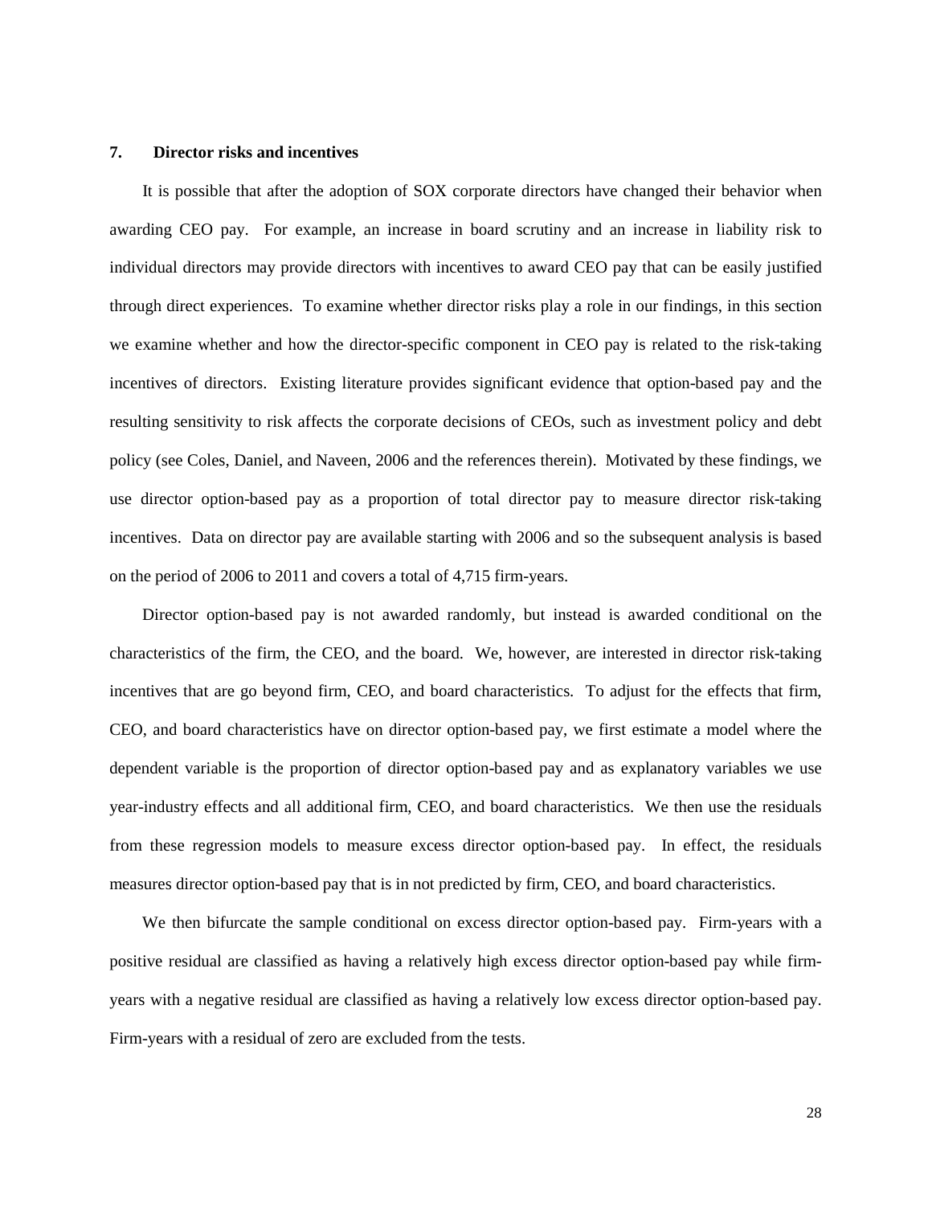## 7. Director risks and incentives

It is possible that after the adoption of SOX corporate directors have changed their behavior when awarding CEO pay. For example, an increase in board scrutiny and an increase in liability risk to individual directors may provide directors with incentives to award CEO pay that can be easily justified through direct experiences. To examine whether director risks play a role in our findings, in this section we examine whether and how the director-specific component in CEO pay is related to the risk-taking incentives of directors. Existing literature provides significant evidence that option-based pay and the resulting sensitivity to risk affects the corporate decisions of CEOs, such as investment policy and debt policy (see Coles, Daniel, and Naveen, 2006 and the references therein). Motivated by these findings, we use director option-based pay as a proportion of total director pay to measure director risk-taking incentives. Data on director pay are available starting with 2006 and so the subsequent analysis is based on the period of 2006 to 2011 and covers a total of 4,715 firm-years.

Director option-based pay is not awarded randomly, but instead is awarded conditional on the characteristics of the firm, the CEO, and the board. We, however, are interested in director risk-taking incentives that are go beyond firm, CEO, and board characteristics. To adjust for the effects that firm, CEO, and board characteristics have on director option-based pay, we first estimate a model where the dependent variable is the proportion of director option-based pay and as explanatory variables we use year-industry effects and all additional firm, CEO, and board characteristics. We then use the residuals from these regression models to measure excess director option-based pay. In effect, the residuals measures director option-based pay that is in not predicted by firm, CEO, and board characteristics.

We then bifurcate the sample conditional on excess director option-based pay. Firm-years with a positive residual are classified as having a relatively high excess director option-based pay while firm-years with a negative residual are classified as having a relatively low excess director option-based pay. Firm-years with a residual of zero are excluded from the tests.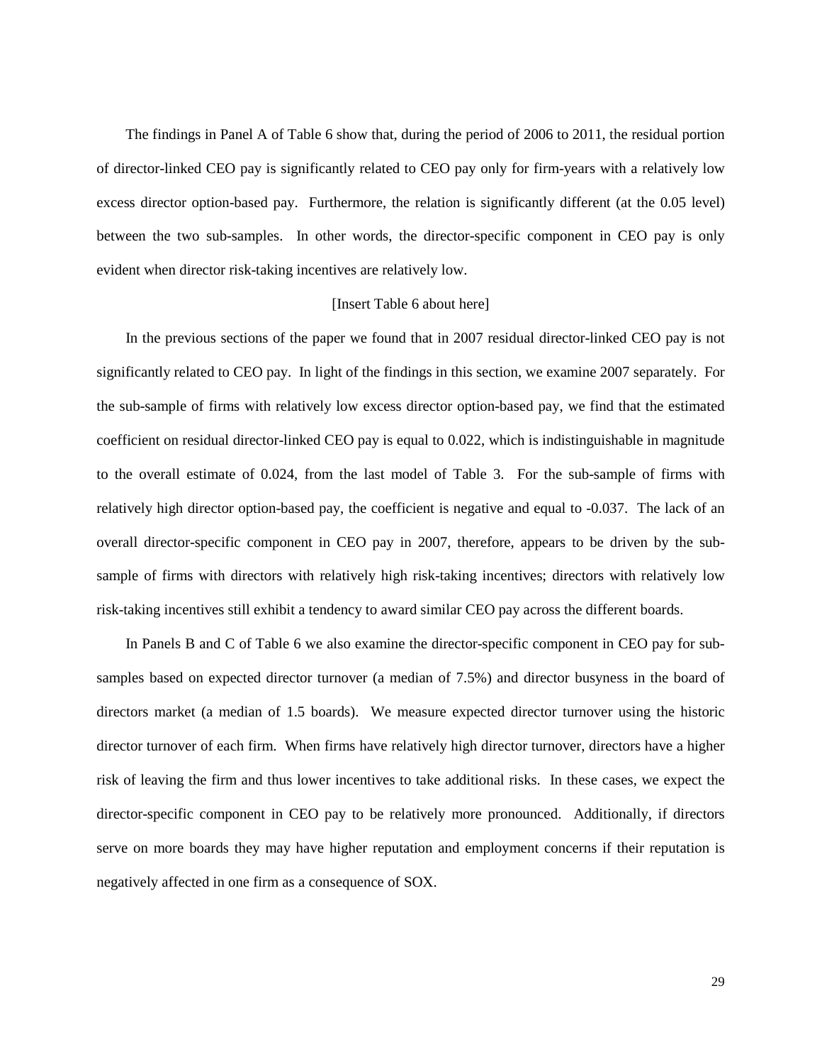The findings in Panel A of Table 6 show that, during the period of 2006 to 2011, the residual portion of director-linked CEO pay is significantly related to CEO pay only for firm-years with a relatively low excess director option-based pay. Furthermore, the relation is significantly different (at the 0.05 level) between the two sub-samples. In other words, the director-specific component in CEO pay is only evident when director risk-taking incentives are relatively low.

[Insert Table 6 about here]

In the previous sections of the paper we found that in 2007 residual director-linked CEO pay is not significantly related to CEO pay. In light of the findings in this section, we examine 2007 separately. For the sub-sample of firms with relatively low excess director option-based pay, we find that the estimated coefficient on residual director-linked CEO pay is equal to 0.022, which is indistinguishable in magnitude to the overall estimate of 0.024, from the last model of Table 3. For the sub-sample of firms with relatively high director option-based pay, the coefficient is negative and equal to -0.037. The lack of an overall director-specific component in CEO pay in 2007, therefore, appears to be driven by the sub-sample of firms with directors with relatively high risk-taking incentives; directors with relatively low risk-taking incentives still exhibit a tendency to award similar CEO pay across the different boards.

In Panels B and C of Table 6 we also examine the director-specific component in CEO pay for sub-samples based on expected director turnover (a median of 7.5%) and director busyness in the board of directors market (a median of 1.5 boards). We measure expected director turnover using the historic director turnover of each firm. When firms have relatively high director turnover, directors have a higher risk of leaving the firm and thus lower incentives to take additional risks. In these cases, we expect the director-specific component in CEO pay to be relatively more pronounced. Additionally, if directors serve on more boards they may have higher reputation and employment concerns if their reputation is negatively affected in one firm as a consequence of SOX.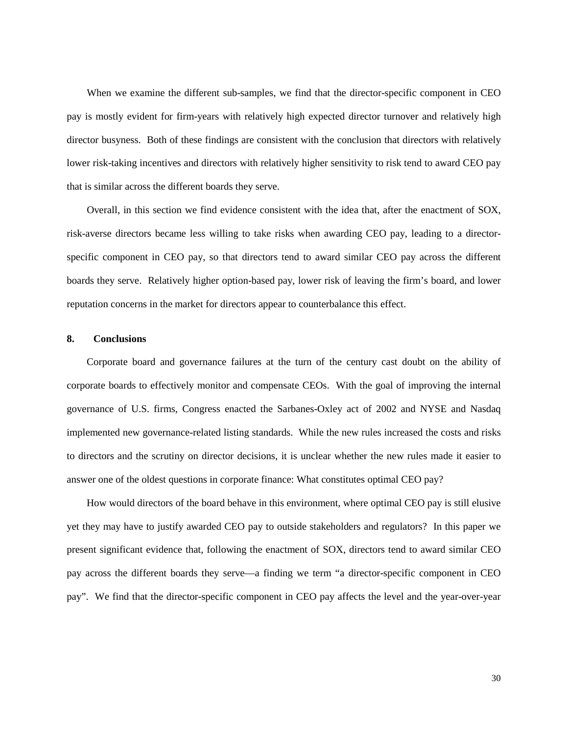When we examine the different sub-samples, we find that the director-specific component in CEO pay is mostly evident for firm-years with relatively high expected director turnover and relatively high director busyness. Both of these findings are consistent with the conclusion that directors with relatively lower risk-taking incentives and directors with relatively higher sensitivity to risk tend to award CEO pay that is similar across the different boards they serve.

Overall, in this section we find evidence consistent with the idea that, after the enactment of SOX, risk-averse directors became less willing to take risks when awarding CEO pay, leading to a director-specific component in CEO pay, so that directors tend to award similar CEO pay across the different boards they serve. Relatively higher option-based pay, lower risk of leaving the firm's board, and lower reputation concerns in the market for directors appear to counterbalance this effect.

## 8. Conclusions

Corporate board and governance failures at the turn of the century cast doubt on the ability of corporate boards to effectively monitor and compensate CEOs. With the goal of improving the internal governance of U.S. firms, Congress enacted the Sarbanes-Oxley act of 2002 and NYSE and Nasdaq implemented new governance-related listing standards. While the new rules increased the costs and risks to directors and the scrutiny on director decisions, it is unclear whether the new rules made it easier to answer one of the oldest questions in corporate finance: What constitutes optimal CEO pay?

How would directors of the board behave in this environment, where optimal CEO pay is still elusive yet they may have to justify awarded CEO pay to outside stakeholders and regulators? In this paper we present significant evidence that, following the enactment of SOX, directors tend to award similar CEO pay across the different boards they serve—a finding we term "a director-specific component in CEO pay". We find that the director-specific component in CEO pay affects the level and the year-over-year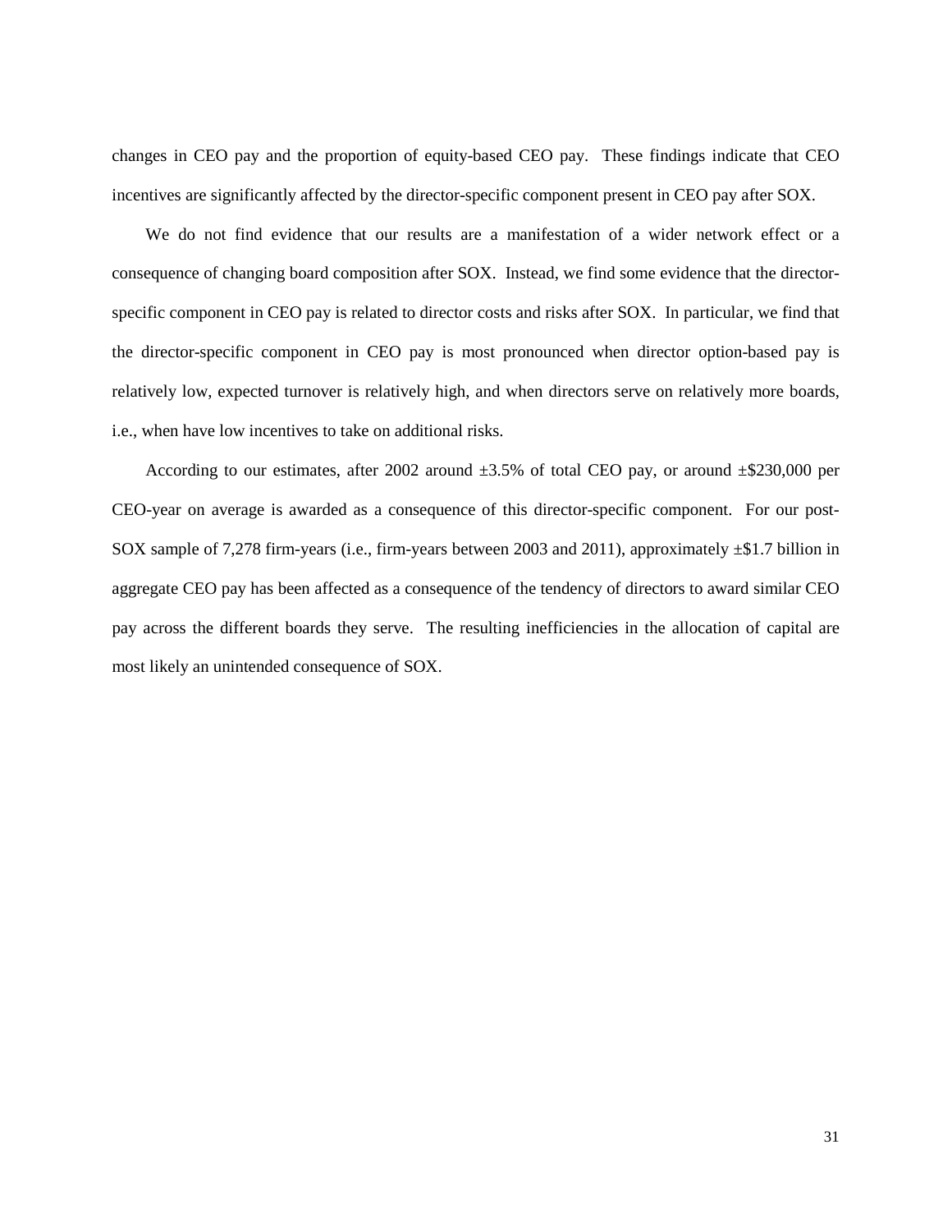changes in CEO pay and the proportion of equity-based CEO pay. These findings indicate that CEO incentives are significantly affected by the director-specific component present in CEO pay after SOX.

We do not find evidence that our results are a manifestation of a wider network effect or a consequence of changing board composition after SOX. Instead, we find some evidence that the director-specific component in CEO pay is related to director costs and risks after SOX. In particular, we find that the director-specific component in CEO pay is most pronounced when director option-based pay is relatively low, expected turnover is relatively high, and when directors serve on relatively more boards, i.e., when have low incentives to take on additional risks.

According to our estimates, after 2002 around ±3.5% of total CEO pay, or around ±$230,000 per CEO-year on average is awarded as a consequence of this director-specific component. For our post-SOX sample of 7,278 firm-years (i.e., firm-years between 2003 and 2011), approximately ±$1.7 billion in aggregate CEO pay has been affected as a consequence of the tendency of directors to award similar CEO pay across the different boards they serve. The resulting inefficiencies in the allocation of capital are most likely an unintended consequence of SOX.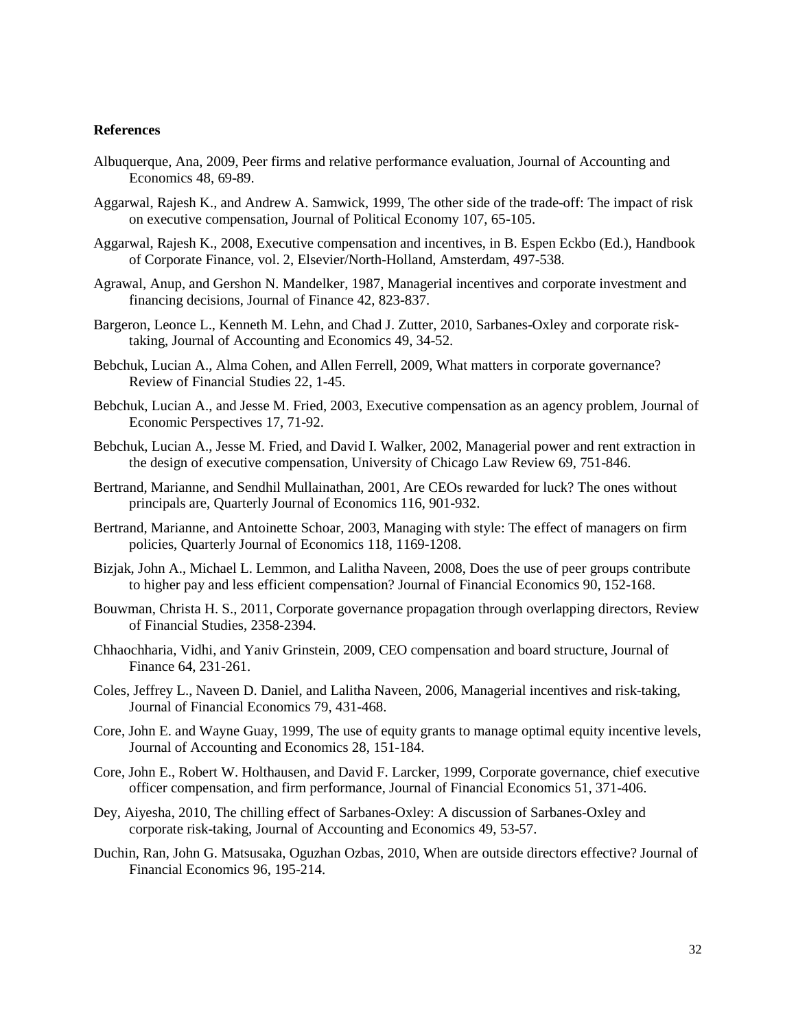**References**

Albuquerque, Ana, 2009, Peer firms and relative performance evaluation, Journal of Accounting and Economics 48, 69-89.

Aggarwal, Rajesh K., and Andrew A. Samwick, 1999, The other side of the trade-off: The impact of risk on executive compensation, Journal of Political Economy 107, 65-105.

Aggarwal, Rajesh K., 2008, Executive compensation and incentives, in B. Espen Eckbo (Ed.), Handbook of Corporate Finance, vol. 2, Elsevier/North-Holland, Amsterdam, 497-538.

Agrawal, Anup, and Gershon N. Mandelker, 1987, Managerial incentives and corporate investment and financing decisions, Journal of Finance 42, 823-837.

Bargeron, Leonce L., Kenneth M. Lehn, and Chad J. Zutter, 2010, Sarbanes-Oxley and corporate risk-taking, Journal of Accounting and Economics 49, 34-52.

Bebchuk, Lucian A., Alma Cohen, and Allen Ferrell, 2009, What matters in corporate governance? Review of Financial Studies 22, 1-45.

Bebchuk, Lucian A., and Jesse M. Fried, 2003, Executive compensation as an agency problem, Journal of Economic Perspectives 17, 71-92.

Bebchuk, Lucian A., Jesse M. Fried, and David I. Walker, 2002, Managerial power and rent extraction in the design of executive compensation, University of Chicago Law Review 69, 751-846.

Bertrand, Marianne, and Sendhil Mullainathan, 2001, Are CEOs rewarded for luck? The ones without principals are, Quarterly Journal of Economics 116, 901-932.

Bertrand, Marianne, and Antoinette Schoar, 2003, Managing with style: The effect of managers on firm policies, Quarterly Journal of Economics 118, 1169-1208.

Bizjak, John A., Michael L. Lemmon, and Lalitha Naveen, 2008, Does the use of peer groups contribute to higher pay and less efficient compensation? Journal of Financial Economics 90, 152-168.

Bouwman, Christa H. S., 2011, Corporate governance propagation through overlapping directors, Review of Financial Studies, 2358-2394.

Chhaochharia, Vidhi, and Yaniv Grinstein, 2009, CEO compensation and board structure, Journal of Finance 64, 231-261.

Coles, Jeffrey L., Naveen D. Daniel, and Lalitha Naveen, 2006, Managerial incentives and risk-taking, Journal of Financial Economics 79, 431-468.

Core, John E. and Wayne Guay, 1999, The use of equity grants to manage optimal equity incentive levels, Journal of Accounting and Economics 28, 151-184.

Core, John E., Robert W. Holthausen, and David F. Larcker, 1999, Corporate governance, chief executive officer compensation, and firm performance, Journal of Financial Economics 51, 371-406.

Dey, Aiyesha, 2010, The chilling effect of Sarbanes-Oxley: A discussion of Sarbanes-Oxley and corporate risk-taking, Journal of Accounting and Economics 49, 53-57.

Duchin, Ran, John G. Matsusaka, Oguzhan Ozbas, 2010, When are outside directors effective? Journal of Financial Economics 96, 195-214.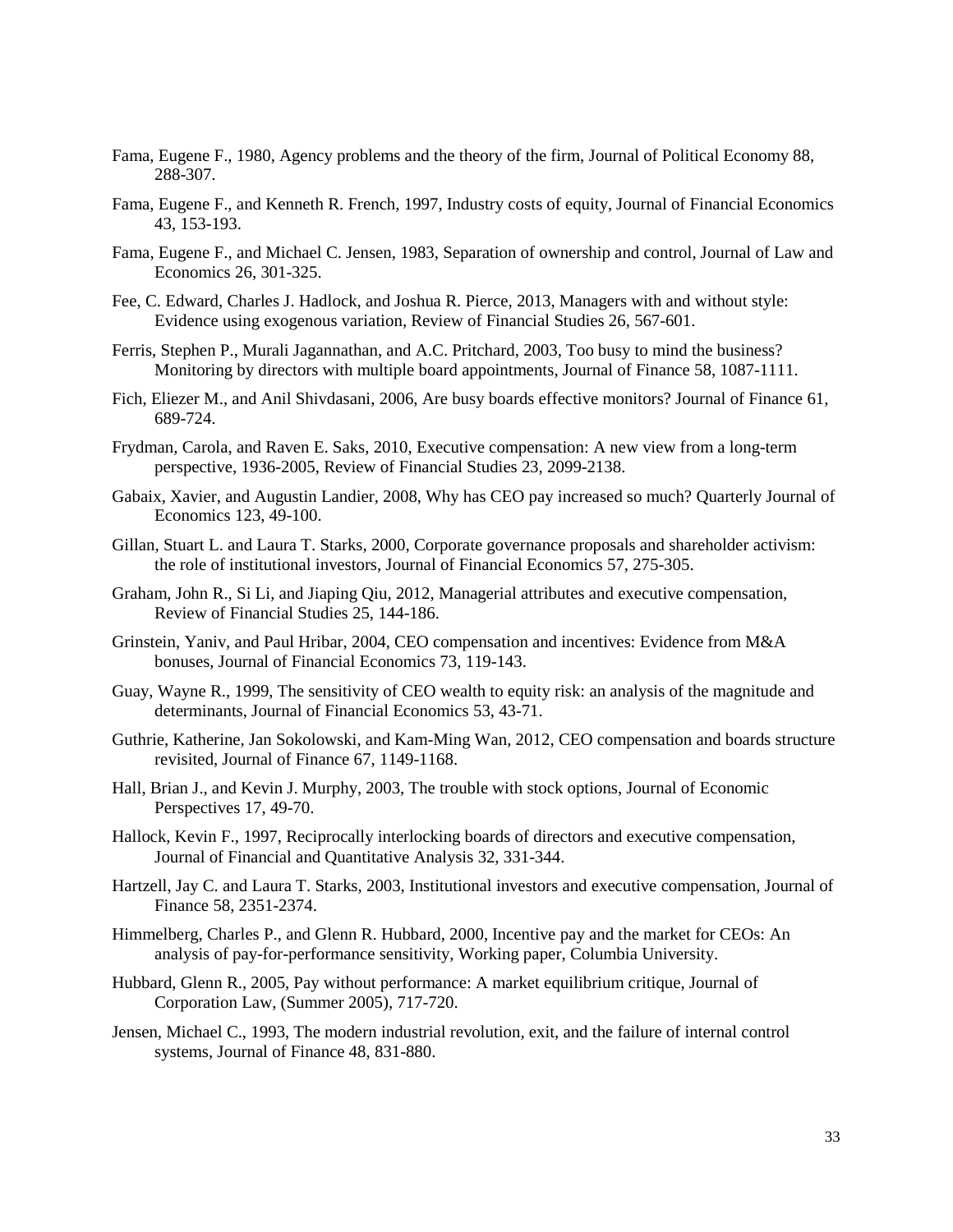Fama, Eugene F., 1980, Agency problems and the theory of the firm, Journal of Political Economy 88, 288-307.

Fama, Eugene F., and Kenneth R. French, 1997, Industry costs of equity, Journal of Financial Economics 43, 153-193.

Fama, Eugene F., and Michael C. Jensen, 1983, Separation of ownership and control, Journal of Law and Economics 26, 301-325.

Fee, C. Edward, Charles J. Hadlock, and Joshua R. Pierce, 2013, Managers with and without style: Evidence using exogenous variation, Review of Financial Studies 26, 567-601.

Ferris, Stephen P., Murali Jagannathan, and A.C. Pritchard, 2003, Too busy to mind the business? Monitoring by directors with multiple board appointments, Journal of Finance 58, 1087-1111.

Fich, Eliezer M., and Anil Shivdasani, 2006, Are busy boards effective monitors? Journal of Finance 61, 689-724.

Frydman, Carola, and Raven E. Saks, 2010, Executive compensation: A new view from a long-term perspective, 1936-2005, Review of Financial Studies 23, 2099-2138.

Gabaix, Xavier, and Augustin Landier, 2008, Why has CEO pay increased so much? Quarterly Journal of Economics 123, 49-100.

Gillan, Stuart L. and Laura T. Starks, 2000, Corporate governance proposals and shareholder activism: the role of institutional investors, Journal of Financial Economics 57, 275-305.

Graham, John R., Si Li, and Jiaping Qiu, 2012, Managerial attributes and executive compensation, Review of Financial Studies 25, 144-186.

Grinstein, Yaniv, and Paul Hribar, 2004, CEO compensation and incentives: Evidence from M&A bonuses, Journal of Financial Economics 73, 119-143.

Guay, Wayne R., 1999, The sensitivity of CEO wealth to equity risk: an analysis of the magnitude and determinants, Journal of Financial Economics 53, 43-71.

Guthrie, Katherine, Jan Sokolowski, and Kam-Ming Wan, 2012, CEO compensation and boards structure revisited, Journal of Finance 67, 1149-1168.

Hall, Brian J., and Kevin J. Murphy, 2003, The trouble with stock options, Journal of Economic Perspectives 17, 49-70.

Hallock, Kevin F., 1997, Reciprocally interlocking boards of directors and executive compensation, Journal of Financial and Quantitative Analysis 32, 331-344.

Hartzell, Jay C. and Laura T. Starks, 2003, Institutional investors and executive compensation, Journal of Finance 58, 2351-2374.

Himmelberg, Charles P., and Glenn R. Hubbard, 2000, Incentive pay and the market for CEOs: An analysis of pay-for-performance sensitivity, Working paper, Columbia University.

Hubbard, Glenn R., 2005, Pay without performance: A market equilibrium critique, Journal of Corporation Law, (Summer 2005), 717-720.

Jensen, Michael C., 1993, The modern industrial revolution, exit, and the failure of internal control systems, Journal of Finance 48, 831-880.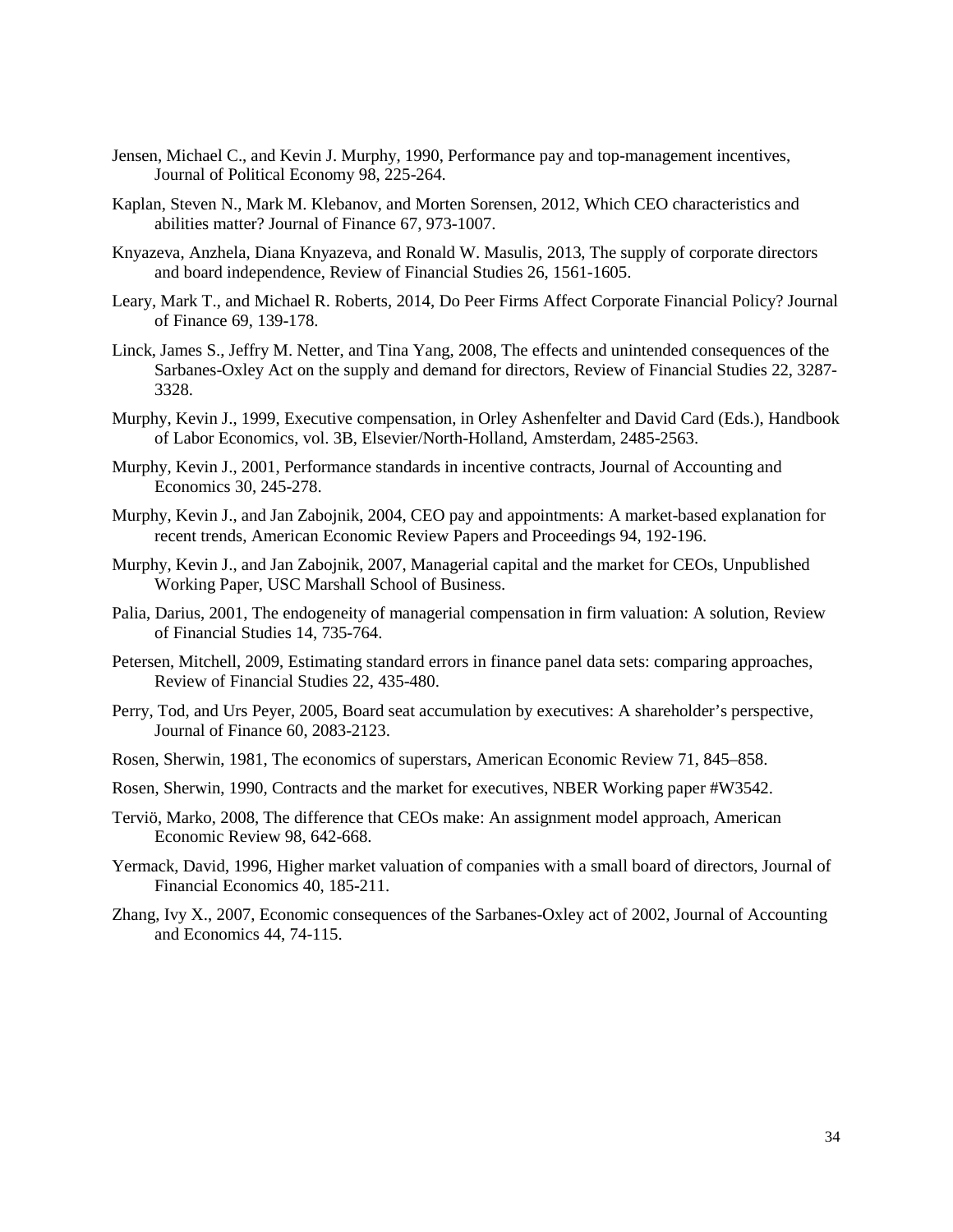Jensen, Michael C., and Kevin J. Murphy, 1990, Performance pay and top-management incentives, Journal of Political Economy 98, 225-264.

Kaplan, Steven N., Mark M. Klebanov, and Morten Sorensen, 2012, Which CEO characteristics and abilities matter? Journal of Finance 67, 973-1007.

Knyazeva, Anzhela, Diana Knyazeva, and Ronald W. Masulis, 2013, The supply of corporate directors and board independence, Review of Financial Studies 26, 1561-1605.

Leary, Mark T., and Michael R. Roberts, 2014, Do Peer Firms Affect Corporate Financial Policy? Journal of Finance 69, 139-178.

Linck, James S., Jeffry M. Netter, and Tina Yang, 2008, The effects and unintended consequences of the Sarbanes-Oxley Act on the supply and demand for directors, Review of Financial Studies 22, 3287-3328.

Murphy, Kevin J., 1999, Executive compensation, in Orley Ashenfelter and David Card (Eds.), Handbook of Labor Economics, vol. 3B, Elsevier/North-Holland, Amsterdam, 2485-2563.

Murphy, Kevin J., 2001, Performance standards in incentive contracts, Journal of Accounting and Economics 30, 245-278.

Murphy, Kevin J., and Jan Zabojnik, 2004, CEO pay and appointments: A market-based explanation for recent trends, American Economic Review Papers and Proceedings 94, 192-196.

Murphy, Kevin J., and Jan Zabojnik, 2007, Managerial capital and the market for CEOs, Unpublished Working Paper, USC Marshall School of Business.

Palia, Darius, 2001, The endogeneity of managerial compensation in firm valuation: A solution, Review of Financial Studies 14, 735-764.

Petersen, Mitchell, 2009, Estimating standard errors in finance panel data sets: comparing approaches, Review of Financial Studies 22, 435-480.

Perry, Tod, and Urs Peyer, 2005, Board seat accumulation by executives: A shareholder's perspective, Journal of Finance 60, 2083-2123.

Rosen, Sherwin, 1981, The economics of superstars, American Economic Review 71, 845–858.

Rosen, Sherwin, 1990, Contracts and the market for executives, NBER Working paper #W3542.

Terviö, Marko, 2008, The difference that CEOs make: An assignment model approach, American Economic Review 98, 642-668.

Yermack, David, 1996, Higher market valuation of companies with a small board of directors, Journal of Financial Economics 40, 185-211.

Zhang, Ivy X., 2007, Economic consequences of the Sarbanes-Oxley act of 2002, Journal of Accounting and Economics 44, 74-115.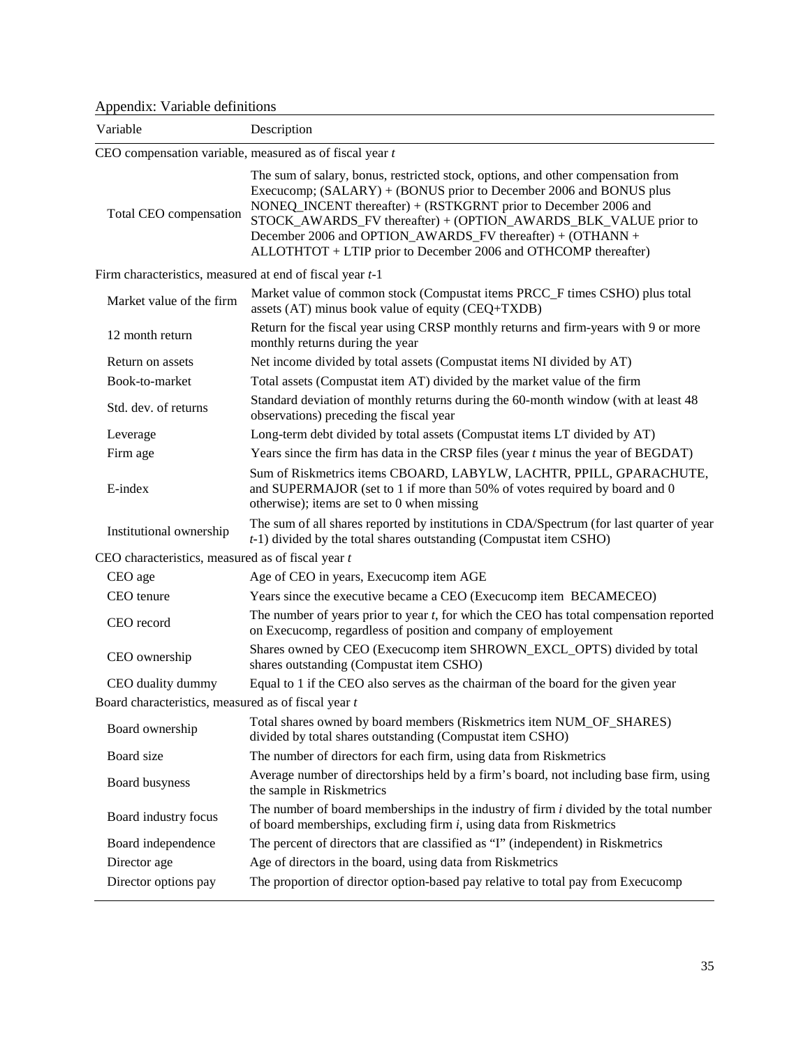Appendix: Variable definitions

| Variable | Description |
|---|---|
| *CEO compensation variable, measured as of fiscal year t* | |
| Total CEO compensation | The sum of salary, bonus, restricted stock, options, and other compensation from Execucomp; (SALARY) + (BONUS prior to December 2006 and BONUS plus NONEQ_INCENT thereafter) + (RSTKGRNT prior to December 2006 and STOCK_AWARDS_FV thereafter) + (OPTION_AWARDS_BLK_VALUE prior to December 2006 and OPTION_AWARDS_FV thereafter) + (OTHANN + ALLOTHTOT + LTIP prior to December 2006 and OTHCOMP thereafter) |
| *Firm characteristics, measured at end of fiscal year t-1* | |
| Market value of the firm | Market value of common stock (Compustat items PRCC_F times CSHO) plus total assets (AT) minus book value of equity (CEQ+TXDB) |
| 12 month return | Return for the fiscal year using CRSP monthly returns and firm-years with 9 or more monthly returns during the year |
| Return on assets | Net income divided by total assets (Compustat items NI divided by AT) |
| Book-to-market | Total assets (Compustat item AT) divided by the market value of the firm |
| Std. dev. of returns | Standard deviation of monthly returns during the 60-month window (with at least 48 observations) preceding the fiscal year |
| Leverage | Long-term debt divided by total assets (Compustat items LT divided by AT) |
| Firm age | Years since the firm has data in the CRSP files (year *t* minus the year of BEGDAT) |
| E-index | Sum of Riskmetrics items CBOARD, LABYLW, LACHTR, PPILL, GPARACHUTE, and SUPERMAJOR (set to 1 if more than 50% of votes required by board and 0 otherwise); items are set to 0 when missing |
| Institutional ownership | The sum of all shares reported by institutions in CDA/Spectrum (for last quarter of year *t*-1) divided by the total shares outstanding (Compustat item CSHO) |
| *CEO characteristics, measured as of fiscal year t* | |
| CEO age | Age of CEO in years, Execucomp item AGE |
| CEO tenure | Years since the executive became a CEO (Execucomp item BECAMECEO) |
| CEO record | The number of years prior to year *t*, for which the CEO has total compensation reported on Execucomp, regardless of position and company of employement |
| CEO ownership | Shares owned by CEO (Execucomp item SHROWN_EXCL_OPTS) divided by total shares outstanding (Compustat item CSHO) |
| CEO duality dummy | Equal to 1 if the CEO also serves as the chairman of the board for the given year |
| *Board characteristics, measured as of fiscal year t* | |
| Board ownership | Total shares owned by board members (Riskmetrics item NUM_OF_SHARES) divided by total shares outstanding (Compustat item CSHO) |
| Board size | The number of directors for each firm, using data from Riskmetrics |
| Board busyness | Average number of directorships held by a firm's board, not including base firm, using the sample in Riskmetrics |
| Board industry focus | The number of board memberships in the industry of firm *i* divided by the total number of board memberships, excluding firm *i*, using data from Riskmetrics |
| Board independence | The percent of directors that are classified as "I" (independent) in Riskmetrics |
| Director age | Age of directors in the board, using data from Riskmetrics |
| Director options pay | The proportion of director option-based pay relative to total pay from Execucomp |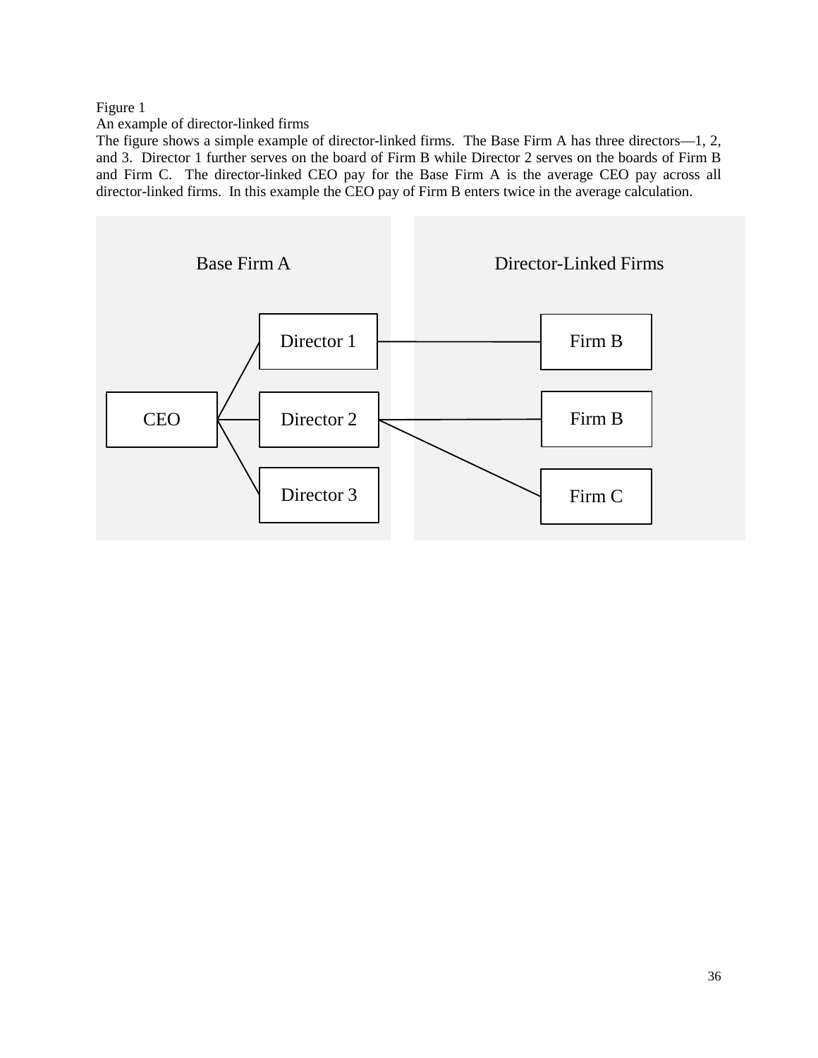Figure 1

An example of director-linked firms

The figure shows a simple example of director-linked firms. The Base Firm A has three directors—1, 2, and 3. Director 1 further serves on the board of Firm B while Director 2 serves on the boards of Firm B and Firm C. The director-linked CEO pay for the Base Firm A is the average CEO pay across all director-linked firms. In this example the CEO pay of Firm B enters twice in the average calculation.

Base Firm A

Director-Linked Firms

CEO

Director 1

Director 2

Director 3

Firm B

Firm B

Firm C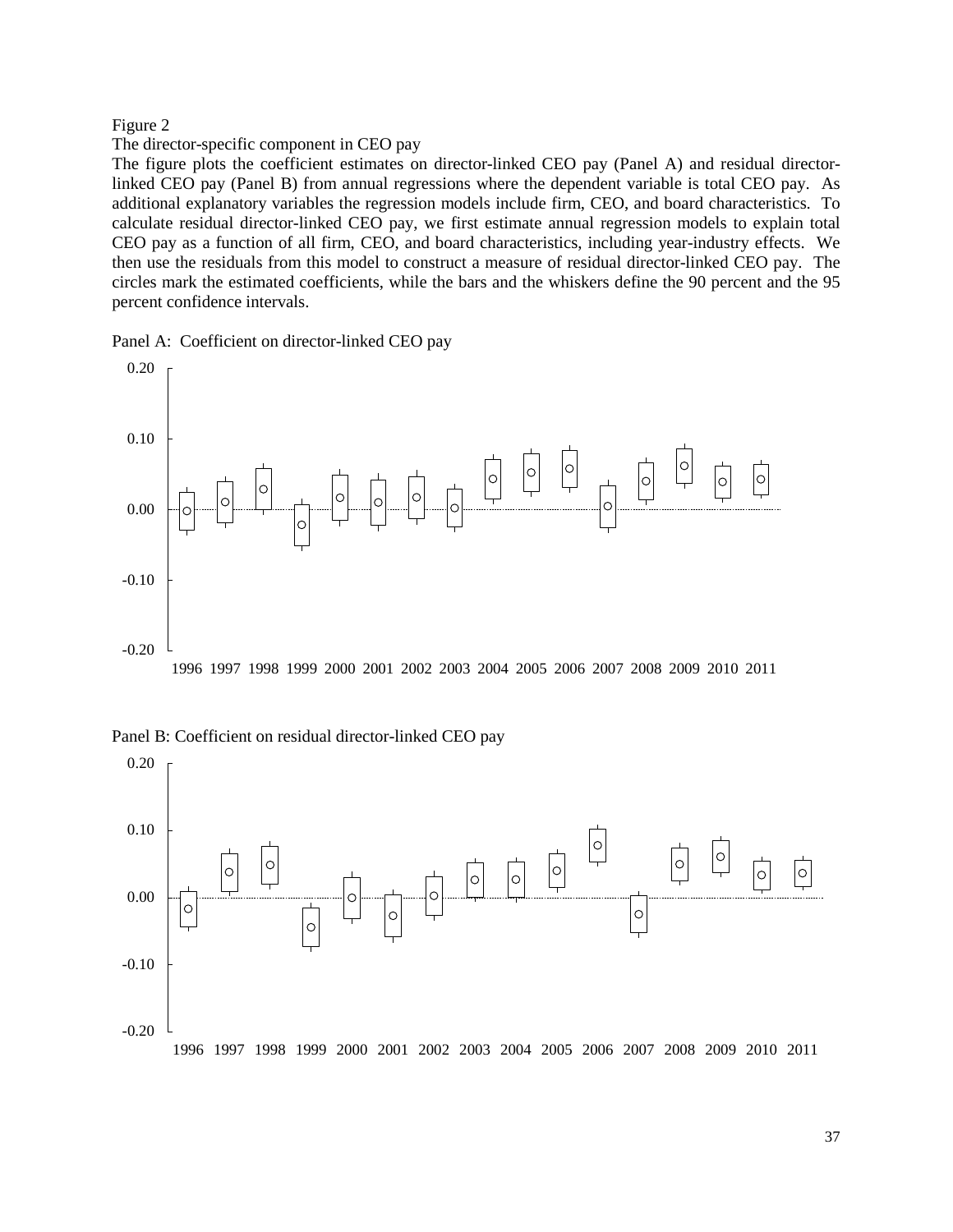Figure 2

The director-specific component in CEO pay

The figure plots the coefficient estimates on director-linked CEO pay (Panel A) and residual director-linked CEO pay (Panel B) from annual regressions where the dependent variable is total CEO pay. As additional explanatory variables the regression models include firm, CEO, and board characteristics. To calculate residual director-linked CEO pay, we first estimate annual regression models to explain total CEO pay as a function of all firm, CEO, and board characteristics, including year-industry effects. We then use the residuals from this model to construct a measure of residual director-linked CEO pay. The circles mark the estimated coefficients, while the bars and the whiskers define the 90 percent and the 95 percent confidence intervals.

Panel A: Coefficient on director-linked CEO pay

Panel B: Coefficient on residual director-linked CEO pay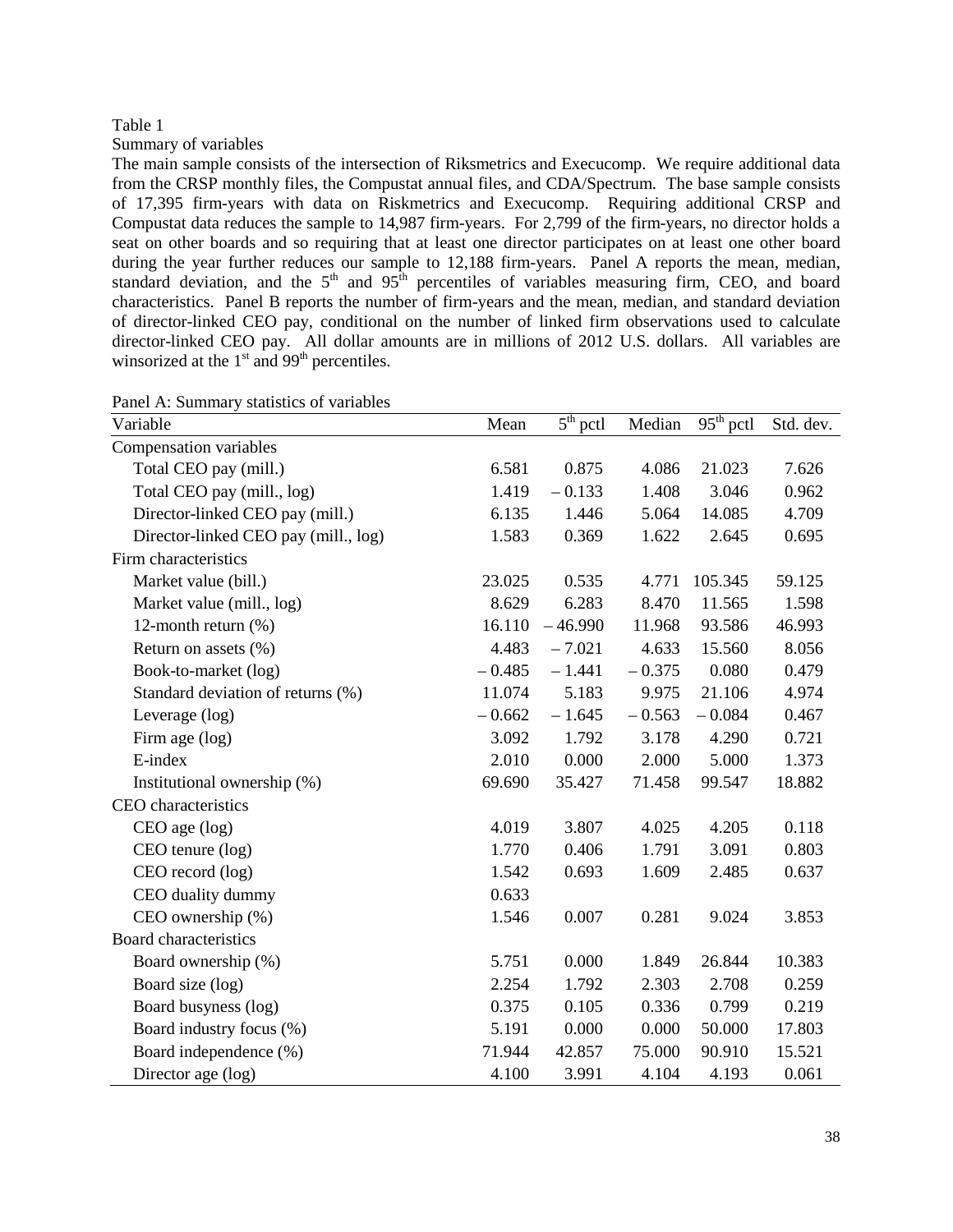Table 1

Summary of variables

The main sample consists of the intersection of Riksmetrics and Execucomp. We require additional data from the CRSP monthly files, the Compustat annual files, and CDA/Spectrum. The base sample consists of 17,395 firm-years with data on Riskmetrics and Execucomp. Requiring additional CRSP and Compustat data reduces the sample to 14,987 firm-years. For 2,799 of the firm-years, no director holds a seat on other boards and so requiring that at least one director participates on at least one other board during the year further reduces our sample to 12,188 firm-years. Panel A reports the mean, median, standard deviation, and the 5th and 95th percentiles of variables measuring firm, CEO, and board characteristics. Panel B reports the number of firm-years and the mean, median, and standard deviation of director-linked CEO pay, conditional on the number of linked firm observations used to calculate director-linked CEO pay. All dollar amounts are in millions of 2012 U.S. dollars. All variables are winsorized at the 1st and 99th percentiles.

Panel A: Summary statistics of variables

| Variable | Mean | 5th pctl | Median | 95th pctl | Std. dev. |
|---|---|---|---|---|---|
| Compensation variables | | | | | |
| Total CEO pay (mill.) | 6.581 | 0.875 | 4.086 | 21.023 | 7.626 |
| Total CEO pay (mill., log) | 1.419 | – 0.133 | 1.408 | 3.046 | 0.962 |
| Director-linked CEO pay (mill.) | 6.135 | 1.446 | 5.064 | 14.085 | 4.709 |
| Director-linked CEO pay (mill., log) | 1.583 | 0.369 | 1.622 | 2.645 | 0.695 |
| Firm characteristics | | | | | |
| Market value (bill.) | 23.025 | 0.535 | 4.771 | 105.345 | 59.125 |
| Market value (mill., log) | 8.629 | 6.283 | 8.470 | 11.565 | 1.598 |
| 12-month return (%) | 16.110 | – 46.990 | 11.968 | 93.586 | 46.993 |
| Return on assets (%) | 4.483 | – 7.021 | 4.633 | 15.560 | 8.056 |
| Book-to-market (log) | – 0.485 | – 1.441 | – 0.375 | 0.080 | 0.479 |
| Standard deviation of returns (%) | 11.074 | 5.183 | 9.975 | 21.106 | 4.974 |
| Leverage (log) | – 0.662 | – 1.645 | – 0.563 | – 0.084 | 0.467 |
| Firm age (log) | 3.092 | 1.792 | 3.178 | 4.290 | 0.721 |
| E-index | 2.010 | 0.000 | 2.000 | 5.000 | 1.373 |
| Institutional ownership (%) | 69.690 | 35.427 | 71.458 | 99.547 | 18.882 |
| CEO characteristics | | | | | |
| CEO age (log) | 4.019 | 3.807 | 4.025 | 4.205 | 0.118 |
| CEO tenure (log) | 1.770 | 0.406 | 1.791 | 3.091 | 0.803 |
| CEO record (log) | 1.542 | 0.693 | 1.609 | 2.485 | 0.637 |
| CEO duality dummy | 0.633 | | | | |
| CEO ownership (%) | 1.546 | 0.007 | 0.281 | 9.024 | 3.853 |
| Board characteristics | | | | | |
| Board ownership (%) | 5.751 | 0.000 | 1.849 | 26.844 | 10.383 |
| Board size (log) | 2.254 | 1.792 | 2.303 | 2.708 | 0.259 |
| Board busyness (log) | 0.375 | 0.105 | 0.336 | 0.799 | 0.219 |
| Board industry focus (%) | 5.191 | 0.000 | 0.000 | 50.000 | 17.803 |
| Board independence (%) | 71.944 | 42.857 | 75.000 | 90.910 | 15.521 |
| Director age (log) | 4.100 | 3.991 | 4.104 | 4.193 | 0.061 |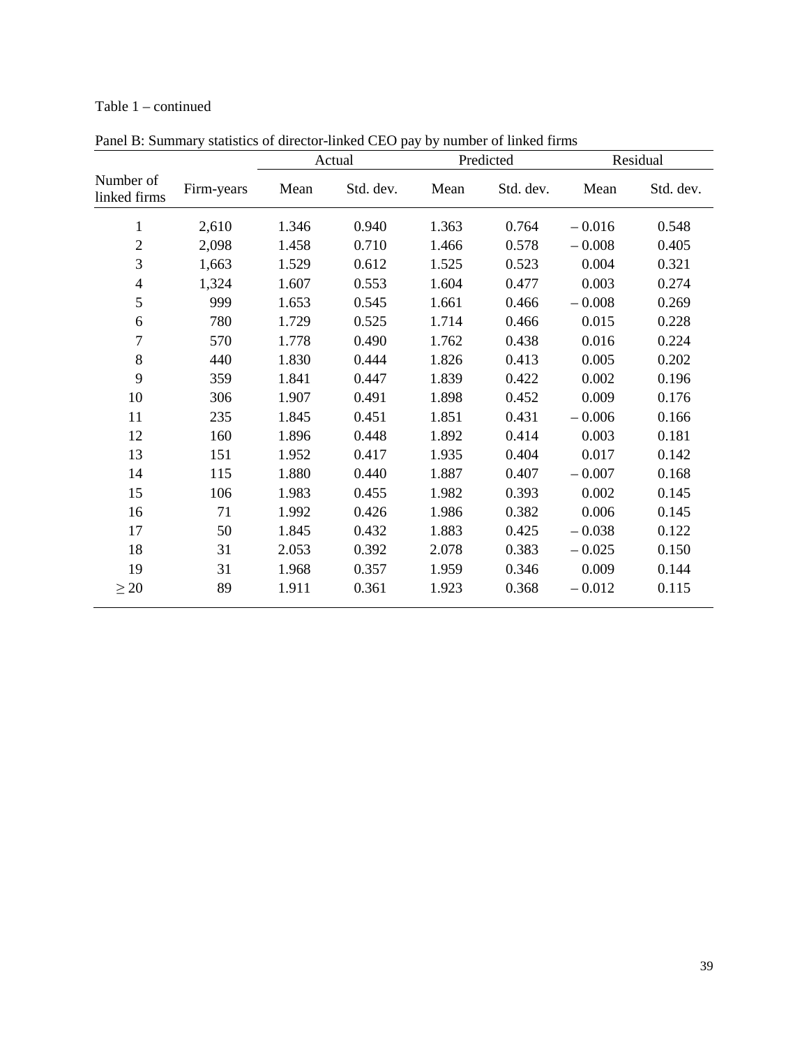Table 1 – continued

Panel B: Summary statistics of director-linked CEO pay by number of linked firms

| Number of linked firms | Firm-years | Actual | | Predicted | | Residual | |
|---|---|---|---|---|---|---|---|
| | | Mean | Std. dev. | Mean | Std. dev. | Mean | Std. dev. |
| 1 | 2,610 | 1.346 | 0.940 | 1.363 | 0.764 | – 0.016 | 0.548 |
| 2 | 2,098 | 1.458 | 0.710 | 1.466 | 0.578 | – 0.008 | 0.405 |
| 3 | 1,663 | 1.529 | 0.612 | 1.525 | 0.523 | 0.004 | 0.321 |
| 4 | 1,324 | 1.607 | 0.553 | 1.604 | 0.477 | 0.003 | 0.274 |
| 5 | 999 | 1.653 | 0.545 | 1.661 | 0.466 | – 0.008 | 0.269 |
| 6 | 780 | 1.729 | 0.525 | 1.714 | 0.466 | 0.015 | 0.228 |
| 7 | 570 | 1.778 | 0.490 | 1.762 | 0.438 | 0.016 | 0.224 |
| 8 | 440 | 1.830 | 0.444 | 1.826 | 0.413 | 0.005 | 0.202 |
| 9 | 359 | 1.841 | 0.447 | 1.839 | 0.422 | 0.002 | 0.196 |
| 10 | 306 | 1.907 | 0.491 | 1.898 | 0.452 | 0.009 | 0.176 |
| 11 | 235 | 1.845 | 0.451 | 1.851 | 0.431 | – 0.006 | 0.166 |
| 12 | 160 | 1.896 | 0.448 | 1.892 | 0.414 | 0.003 | 0.181 |
| 13 | 151 | 1.952 | 0.417 | 1.935 | 0.404 | 0.017 | 0.142 |
| 14 | 115 | 1.880 | 0.440 | 1.887 | 0.407 | – 0.007 | 0.168 |
| 15 | 106 | 1.983 | 0.455 | 1.982 | 0.393 | 0.002 | 0.145 |
| 16 | 71 | 1.992 | 0.426 | 1.986 | 0.382 | 0.006 | 0.145 |
| 17 | 50 | 1.845 | 0.432 | 1.883 | 0.425 | – 0.038 | 0.122 |
| 18 | 31 | 2.053 | 0.392 | 2.078 | 0.383 | – 0.025 | 0.150 |
| 19 | 31 | 1.968 | 0.357 | 1.959 | 0.346 | 0.009 | 0.144 |
| $\geq 20$ | 89 | 1.911 | 0.361 | 1.923 | 0.368 | – 0.012 | 0.115 |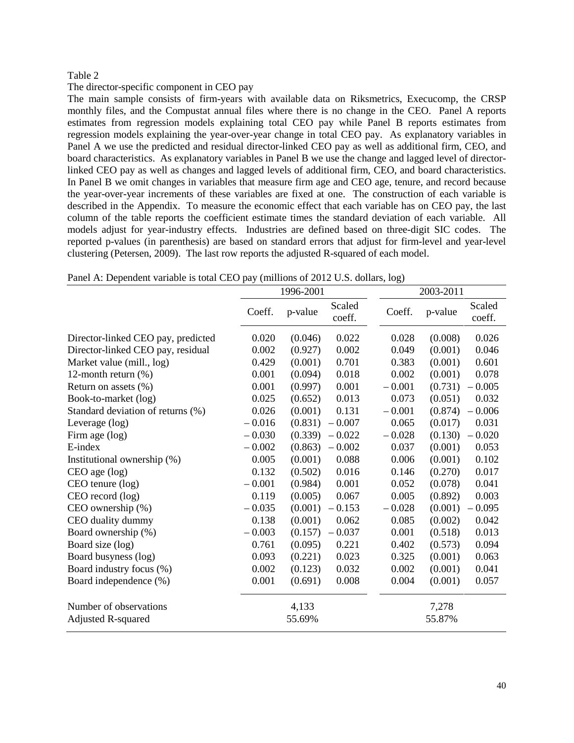Table 2

The director-specific component in CEO pay

The main sample consists of firm-years with available data on Riksmetrics, Execucomp, the CRSP monthly files, and the Compustat annual files where there is no change in the CEO. Panel A reports estimates from regression models explaining total CEO pay while Panel B reports estimates from regression models explaining the year-over-year change in total CEO pay. As explanatory variables in Panel A we use the predicted and residual director-linked CEO pay as well as additional firm, CEO, and board characteristics. As explanatory variables in Panel B we use the change and lagged level of director-linked CEO pay as well as changes and lagged levels of additional firm, CEO, and board characteristics. In Panel B we omit changes in variables that measure firm age and CEO age, tenure, and record because the year-over-year increments of these variables are fixed at one. The construction of each variable is described in the Appendix. To measure the economic effect that each variable has on CEO pay, the last column of the table reports the coefficient estimate times the standard deviation of each variable. All models adjust for year-industry effects. Industries are defined based on three-digit SIC codes. The reported p-values (in parenthesis) are based on standard errors that adjust for firm-level and year-level clustering (Petersen, 2009). The last row reports the adjusted R-squared of each model.

Panel A: Dependent variable is total CEO pay (millions of 2012 U.S. dollars, log)

| | 1996-2001 | | | 2003-2011 | | |
|---|---|---|---|---|---|---|
| | Coeff. | p-value | Scaled coeff. | Coeff. | p-value | Scaled coeff. |
| Director-linked CEO pay, predicted | 0.020 | (0.046) | 0.022 | 0.028 | (0.008) | 0.026 |
| Director-linked CEO pay, residual | 0.002 | (0.927) | 0.002 | 0.049 | (0.001) | 0.046 |
| Market value (mill., log) | 0.429 | (0.001) | 0.701 | 0.383 | (0.001) | 0.601 |
| 12-month return (%) | 0.001 | (0.094) | 0.018 | 0.002 | (0.001) | 0.078 |
| Return on assets (%) | 0.001 | (0.997) | 0.001 | – 0.001 | (0.731) | – 0.005 |
| Book-to-market (log) | 0.025 | (0.652) | 0.013 | 0.073 | (0.051) | 0.032 |
| Standard deviation of returns (%) | 0.026 | (0.001) | 0.131 | – 0.001 | (0.874) | – 0.006 |
| Leverage (log) | – 0.016 | (0.831) | – 0.007 | 0.065 | (0.017) | 0.031 |
| Firm age (log) | – 0.030 | (0.339) | – 0.022 | – 0.028 | (0.130) | – 0.020 |
| E-index | – 0.002 | (0.863) | – 0.002 | 0.037 | (0.001) | 0.053 |
| Institutional ownership (%) | 0.005 | (0.001) | 0.088 | 0.006 | (0.001) | 0.102 |
| CEO age (log) | 0.132 | (0.502) | 0.016 | 0.146 | (0.270) | 0.017 |
| CEO tenure (log) | – 0.001 | (0.984) | 0.001 | 0.052 | (0.078) | 0.041 |
| CEO record (log) | 0.119 | (0.005) | 0.067 | 0.005 | (0.892) | 0.003 |
| CEO ownership (%) | – 0.035 | (0.001) | – 0.153 | – 0.028 | (0.001) | – 0.095 |
| CEO duality dummy | 0.138 | (0.001) | 0.062 | 0.085 | (0.002) | 0.042 |
| Board ownership (%) | – 0.003 | (0.157) | – 0.037 | 0.001 | (0.518) | 0.013 |
| Board size (log) | 0.761 | (0.095) | 0.221 | 0.402 | (0.573) | 0.094 |
| Board busyness (log) | 0.093 | (0.221) | 0.023 | 0.325 | (0.001) | 0.063 |
| Board industry focus (%) | 0.002 | (0.123) | 0.032 | 0.002 | (0.001) | 0.041 |
| Board independence (%) | 0.001 | (0.691) | 0.008 | 0.004 | (0.001) | 0.057 |
| Number of observations | | 4,133 | | | 7,278 | |
| Adjusted R-squared | | 55.69% | | | 55.87% | |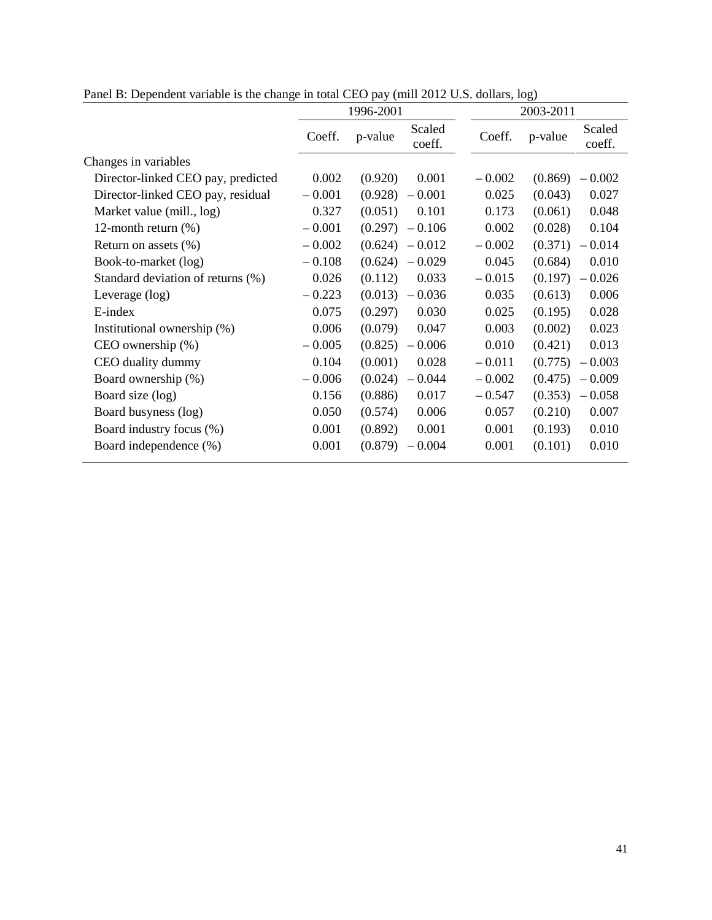Panel B: Dependent variable is the change in total CEO pay (mill 2012 U.S. dollars, log)

| | 1996-2001 | | | 2003-2011 | | |
|---|---|---|---|---|---|---|
| | Coeff. | p-value | Scaled coeff. | Coeff. | p-value | Scaled coeff. |
| Changes in variables | | | | | | |
| Director-linked CEO pay, predicted | 0.002 | (0.920) | 0.001 | – 0.002 | (0.869) | – 0.002 |
| Director-linked CEO pay, residual | – 0.001 | (0.928) | – 0.001 | 0.025 | (0.043) | 0.027 |
| Market value (mill., log) | 0.327 | (0.051) | 0.101 | 0.173 | (0.061) | 0.048 |
| 12-month return (%) | – 0.001 | (0.297) | – 0.106 | 0.002 | (0.028) | 0.104 |
| Return on assets (%) | – 0.002 | (0.624) | – 0.012 | – 0.002 | (0.371) | – 0.014 |
| Book-to-market (log) | – 0.108 | (0.624) | – 0.029 | 0.045 | (0.684) | 0.010 |
| Standard deviation of returns (%) | 0.026 | (0.112) | 0.033 | – 0.015 | (0.197) | – 0.026 |
| Leverage (log) | – 0.223 | (0.013) | – 0.036 | 0.035 | (0.613) | 0.006 |
| E-index | 0.075 | (0.297) | 0.030 | 0.025 | (0.195) | 0.028 |
| Institutional ownership (%) | 0.006 | (0.079) | 0.047 | 0.003 | (0.002) | 0.023 |
| CEO ownership (%) | – 0.005 | (0.825) | – 0.006 | 0.010 | (0.421) | 0.013 |
| CEO duality dummy | 0.104 | (0.001) | 0.028 | – 0.011 | (0.775) | – 0.003 |
| Board ownership (%) | – 0.006 | (0.024) | – 0.044 | – 0.002 | (0.475) | – 0.009 |
| Board size (log) | 0.156 | (0.886) | 0.017 | – 0.547 | (0.353) | – 0.058 |
| Board busyness (log) | 0.050 | (0.574) | 0.006 | 0.057 | (0.210) | 0.007 |
| Board industry focus (%) | 0.001 | (0.892) | 0.001 | 0.001 | (0.193) | 0.010 |
| Board independence (%) | 0.001 | (0.879) | – 0.004 | 0.001 | (0.101) | 0.010 |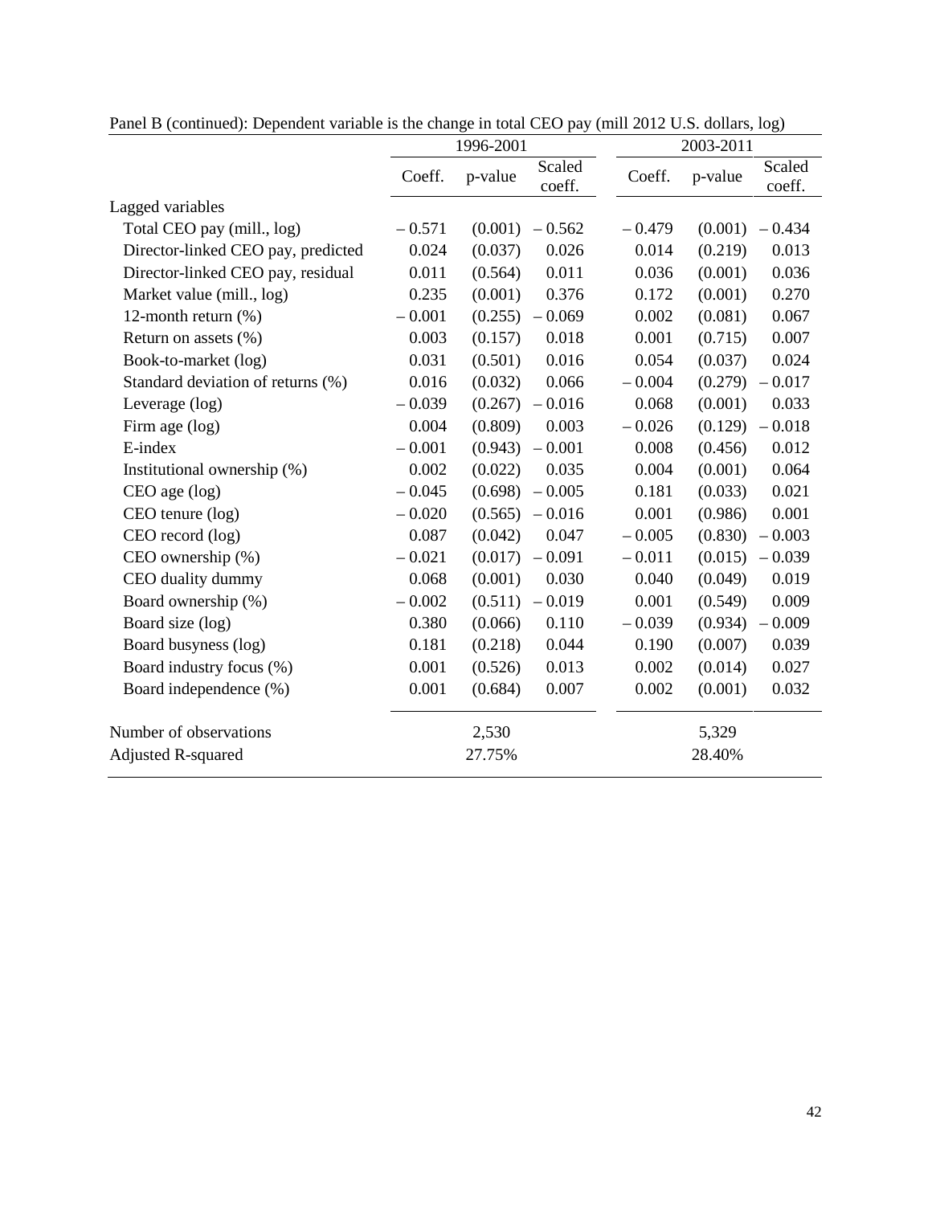Panel B (continued): Dependent variable is the change in total CEO pay (mill 2012 U.S. dollars, log)

| | 1996-2001 | | | 2003-2011 | | |
|---|---|---|---|---|---|---|
| | Coeff. | p-value | Scaled coeff. | Coeff. | p-value | Scaled coeff. |
| Lagged variables | | | | | | |
| Total CEO pay (mill., log) | – 0.571 | (0.001) | – 0.562 | – 0.479 | (0.001) | – 0.434 |
| Director-linked CEO pay, predicted | 0.024 | (0.037) | 0.026 | 0.014 | (0.219) | 0.013 |
| Director-linked CEO pay, residual | 0.011 | (0.564) | 0.011 | 0.036 | (0.001) | 0.036 |
| Market value (mill., log) | 0.235 | (0.001) | 0.376 | 0.172 | (0.001) | 0.270 |
| 12-month return (%) | – 0.001 | (0.255) | – 0.069 | 0.002 | (0.081) | 0.067 |
| Return on assets (%) | 0.003 | (0.157) | 0.018 | 0.001 | (0.715) | 0.007 |
| Book-to-market (log) | 0.031 | (0.501) | 0.016 | 0.054 | (0.037) | 0.024 |
| Standard deviation of returns (%) | 0.016 | (0.032) | 0.066 | – 0.004 | (0.279) | – 0.017 |
| Leverage (log) | – 0.039 | (0.267) | – 0.016 | 0.068 | (0.001) | 0.033 |
| Firm age (log) | 0.004 | (0.809) | 0.003 | – 0.026 | (0.129) | – 0.018 |
| E-index | – 0.001 | (0.943) | – 0.001 | 0.008 | (0.456) | 0.012 |
| Institutional ownership (%) | 0.002 | (0.022) | 0.035 | 0.004 | (0.001) | 0.064 |
| CEO age (log) | – 0.045 | (0.698) | – 0.005 | 0.181 | (0.033) | 0.021 |
| CEO tenure (log) | – 0.020 | (0.565) | – 0.016 | 0.001 | (0.986) | 0.001 |
| CEO record (log) | 0.087 | (0.042) | 0.047 | – 0.005 | (0.830) | – 0.003 |
| CEO ownership (%) | – 0.021 | (0.017) | – 0.091 | – 0.011 | (0.015) | – 0.039 |
| CEO duality dummy | 0.068 | (0.001) | 0.030 | 0.040 | (0.049) | 0.019 |
| Board ownership (%) | – 0.002 | (0.511) | – 0.019 | 0.001 | (0.549) | 0.009 |
| Board size (log) | 0.380 | (0.066) | 0.110 | – 0.039 | (0.934) | – 0.009 |
| Board busyness (log) | 0.181 | (0.218) | 0.044 | 0.190 | (0.007) | 0.039 |
| Board industry focus (%) | 0.001 | (0.526) | 0.013 | 0.002 | (0.014) | 0.027 |
| Board independence (%) | 0.001 | (0.684) | 0.007 | 0.002 | (0.001) | 0.032 |
| Number of observations | | 2,530 | | | 5,329 | |
| Adjusted R-squared | | 27.75% | | | 28.40% | |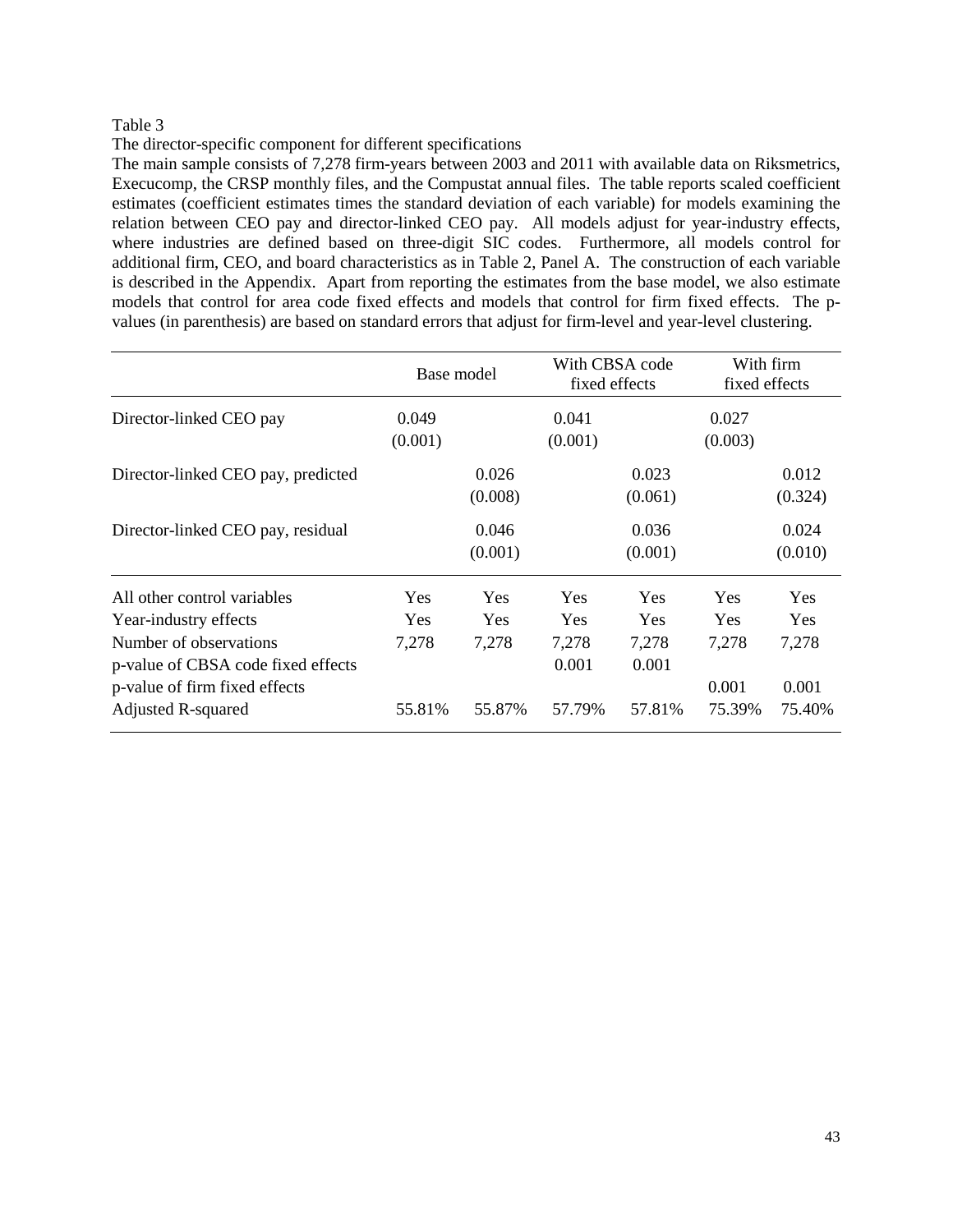Table 3

The director-specific component for different specifications

The main sample consists of 7,278 firm-years between 2003 and 2011 with available data on Riksmetrics, Execucomp, the CRSP monthly files, and the Compustat annual files. The table reports scaled coefficient estimates (coefficient estimates times the standard deviation of each variable) for models examining the relation between CEO pay and director-linked CEO pay. All models adjust for year-industry effects, where industries are defined based on three-digit SIC codes. Furthermore, all models control for additional firm, CEO, and board characteristics as in Table 2, Panel A. The construction of each variable is described in the Appendix. Apart from reporting the estimates from the base model, we also estimate models that control for area code fixed effects and models that control for firm fixed effects. The p-values (in parenthesis) are based on standard errors that adjust for firm-level and year-level clustering.

| | Base model | | With CBSA code fixed effects | | With firm fixed effects | |
|---|---|---|---|---|---|---|
| Director-linked CEO pay | 0.049 (0.001) | | 0.041 (0.001) | | 0.027 (0.003) | |
| Director-linked CEO pay, predicted | | 0.026 (0.008) | | 0.023 (0.061) | | 0.012 (0.324) |
| Director-linked CEO pay, residual | | 0.046 (0.001) | | 0.036 (0.001) | | 0.024 (0.010) |
| All other control variables | Yes | Yes | Yes | Yes | Yes | Yes |
| Year-industry effects | Yes | Yes | Yes | Yes | Yes | Yes |
| Number of observations | 7,278 | 7,278 | 7,278 | 7,278 | 7,278 | 7,278 |
| p-value of CBSA code fixed effects | | | 0.001 | 0.001 | | |
| p-value of firm fixed effects | | | | | 0.001 | 0.001 |
| Adjusted R-squared | 55.81% | 55.87% | 57.79% | 57.81% | 75.39% | 75.40% |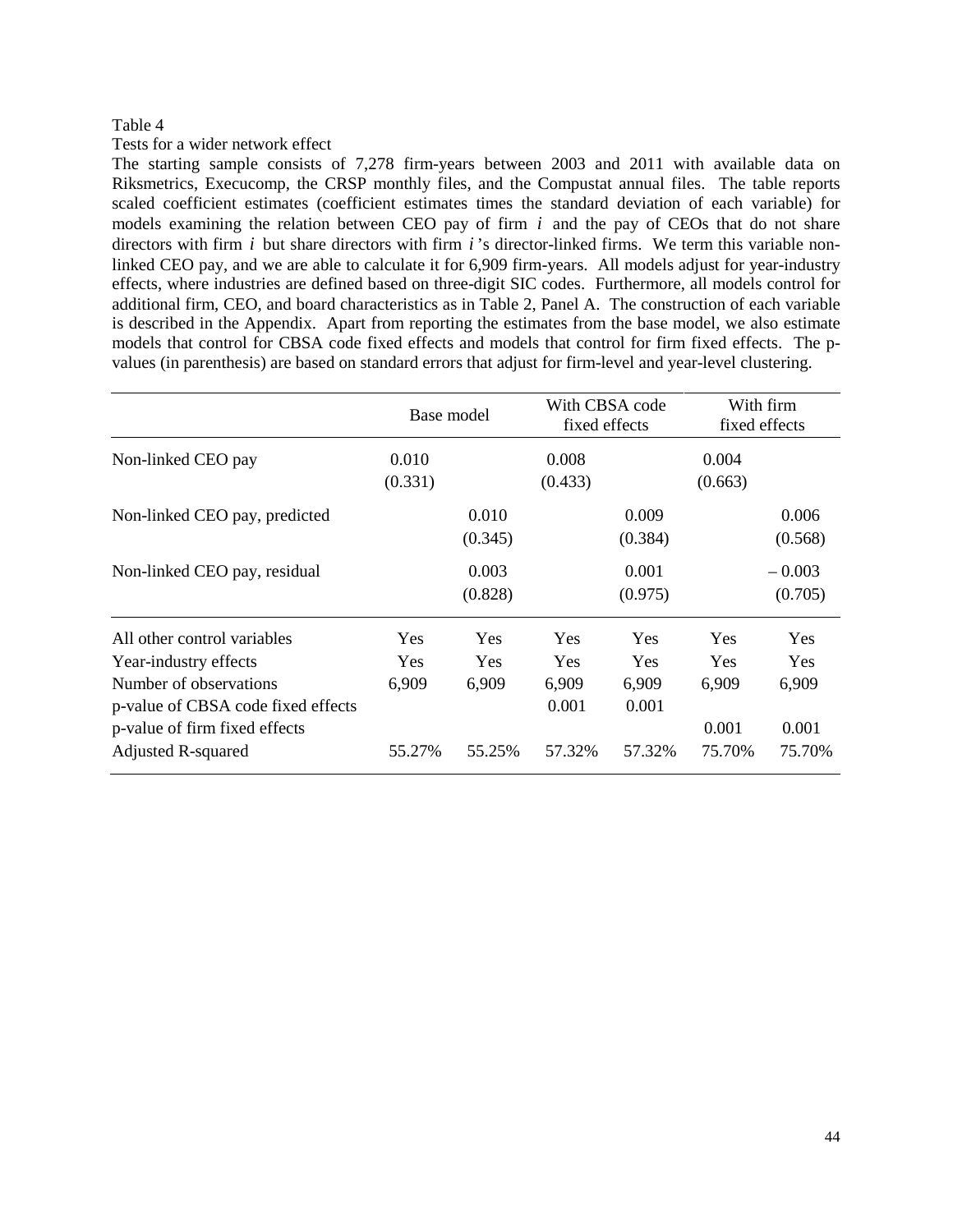Table 4

Tests for a wider network effect

The starting sample consists of 7,278 firm-years between 2003 and 2011 with available data on Riksmetrics, Execucomp, the CRSP monthly files, and the Compustat annual files. The table reports scaled coefficient estimates (coefficient estimates times the standard deviation of each variable) for models examining the relation between CEO pay of firm $i$ and the pay of CEOs that do not share directors with firm $i$ but share directors with firm $i$'s director-linked firms. We term this variable non-linked CEO pay, and we are able to calculate it for 6,909 firm-years. All models adjust for year-industry effects, where industries are defined based on three-digit SIC codes. Furthermore, all models control for additional firm, CEO, and board characteristics as in Table 2, Panel A. The construction of each variable is described in the Appendix. Apart from reporting the estimates from the base model, we also estimate models that control for CBSA code fixed effects and models that control for firm fixed effects. The p-values (in parenthesis) are based on standard errors that adjust for firm-level and year-level clustering.

| | Base model | | With CBSA code fixed effects | | With firm fixed effects | |
|---|---|---|---|---|---|---|
| Non-linked CEO pay | 0.010<br>(0.331) | | 0.008<br>(0.433) | | 0.004<br>(0.663) | |
| Non-linked CEO pay, predicted | | 0.010<br>(0.345) | | 0.009<br>(0.384) | | 0.006<br>(0.568) |
| Non-linked CEO pay, residual | | 0.003<br>(0.828) | | 0.001<br>(0.975) | | – 0.003<br>(0.705) |
| All other control variables | Yes | Yes | Yes | Yes | Yes | Yes |
| Year-industry effects | Yes | Yes | Yes | Yes | Yes | Yes |
| Number of observations | 6,909 | 6,909 | 6,909 | 6,909 | 6,909 | 6,909 |
| p-value of CBSA code fixed effects | | | 0.001 | 0.001 | | |
| p-value of firm fixed effects | | | | | 0.001 | 0.001 |
| Adjusted R-squared | 55.27% | 55.25% | 57.32% | 57.32% | 75.70% | 75.70% |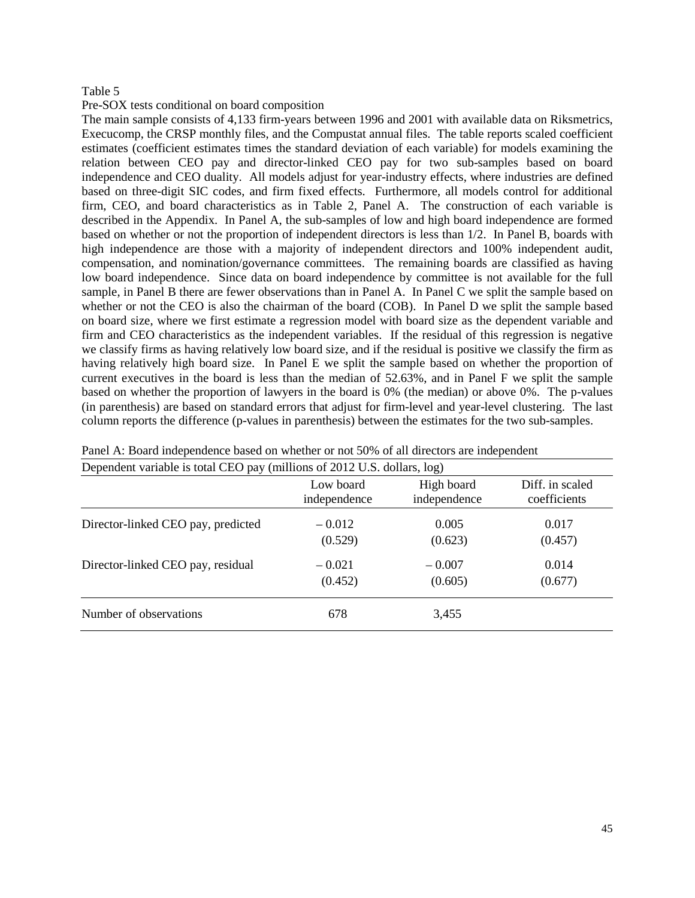Table 5

Pre-SOX tests conditional on board composition

The main sample consists of 4,133 firm-years between 1996 and 2001 with available data on Riksmetrics, Execucomp, the CRSP monthly files, and the Compustat annual files. The table reports scaled coefficient estimates (coefficient estimates times the standard deviation of each variable) for models examining the relation between CEO pay and director-linked CEO pay for two sub-samples based on board independence and CEO duality. All models adjust for year-industry effects, where industries are defined based on three-digit SIC codes, and firm fixed effects. Furthermore, all models control for additional firm, CEO, and board characteristics as in Table 2, Panel A. The construction of each variable is described in the Appendix. In Panel A, the sub-samples of low and high board independence are formed based on whether or not the proportion of independent directors is less than 1/2. In Panel B, boards with high independence are those with a majority of independent directors and 100% independent audit, compensation, and nomination/governance committees. The remaining boards are classified as having low board independence. Since data on board independence by committee is not available for the full sample, in Panel B there are fewer observations than in Panel A. In Panel C we split the sample based on whether or not the CEO is also the chairman of the board (COB). In Panel D we split the sample based on board size, where we first estimate a regression model with board size as the dependent variable and firm and CEO characteristics as the independent variables. If the residual of this regression is negative we classify firms as having relatively low board size, and if the residual is positive we classify the firm as having relatively high board size. In Panel E we split the sample based on whether the proportion of current executives in the board is less than the median of 52.63%, and in Panel F we split the sample based on whether the proportion of lawyers in the board is 0% (the median) or above 0%. The p-values (in parenthesis) are based on standard errors that adjust for firm-level and year-level clustering. The last column reports the difference (p-values in parenthesis) between the estimates for the two sub-samples.

Panel A: Board independence based on whether or not 50% of all directors are independent

| Dependent variable is total CEO pay (millions of 2012 U.S. dollars, log) | Low board independence | High board independence | Diff. in scaled coefficients |
|---|---|---|---|
| Director-linked CEO pay, predicted | – 0.012 | 0.005 | 0.017 |
| | (0.529) | (0.623) | (0.457) |
| Director-linked CEO pay, residual | – 0.021 | – 0.007 | 0.014 |
| | (0.452) | (0.605) | (0.677) |
| Number of observations | 678 | 3,455 | |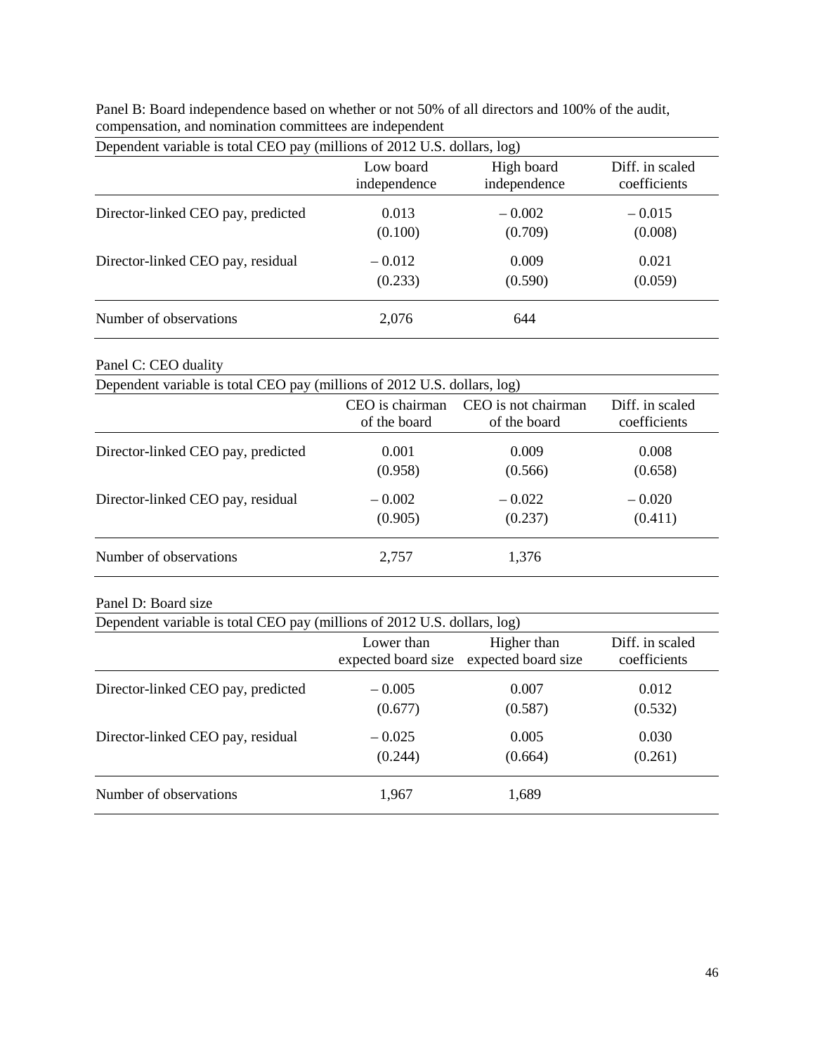Panel B: Board independence based on whether or not 50% of all directors and 100% of the audit, compensation, and nomination committees are independent

| Dependent variable is total CEO pay (millions of 2012 U.S. dollars, log) | | | |
|---|---|---|---|
| | Low board independence | High board independence | Diff. in scaled coefficients |
| Director-linked CEO pay, predicted | 0.013 | – 0.002 | – 0.015 |
| | (0.100) | (0.709) | (0.008) |
| Director-linked CEO pay, residual | – 0.012 | 0.009 | 0.021 |
| | (0.233) | (0.590) | (0.059) |
| Number of observations | 2,076 | 644 | |

Panel C: CEO duality

| Dependent variable is total CEO pay (millions of 2012 U.S. dollars, log) | | | |
|---|---|---|---|
| | CEO is chairman of the board | CEO is not chairman of the board | Diff. in scaled coefficients |
| Director-linked CEO pay, predicted | 0.001 | 0.009 | 0.008 |
| | (0.958) | (0.566) | (0.658) |
| Director-linked CEO pay, residual | – 0.002 | – 0.022 | – 0.020 |
| | (0.905) | (0.237) | (0.411) |
| Number of observations | 2,757 | 1,376 | |

Panel D: Board size

| Dependent variable is total CEO pay (millions of 2012 U.S. dollars, log) | | | |
|---|---|---|---|
| | Lower than expected board size | Higher than expected board size | Diff. in scaled coefficients |
| Director-linked CEO pay, predicted | – 0.005 | 0.007 | 0.012 |
| | (0.677) | (0.587) | (0.532) |
| Director-linked CEO pay, residual | – 0.025 | 0.005 | 0.030 |
| | (0.244) | (0.664) | (0.261) |
| Number of observations | 1,967 | 1,689 | |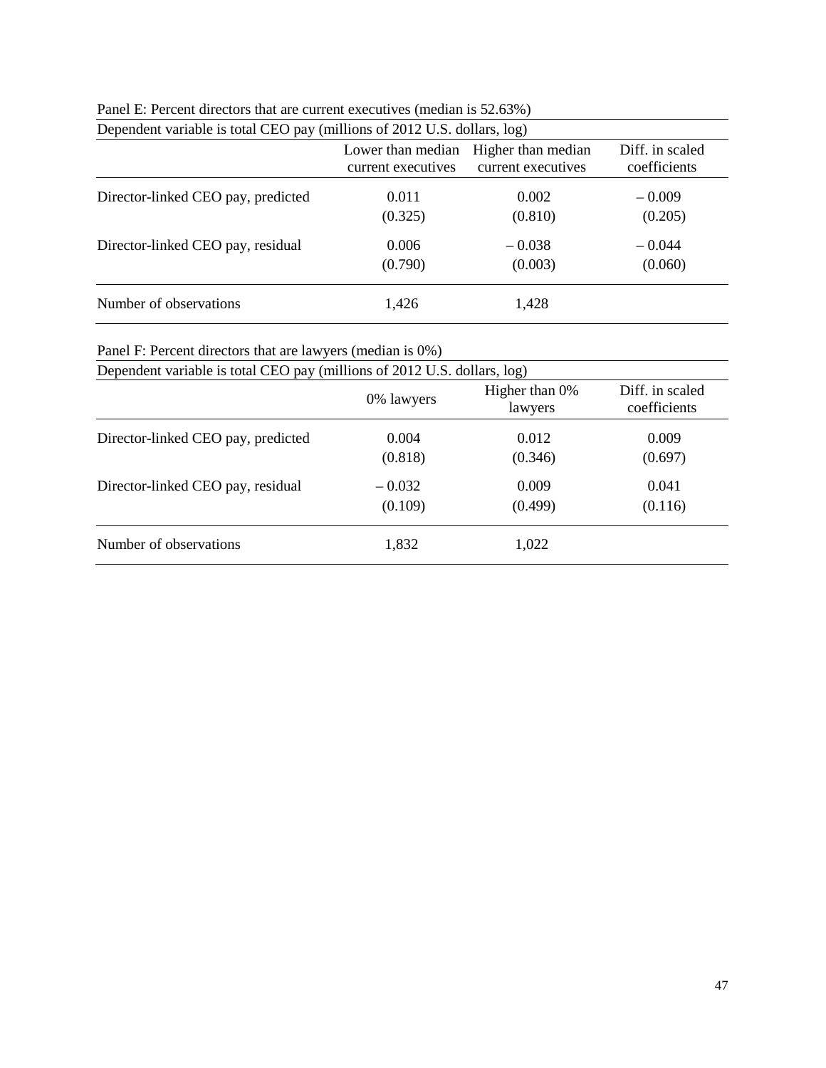Panel E: Percent directors that are current executives (median is 52.63%)

| Dependent variable is total CEO pay (millions of 2012 U.S. dollars, log) | | | |
|---|---|---|---|
| | Lower than median current executives | Higher than median current executives | Diff. in scaled coefficients |
| Director-linked CEO pay, predicted | 0.011 | 0.002 | – 0.009 |
| | (0.325) | (0.810) | (0.205) |
| Director-linked CEO pay, residual | 0.006 | – 0.038 | – 0.044 |
| | (0.790) | (0.003) | (0.060) |
| Number of observations | 1,426 | 1,428 | |

Panel F: Percent directors that are lawyers (median is 0%)

| Dependent variable is total CEO pay (millions of 2012 U.S. dollars, log) | | | |
|---|---|---|---|
| | 0% lawyers | Higher than 0% lawyers | Diff. in scaled coefficients |
| Director-linked CEO pay, predicted | 0.004 | 0.012 | 0.009 |
| | (0.818) | (0.346) | (0.697) |
| Director-linked CEO pay, residual | – 0.032 | 0.009 | 0.041 |
| | (0.109) | (0.499) | (0.116) |
| Number of observations | 1,832 | 1,022 | |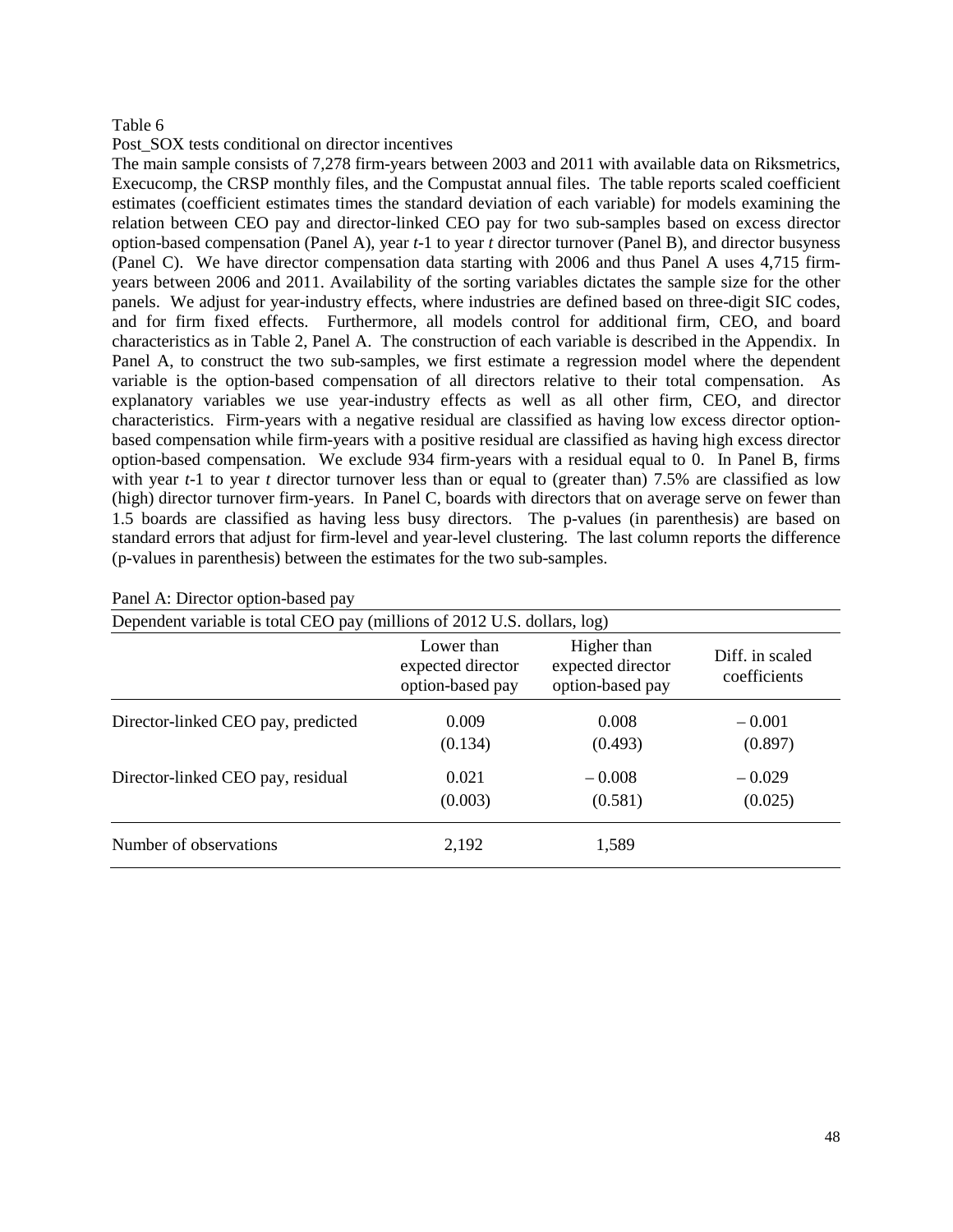Table 6

Post_SOX tests conditional on director incentives

The main sample consists of 7,278 firm-years between 2003 and 2011 with available data on Riksmetrics, Execucomp, the CRSP monthly files, and the Compustat annual files. The table reports scaled coefficient estimates (coefficient estimates times the standard deviation of each variable) for models examining the relation between CEO pay and director-linked CEO pay for two sub-samples based on excess director option-based compensation (Panel A), year *t*-1 to year *t* director turnover (Panel B), and director busyness (Panel C). We have director compensation data starting with 2006 and thus Panel A uses 4,715 firm-years between 2006 and 2011. Availability of the sorting variables dictates the sample size for the other panels. We adjust for year-industry effects, where industries are defined based on three-digit SIC codes, and for firm fixed effects. Furthermore, all models control for additional firm, CEO, and board characteristics as in Table 2, Panel A. The construction of each variable is described in the Appendix. In Panel A, to construct the two sub-samples, we first estimate a regression model where the dependent variable is the option-based compensation of all directors relative to their total compensation. As explanatory variables we use year-industry effects as well as all other firm, CEO, and director characteristics. Firm-years with a negative residual are classified as having low excess director option-based compensation while firm-years with a positive residual are classified as having high excess director option-based compensation. We exclude 934 firm-years with a residual equal to 0. In Panel B, firms with year *t*-1 to year *t* director turnover less than or equal to (greater than) 7.5% are classified as low (high) director turnover firm-years. In Panel C, boards with directors that on average serve on fewer than 1.5 boards are classified as having less busy directors. The p-values (in parenthesis) are based on standard errors that adjust for firm-level and year-level clustering. The last column reports the difference (p-values in parenthesis) between the estimates for the two sub-samples.

Panel A: Director option-based pay

| Dependent variable is total CEO pay (millions of 2012 U.S. dollars, log) | | | |
|---|---|---|---|
| | Lower than expected director option-based pay | Higher than expected director option-based pay | Diff. in scaled coefficients |
| Director-linked CEO pay, predicted | 0.009 | 0.008 | – 0.001 |
| | (0.134) | (0.493) | (0.897) |
| Director-linked CEO pay, residual | 0.021 | – 0.008 | – 0.029 |
| | (0.003) | (0.581) | (0.025) |
| Number of observations | 2,192 | 1,589 | |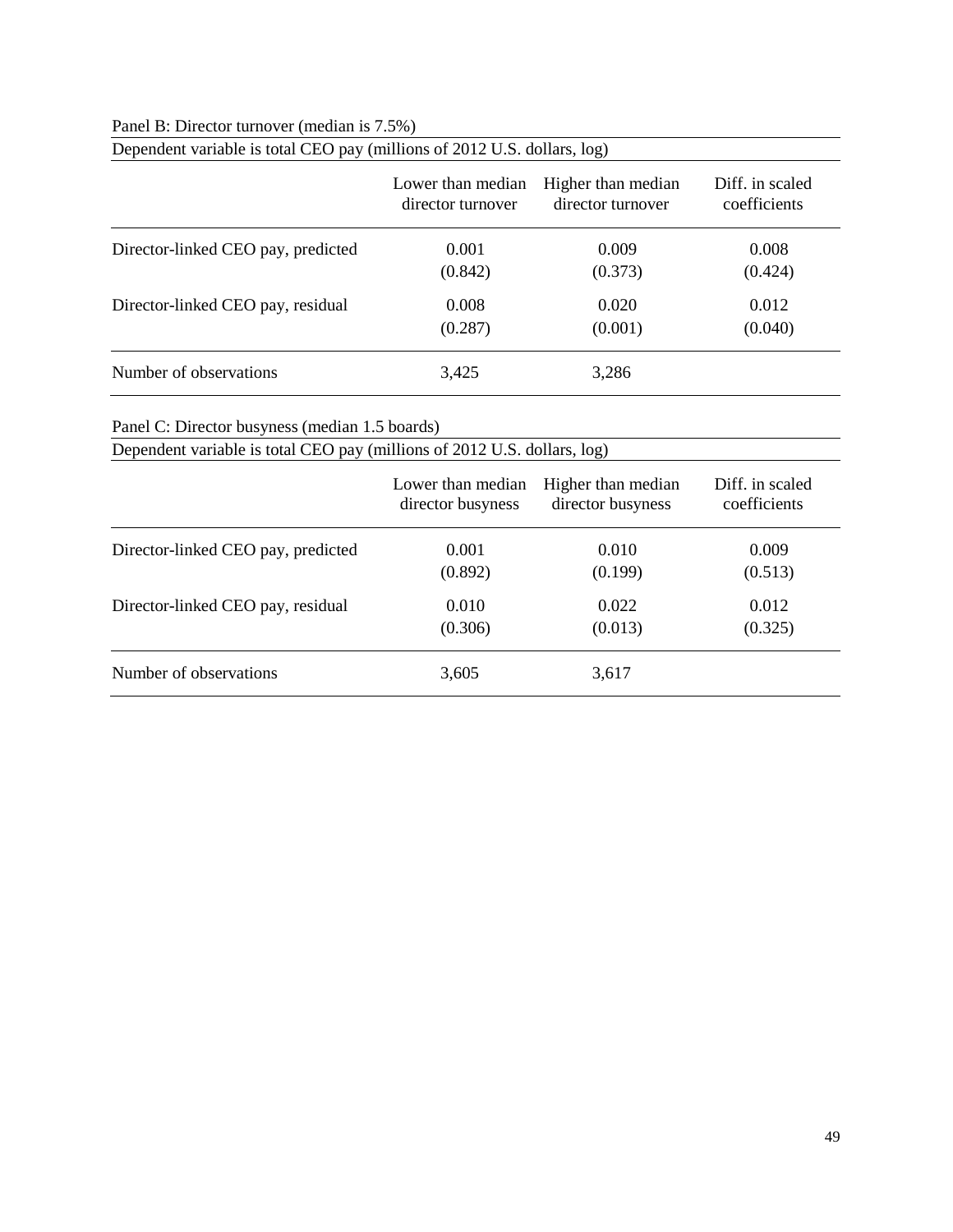Panel B: Director turnover (median is 7.5%)

Dependent variable is total CEO pay (millions of 2012 U.S. dollars, log)

| | Lower than median director turnover | Higher than median director turnover | Diff. in scaled coefficients |
|---|---|---|---|
| Director-linked CEO pay, predicted | 0.001 | 0.009 | 0.008 |
| | (0.842) | (0.373) | (0.424) |
| Director-linked CEO pay, residual | 0.008 | 0.020 | 0.012 |
| | (0.287) | (0.001) | (0.040) |
| Number of observations | 3,425 | 3,286 | |

Panel C: Director busyness (median 1.5 boards)

Dependent variable is total CEO pay (millions of 2012 U.S. dollars, log)

| | Lower than median director busyness | Higher than median director busyness | Diff. in scaled coefficients |
|---|---|---|---|
| Director-linked CEO pay, predicted | 0.001 | 0.010 | 0.009 |
| | (0.892) | (0.199) | (0.513) |
| Director-linked CEO pay, residual | 0.010 | 0.022 | 0.012 |
| | (0.306) | (0.013) | (0.325) |
| Number of observations | 3,605 | 3,617 | |